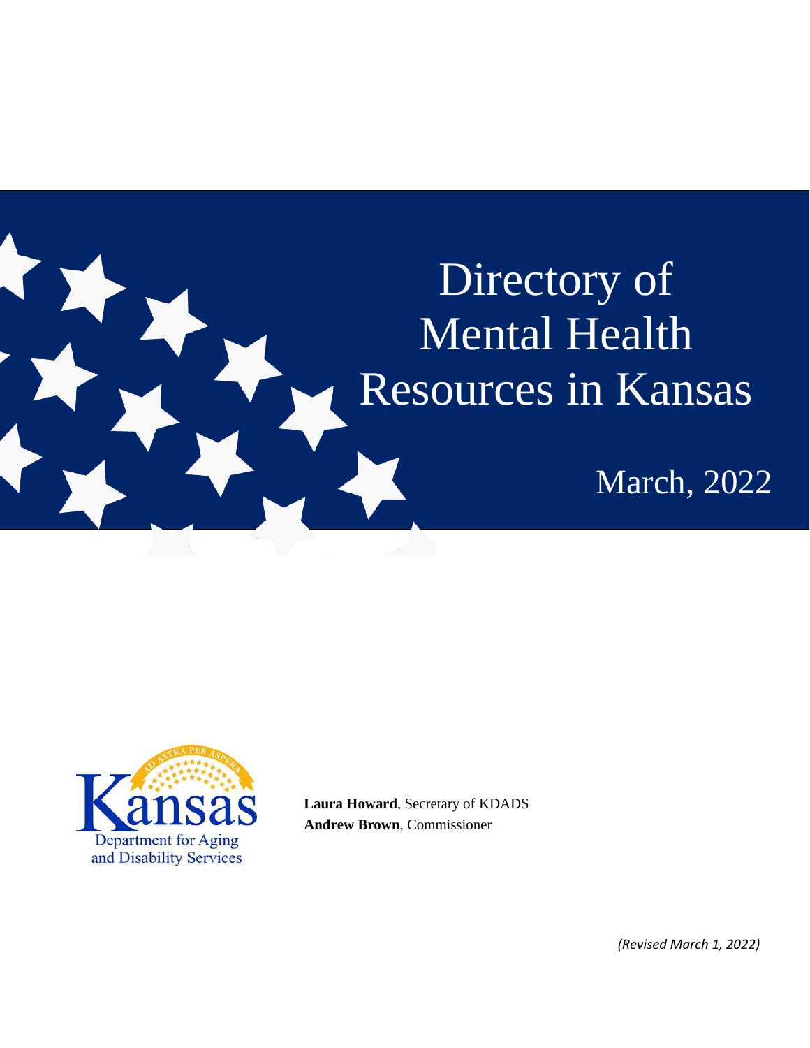# Directory of Mental Health Resources in Kansas

March, 2022

Kansas Department for Aging and Disability Services

**Laura Howard**, Secretary of KDADS
**Andrew Brown**, Commissioner

*(Revised March 1, 2022)*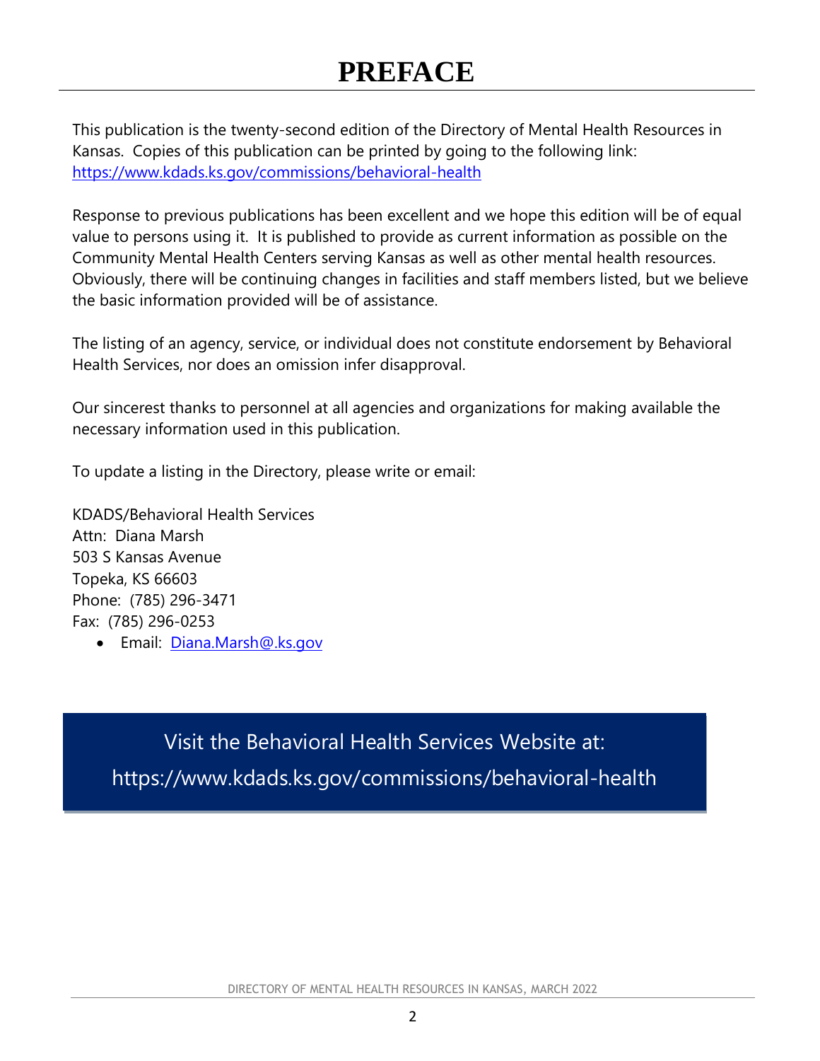# PREFACE

This publication is the twenty-second edition of the Directory of Mental Health Resources in Kansas. Copies of this publication can be printed by going to the following link: https://www.kdads.ks.gov/commissions/behavioral-health

Response to previous publications has been excellent and we hope this edition will be of equal value to persons using it. It is published to provide as current information as possible on the Community Mental Health Centers serving Kansas as well as other mental health resources. Obviously, there will be continuing changes in facilities and staff members listed, but we believe the basic information provided will be of assistance.

The listing of an agency, service, or individual does not constitute endorsement by Behavioral Health Services, nor does an omission infer disapproval.

Our sincerest thanks to personnel at all agencies and organizations for making available the necessary information used in this publication.

To update a listing in the Directory, please write or email:

KDADS/Behavioral Health Services
Attn: Diana Marsh
503 S Kansas Avenue
Topeka, KS 66603
Phone: (785) 296-3471
Fax: (785) 296-0253

- Email: Diana.Marsh@ks.gov

Visit the Behavioral Health Services Website at:
https://www.kdads.ks.gov/commissions/behavioral-health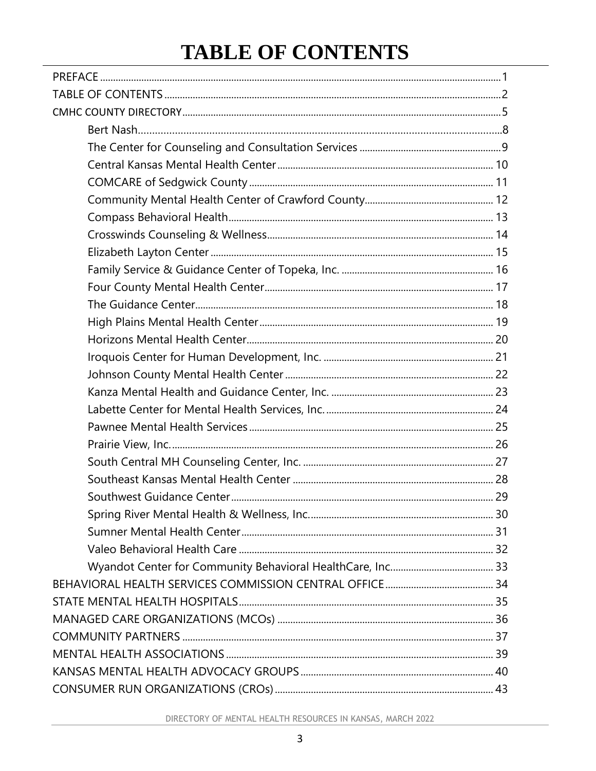# TABLE OF CONTENTS

- PREFACE ..... 1
- TABLE OF CONTENTS ..... 2
- CMHC COUNTY DIRECTORY ..... 5
  - Bert Nash ..... 8
  - The Center for Counseling and Consultation Services ..... 9
  - Central Kansas Mental Health Center ..... 10
  - COMCARE of Sedgwick County ..... 11
  - Community Mental Health Center of Crawford County ..... 12
  - Compass Behavioral Health ..... 13
  - Crosswinds Counseling & Wellness ..... 14
  - Elizabeth Layton Center ..... 15
  - Family Service & Guidance Center of Topeka, Inc. ..... 16
  - Four County Mental Health Center ..... 17
  - The Guidance Center ..... 18
  - High Plains Mental Health Center ..... 19
  - Horizons Mental Health Center ..... 20
  - Iroquois Center for Human Development, Inc. ..... 21
  - Johnson County Mental Health Center ..... 22
  - Kanza Mental Health and Guidance Center, Inc. ..... 23
  - Labette Center for Mental Health Services, Inc. ..... 24
  - Pawnee Mental Health Services ..... 25
  - Prairie View, Inc. ..... 26
  - South Central MH Counseling Center, Inc. ..... 27
  - Southeast Kansas Mental Health Center ..... 28
  - Southwest Guidance Center ..... 29
  - Spring River Mental Health & Wellness, Inc. ..... 30
  - Sumner Mental Health Center ..... 31
  - Valeo Behavioral Health Care ..... 32
  - Wyandot Center for Community Behavioral HealthCare, Inc. ..... 33
- BEHAVIORAL HEALTH SERVICES COMMISSION CENTRAL OFFICE ..... 34
- STATE MENTAL HEALTH HOSPITALS ..... 35
- MANAGED CARE ORGANIZATIONS (MCOs) ..... 36
- COMMUNITY PARTNERS ..... 37
- MENTAL HEALTH ASSOCIATIONS ..... 39
- KANSAS MENTAL HEALTH ADVOCACY GROUPS ..... 40
- CONSUMER RUN ORGANIZATIONS (CROs) ..... 43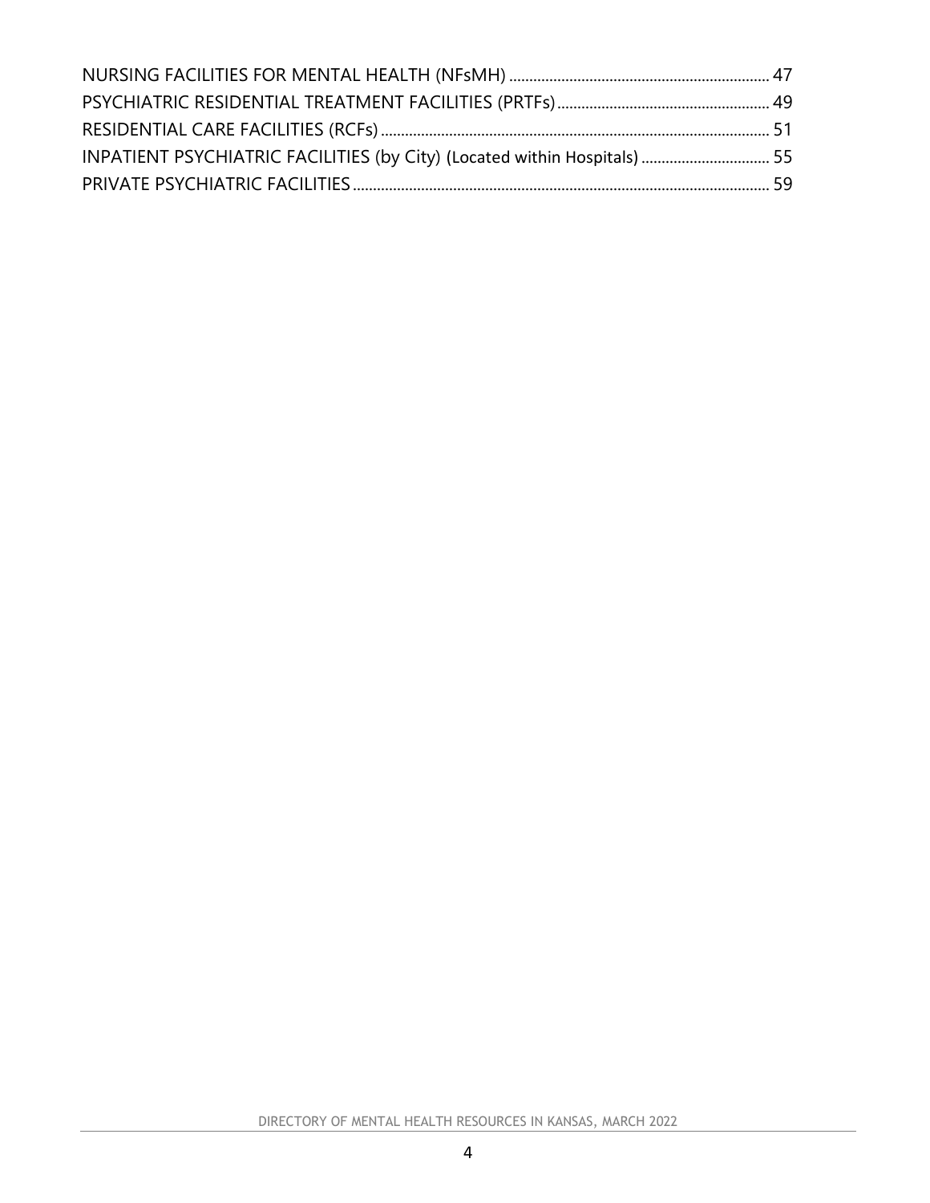NURSING FACILITIES FOR MENTAL HEALTH (NFsMH) ................................................................ 47

PSYCHIATRIC RESIDENTIAL TREATMENT FACILITIES (PRTFs) .................................................... 49

RESIDENTIAL CARE FACILITIES (RCFs) ................................................................................................ 51

INPATIENT PSYCHIATRIC FACILITIES (by City) (Located within Hospitals) ................................ 55

PRIVATE PSYCHIATRIC FACILITIES ....................................................................................................... 59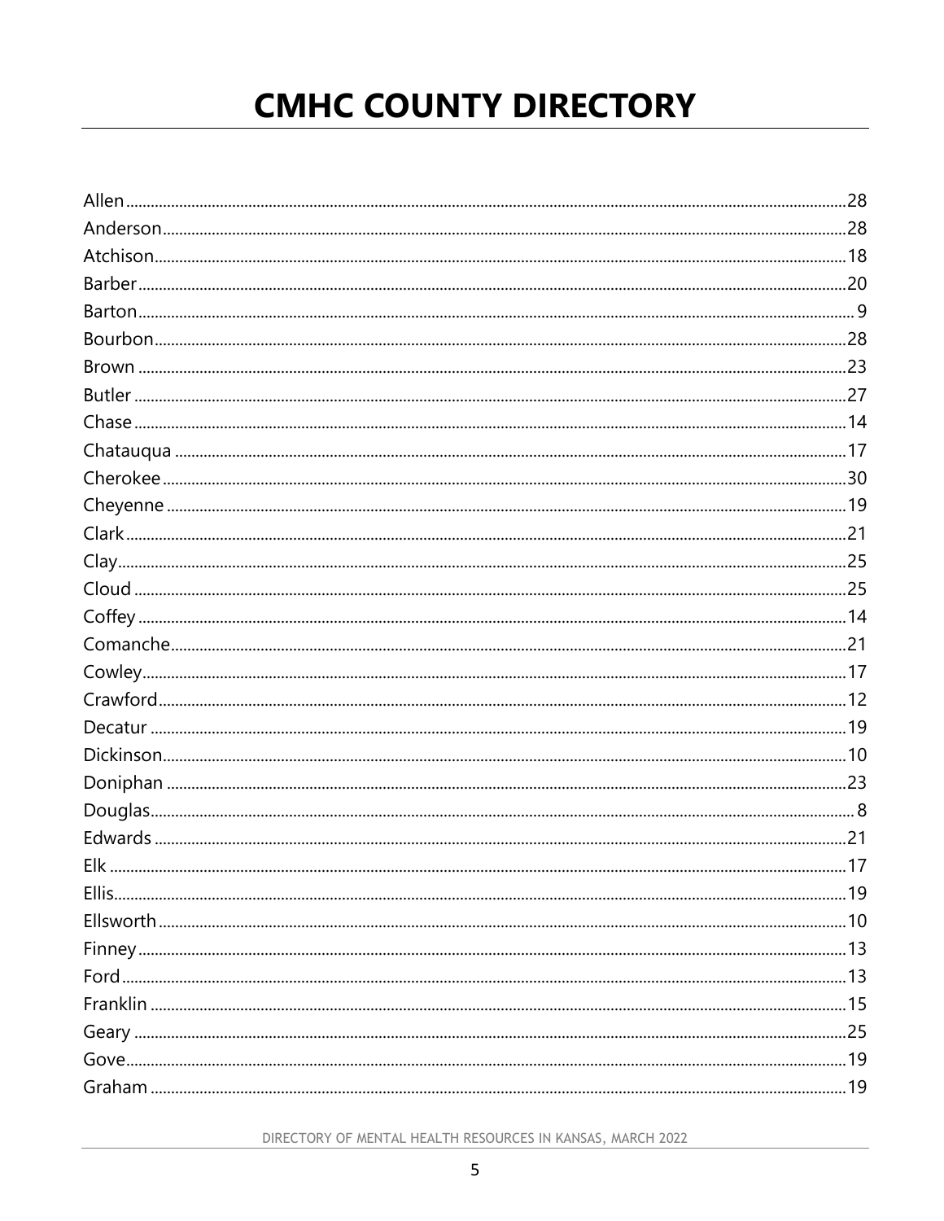# CMHC COUNTY DIRECTORY

Allen ........................................................................................ 28
Anderson .................................................................................. 28
Atchison ................................................................................... 18
Barber ...................................................................................... 20
Barton ....................................................................................... 9
Bourbon .................................................................................... 28
Brown ....................................................................................... 23
Butler ....................................................................................... 27
Chase ....................................................................................... 14
Chatauqua ................................................................................ 17
Cherokee .................................................................................. 30
Cheyenne ................................................................................. 19
Clark ........................................................................................ 21
Clay .......................................................................................... 25
Cloud ........................................................................................ 25
Coffey ...................................................................................... 14
Comanche ................................................................................ 21
Cowley ..................................................................................... 17
Crawford .................................................................................. 12
Decatur .................................................................................... 19
Dickinson ................................................................................. 10
Doniphan ................................................................................. 23
Douglas ..................................................................................... 8
Edwards ................................................................................... 21
Elk ............................................................................................ 17
Ellis .......................................................................................... 19
Ellsworth .................................................................................. 10
Finney ...................................................................................... 13
Ford ......................................................................................... 13
Franklin ................................................................................... 15
Geary ....................................................................................... 25
Gove ........................................................................................ 19
Graham .................................................................................... 19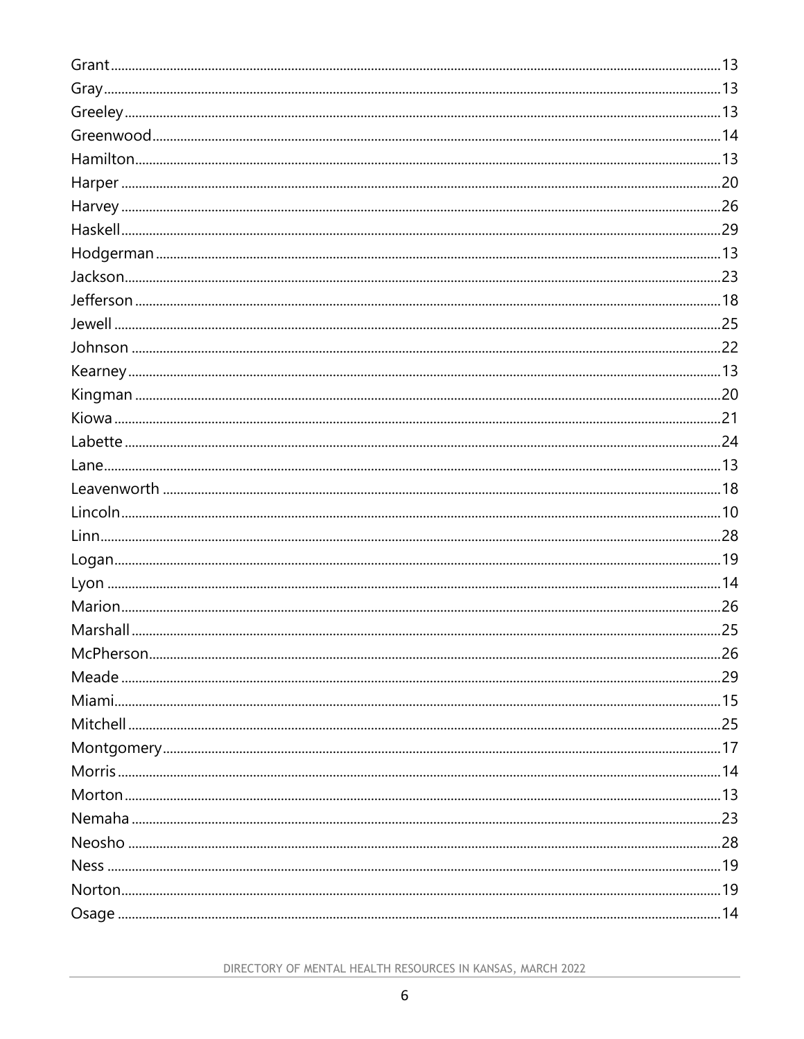Grant ....................................................................................................................................................13
Gray .....................................................................................................................................................13
Greeley .................................................................................................................................................13
Greenwood ...........................................................................................................................................14
Hamilton ...............................................................................................................................................13
Harper ..................................................................................................................................................20
Harvey ..................................................................................................................................................26
Haskell ..................................................................................................................................................29
Hodgerman ...........................................................................................................................................13
Jackson .................................................................................................................................................23
Jefferson ...............................................................................................................................................18
Jewell ....................................................................................................................................................25
Johnson ................................................................................................................................................22
Kearney .................................................................................................................................................13
Kingman ................................................................................................................................................20
Kiowa ....................................................................................................................................................21
Labette ..................................................................................................................................................24
Lane ......................................................................................................................................................13
Leavenworth ..........................................................................................................................................18
Lincoln ..................................................................................................................................................10
Linn .......................................................................................................................................................28
Logan ....................................................................................................................................................19
Lyon ......................................................................................................................................................14
Marion ...................................................................................................................................................26
Marshall ................................................................................................................................................25
McPherson ............................................................................................................................................26
Meade ...................................................................................................................................................29
Miami ....................................................................................................................................................15
Mitchell .................................................................................................................................................25
Montgomery ..........................................................................................................................................17
Morris ...................................................................................................................................................14
Morton ..................................................................................................................................................13
Nemaha ................................................................................................................................................23
Neosho .................................................................................................................................................28
Ness ......................................................................................................................................................19
Norton ...................................................................................................................................................19
Osage ....................................................................................................................................................14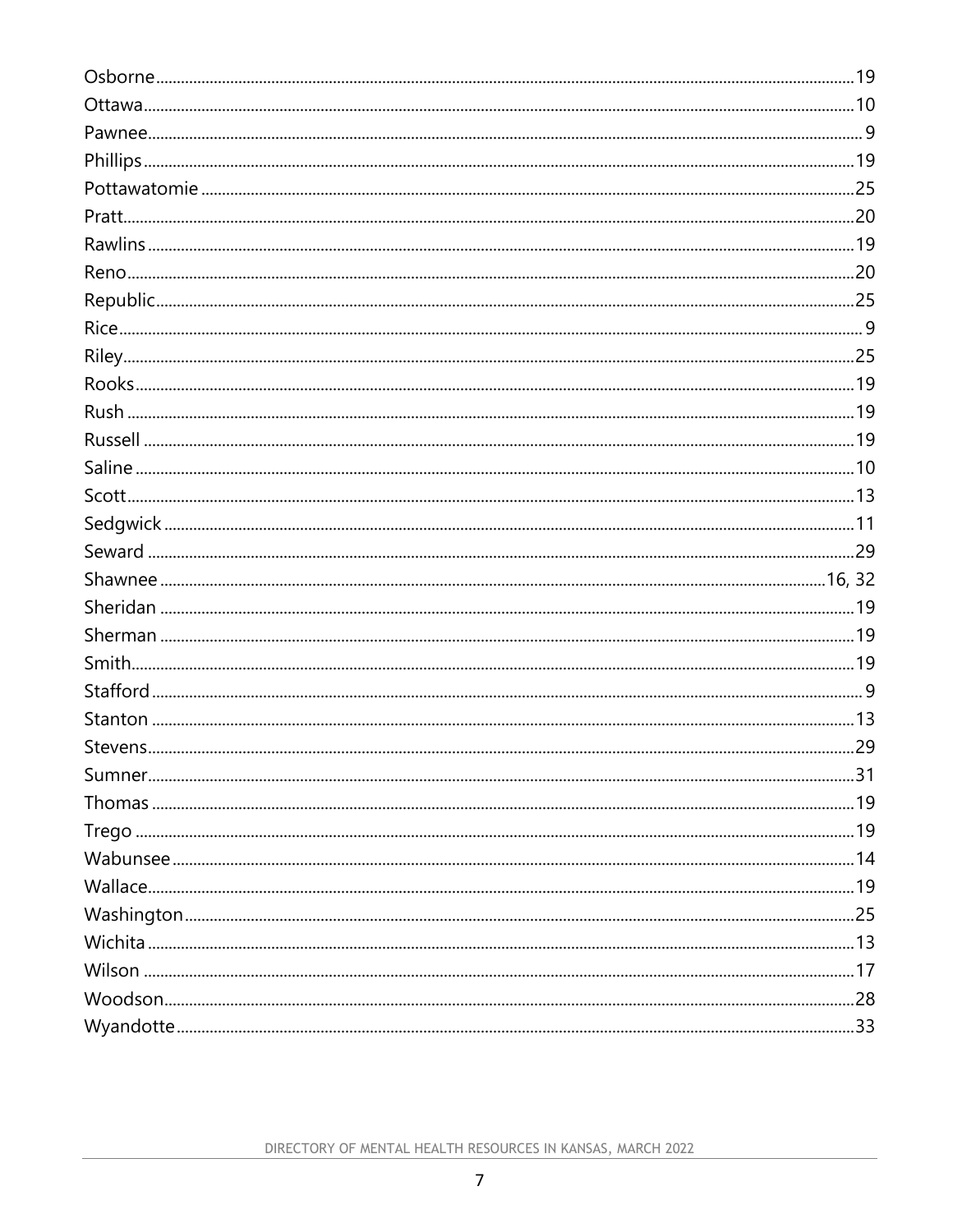Osborne......................................................................................................................................19
Ottawa.........................................................................................................................................10
Pawnee..........................................................................................................................................9
Phillips.........................................................................................................................................19
Pottawatomie ..............................................................................................................................25
Pratt..............................................................................................................................................20
Rawlins ........................................................................................................................................19
Reno..............................................................................................................................................20
Republic.......................................................................................................................................25
Rice.................................................................................................................................................9
Riley..............................................................................................................................................25
Rooks............................................................................................................................................19
Rush .............................................................................................................................................19
Russell .........................................................................................................................................19
Saline ...........................................................................................................................................10
Scott..............................................................................................................................................13
Sedgwick .....................................................................................................................................11
Seward ........................................................................................................................................29
Shawnee ..................................................................................................................................16, 32
Sheridan ......................................................................................................................................19
Sherman ......................................................................................................................................19
Smith............................................................................................................................................19
Stafford ..........................................................................................................................................9
Stanton ........................................................................................................................................13
Stevens.........................................................................................................................................29
Sumner.........................................................................................................................................31
Thomas ........................................................................................................................................19
Trego ............................................................................................................................................19
Wabunsee ...................................................................................................................................14
Wallace.........................................................................................................................................19
Washington.................................................................................................................................25
Wichita .........................................................................................................................................13
Wilson ..........................................................................................................................................17
Woodson......................................................................................................................................28
Wyandotte...................................................................................................................................33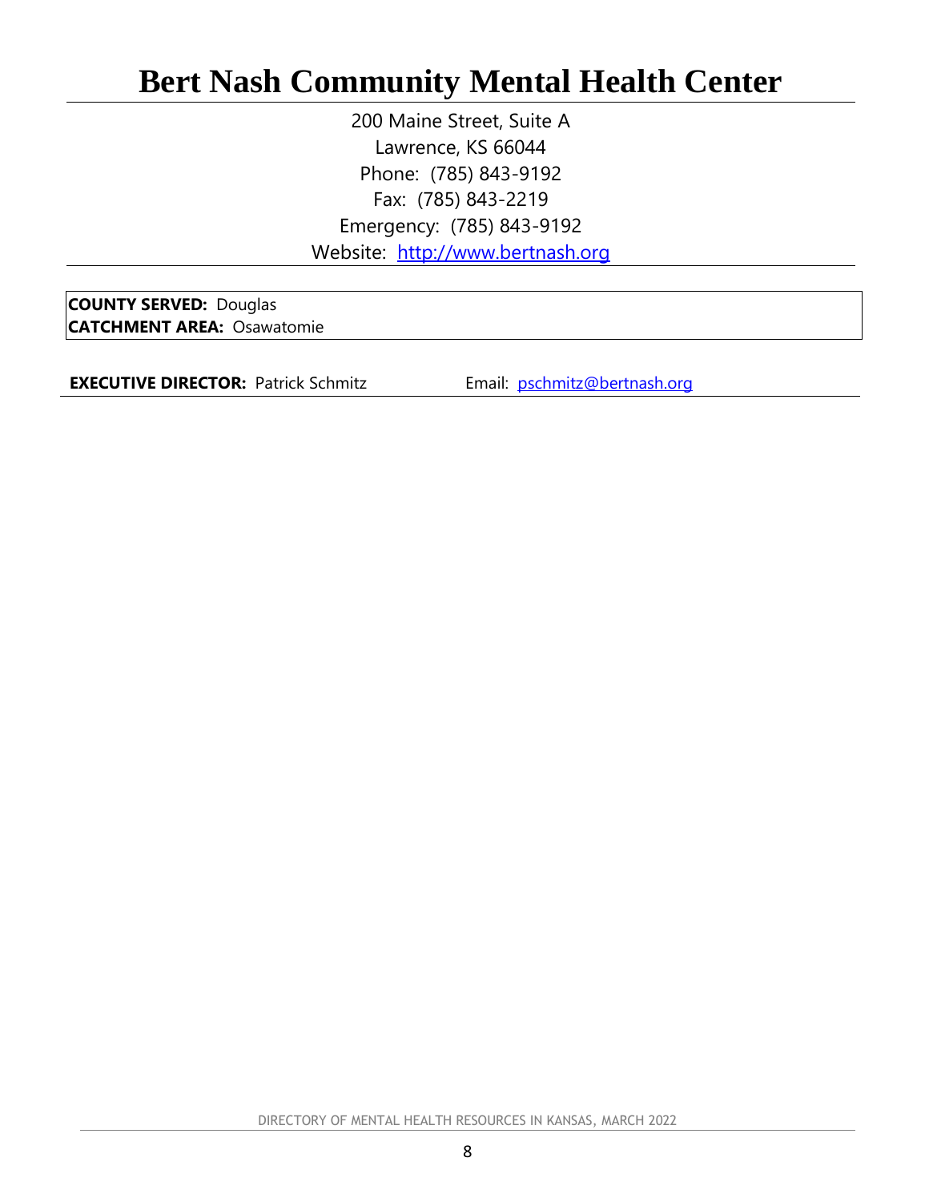# Bert Nash Community Mental Health Center

200 Maine Street, Suite A
Lawrence, KS 66044
Phone: (785) 843-9192
Fax: (785) 843-2219
Emergency: (785) 843-9192
Website: [http://www.bertnash.org](http://www.bertnash.org)

**COUNTY SERVED:** Douglas
**CATCHMENT AREA:** Osawatomie

**EXECUTIVE DIRECTOR:** Patrick Schmitz Email: [pschmitz@bertnash.org](mailto:pschmitz@bertnash.org)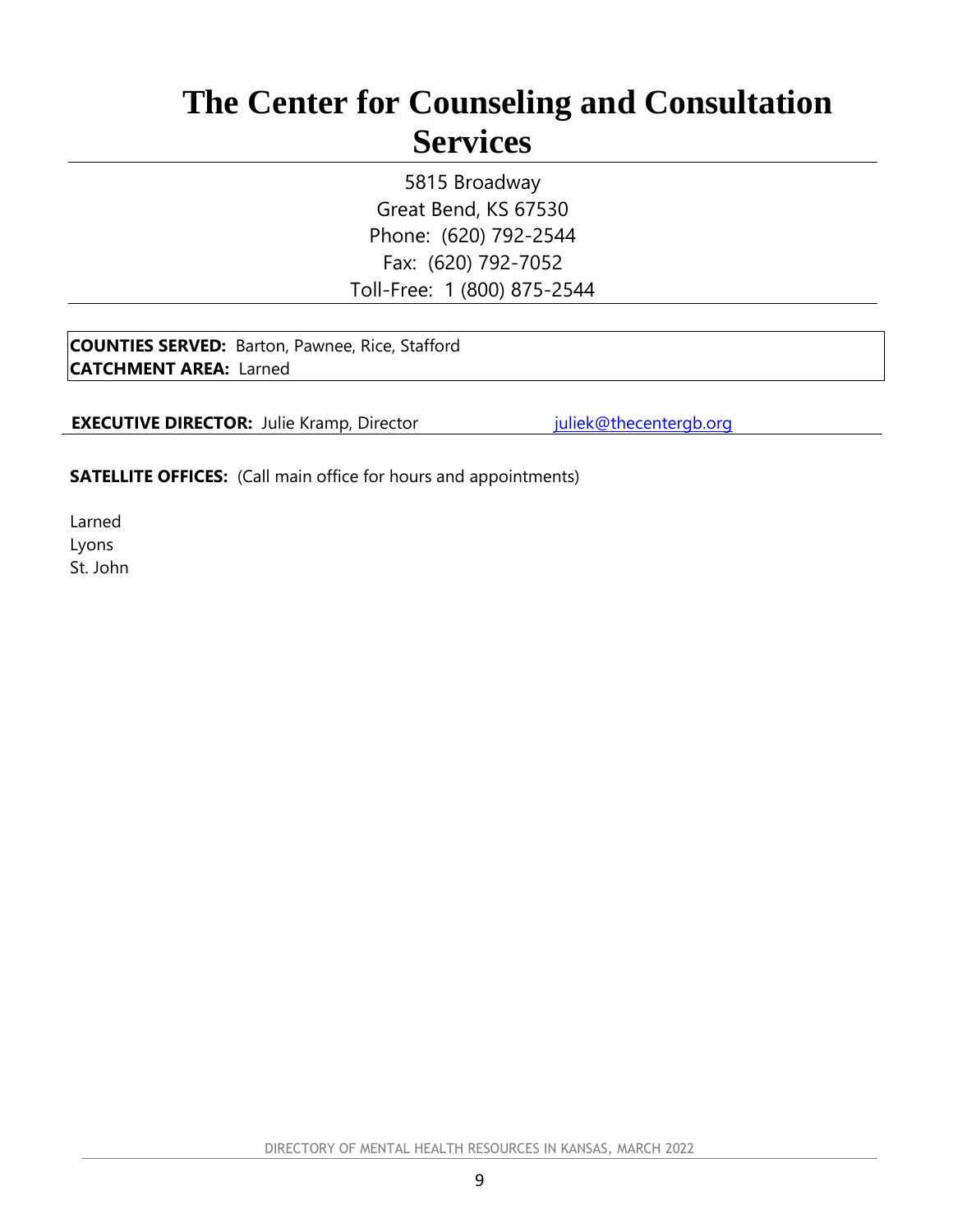# The Center for Counseling and Consultation Services

5815 Broadway
Great Bend, KS 67530
Phone: (620) 792-2544
Fax: (620) 792-7052
Toll-Free: 1 (800) 875-2544

**COUNTIES SERVED:** Barton, Pawnee, Rice, Stafford
**CATCHMENT AREA:** Larned

**EXECUTIVE DIRECTOR:** Julie Kramp, Director juliek@thecentergb.org

**SATELLITE OFFICES:** (Call main office for hours and appointments)

Larned
Lyons
St. John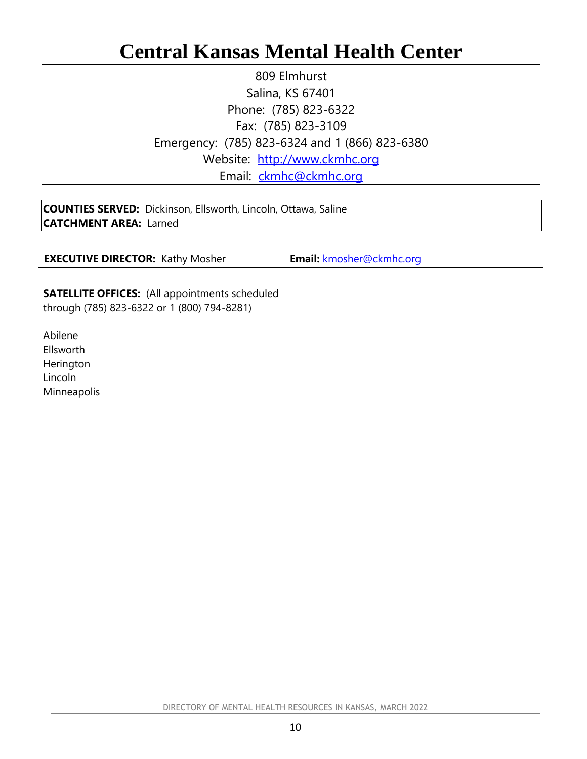# Central Kansas Mental Health Center

809 Elmhurst
Salina, KS 67401
Phone: (785) 823-6322
Fax: (785) 823-3109
Emergency: (785) 823-6324 and 1 (866) 823-6380
Website: http://www.ckmhc.org
Email: ckmhc@ckmhc.org

**COUNTIES SERVED:** Dickinson, Ellsworth, Lincoln, Ottawa, Saline
**CATCHMENT AREA:** Larned

**EXECUTIVE DIRECTOR:** Kathy Mosher **Email:** kmosher@ckmhc.org

**SATELLITE OFFICES:** (All appointments scheduled through (785) 823-6322 or 1 (800) 794-8281)

Abilene
Ellsworth
Herington
Lincoln
Minneapolis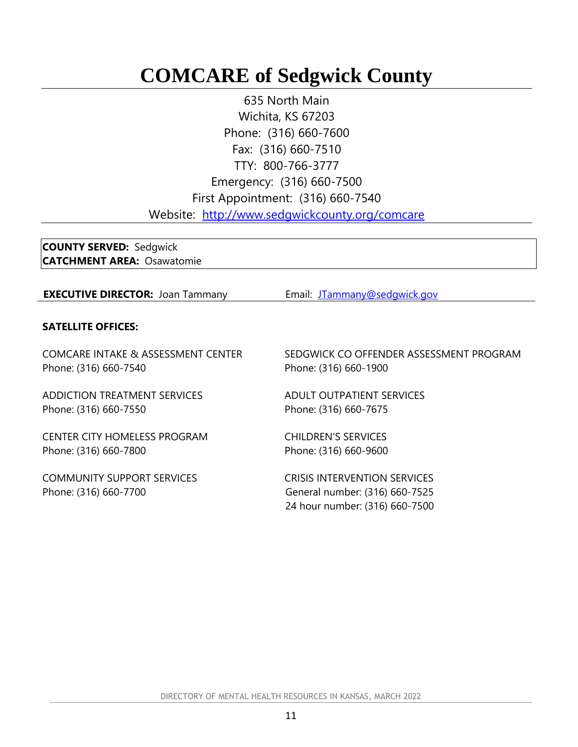# COMCARE of Sedgwick County

635 North Main
Wichita, KS 67203
Phone: (316) 660-7600
Fax: (316) 660-7510
TTY: 800-766-3777
Emergency: (316) 660-7500
First Appointment: (316) 660-7540
Website: [http://www.sedgwickcounty.org/comcare](http://www.sedgwickcounty.org/comcare)

**COUNTY SERVED:** Sedgwick
**CATCHMENT AREA:** Osawatomie

**EXECUTIVE DIRECTOR:** Joan Tammany    Email: [JTammany@sedgwick.gov](mailto:JTammany@sedgwick.gov)

**SATELLITE OFFICES:**

COMCARE INTAKE & ASSESSMENT CENTER
Phone: (316) 660-7540

SEDGWICK CO OFFENDER ASSESSMENT PROGRAM
Phone: (316) 660-1900

ADDICTION TREATMENT SERVICES
Phone: (316) 660-7550

ADULT OUTPATIENT SERVICES
Phone: (316) 660-7675

CENTER CITY HOMELESS PROGRAM
Phone: (316) 660-7800

CHILDREN'S SERVICES
Phone: (316) 660-9600

COMMUNITY SUPPORT SERVICES
Phone: (316) 660-7700

CRISIS INTERVENTION SERVICES
General number: (316) 660-7525
24 hour number: (316) 660-7500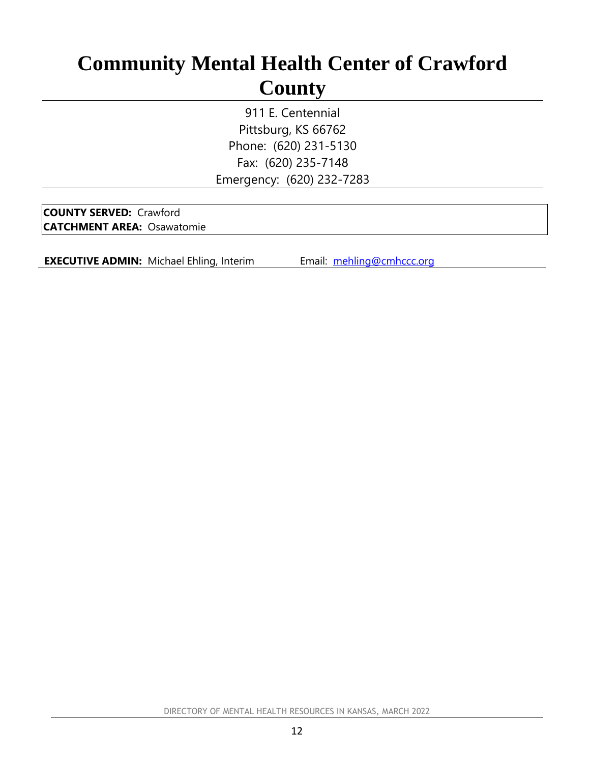# Community Mental Health Center of Crawford County

911 E. Centennial
Pittsburg, KS 66762
Phone: (620) 231-5130
Fax: (620) 235-7148
Emergency: (620) 232-7283

**COUNTY SERVED:** Crawford
**CATCHMENT AREA:** Osawatomie

**EXECUTIVE ADMIN:** Michael Ehling, Interim Email: mehling@cmhccc.org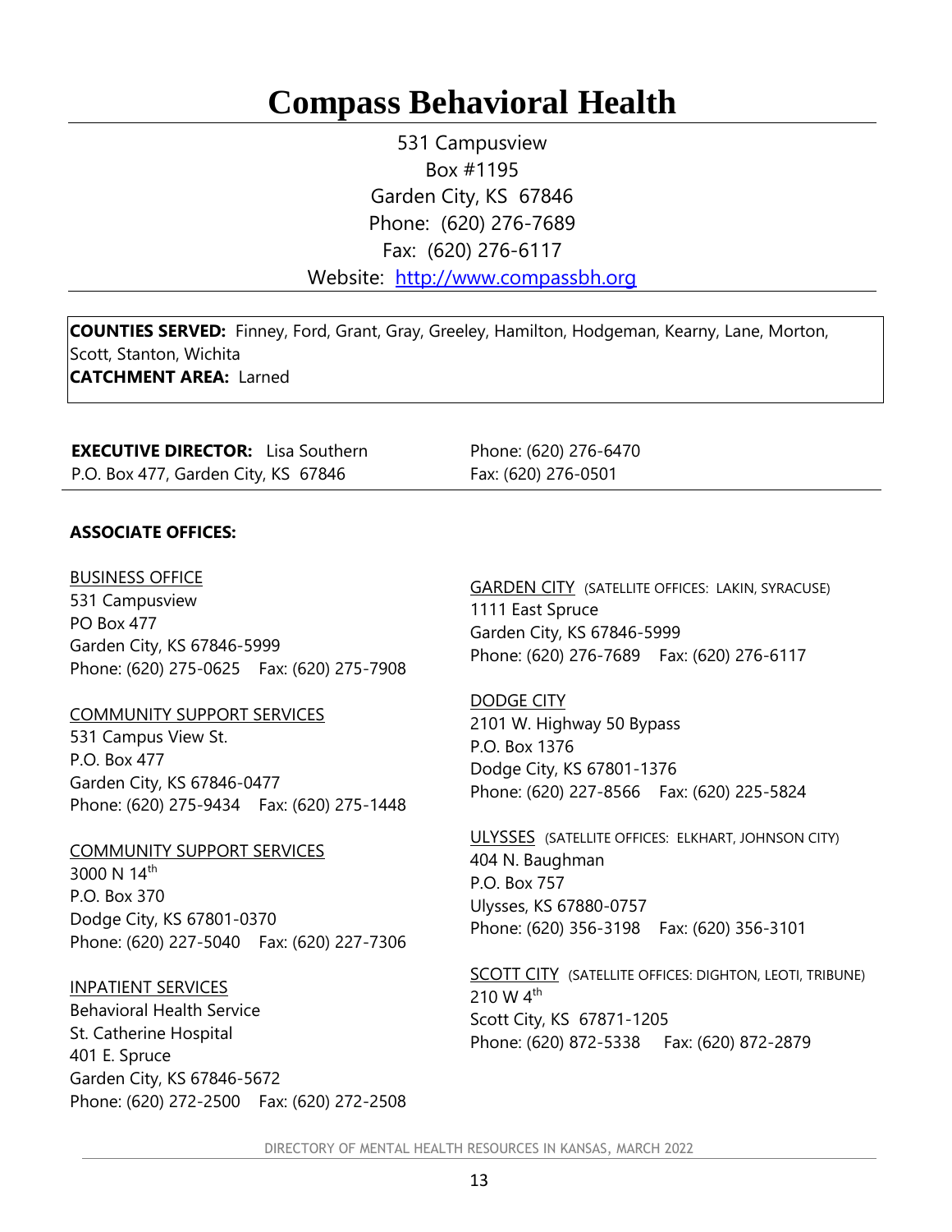# Compass Behavioral Health

531 Campusview
Box #1195
Garden City, KS 67846
Phone: (620) 276-7689
Fax: (620) 276-6117
Website: [http://www.compassbh.org](http://www.compassbh.org)

**COUNTIES SERVED:** Finney, Ford, Grant, Gray, Greeley, Hamilton, Hodgeman, Kearny, Lane, Morton, Scott, Stanton, Wichita
**CATCHMENT AREA:** Larned

**EXECUTIVE DIRECTOR:** Lisa Southern
P.O. Box 477, Garden City, KS 67846
Phone: (620) 276-6470
Fax: (620) 276-0501

**ASSOCIATE OFFICES:**

BUSINESS OFFICE
531 Campusview
PO Box 477
Garden City, KS 67846-5999
Phone: (620) 275-0625 Fax: (620) 275-7908

COMMUNITY SUPPORT SERVICES
531 Campus View St.
P.O. Box 477
Garden City, KS 67846-0477
Phone: (620) 275-9434 Fax: (620) 275-1448

COMMUNITY SUPPORT SERVICES
3000 N 14th
P.O. Box 370
Dodge City, KS 67801-0370
Phone: (620) 227-5040 Fax: (620) 227-7306

INPATIENT SERVICES
Behavioral Health Service
St. Catherine Hospital
401 E. Spruce
Garden City, KS 67846-5672
Phone: (620) 272-2500 Fax: (620) 272-2508

GARDEN CITY (SATELLITE OFFICES: LAKIN, SYRACUSE)
1111 East Spruce
Garden City, KS 67846-5999
Phone: (620) 276-7689 Fax: (620) 276-6117

DODGE CITY
2101 W. Highway 50 Bypass
P.O. Box 1376
Dodge City, KS 67801-1376
Phone: (620) 227-8566 Fax: (620) 225-5824

ULYSSES (SATELLITE OFFICES: ELKHART, JOHNSON CITY)
404 N. Baughman
P.O. Box 757
Ulysses, KS 67880-0757
Phone: (620) 356-3198 Fax: (620) 356-3101

SCOTT CITY (SATELLITE OFFICES: DIGHTON, LEOTI, TRIBUNE)
210 W 4th
Scott City, KS 67871-1205
Phone: (620) 872-5338 Fax: (620) 872-2879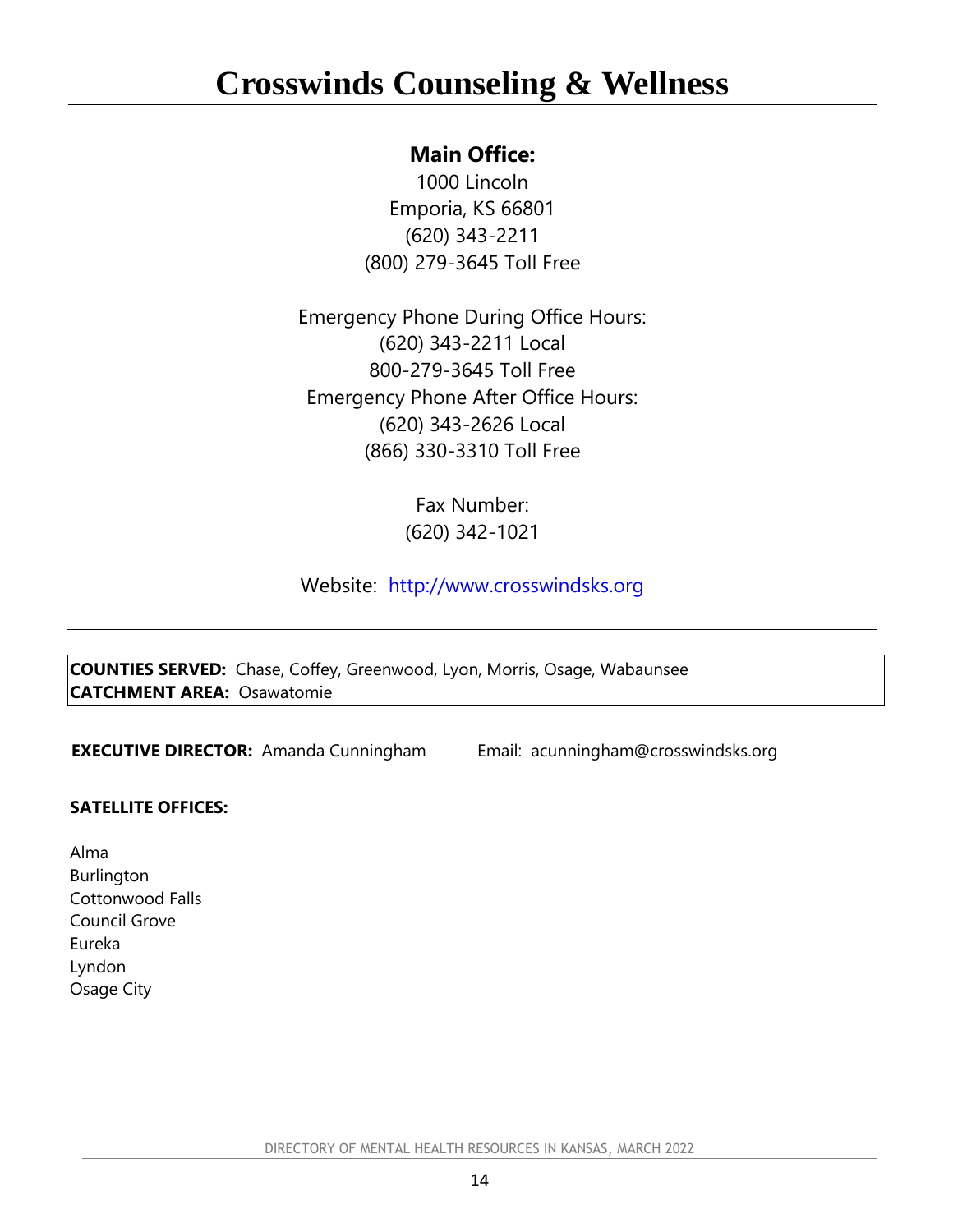# Crosswinds Counseling & Wellness

**Main Office:**

1000 Lincoln
Emporia, KS 66801
(620) 343-2211
(800) 279-3645 Toll Free

Emergency Phone During Office Hours:
(620) 343-2211 Local
800-279-3645 Toll Free
Emergency Phone After Office Hours:
(620) 343-2626 Local
(866) 330-3310 Toll Free

Fax Number:
(620) 342-1021

Website: http://www.crosswindsks.org

---

**COUNTIES SERVED:** Chase, Coffey, Greenwood, Lyon, Morris, Osage, Wabaunsee
**CATCHMENT AREA:** Osawatomie

**EXECUTIVE DIRECTOR:** Amanda Cunningham    Email: acunningham@crosswindsks.org

**SATELLITE OFFICES:**

Alma
Burlington
Cottonwood Falls
Council Grove
Eureka
Lyndon
Osage City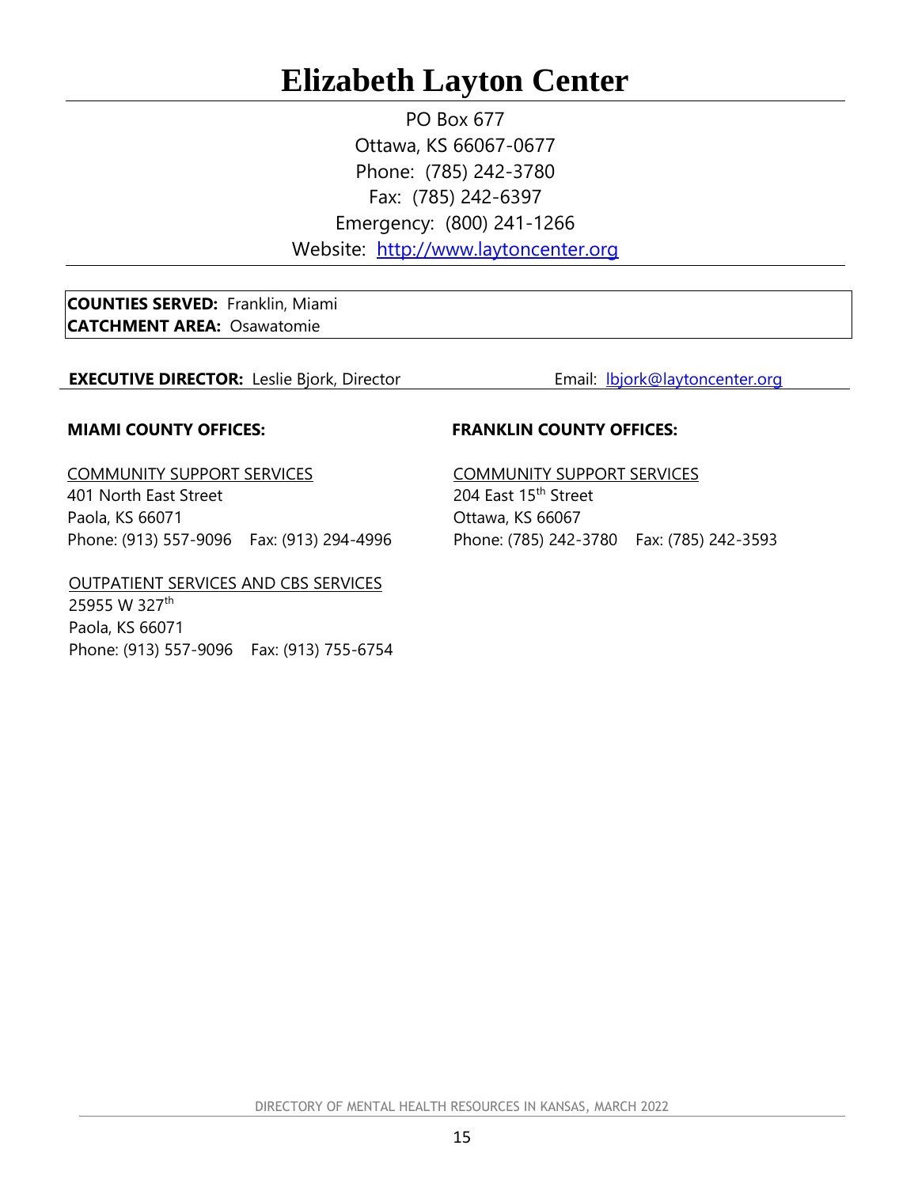# Elizabeth Layton Center

PO Box 677
Ottawa, KS 66067-0677
Phone: (785) 242-3780
Fax: (785) 242-6397
Emergency: (800) 241-1266
Website: http://www.laytoncenter.org

**COUNTIES SERVED:** Franklin, Miami
**CATCHMENT AREA:** Osawatomie

**EXECUTIVE DIRECTOR:** Leslie Bjork, Director Email: lbjork@laytoncenter.org

**MIAMI COUNTY OFFICES:**

COMMUNITY SUPPORT SERVICES
401 North East Street
Paola, KS 66071
Phone: (913) 557-9096 Fax: (913) 294-4996

OUTPATIENT SERVICES AND CBS SERVICES
25955 W 327th
Paola, KS 66071
Phone: (913) 557-9096 Fax: (913) 755-6754

**FRANKLIN COUNTY OFFICES:**

COMMUNITY SUPPORT SERVICES
204 East 15th Street
Ottawa, KS 66067
Phone: (785) 242-3780 Fax: (785) 242-3593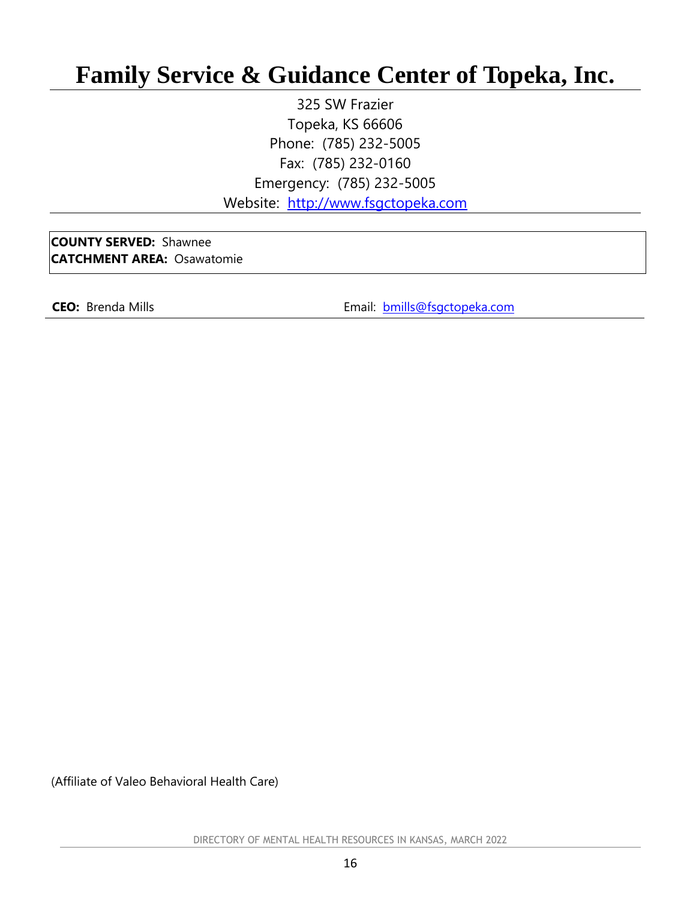# Family Service & Guidance Center of Topeka, Inc.

325 SW Frazier
Topeka, KS 66606
Phone: (785) 232-5005
Fax: (785) 232-0160
Emergency: (785) 232-5005
Website: [http://www.fsgctopeka.com](http://www.fsgctopeka.com)

**COUNTY SERVED:** Shawnee
**CATCHMENT AREA:** Osawatomie

**CEO:** Brenda Mills — Email: [bmills@fsgctopeka.com](mailto:bmills@fsgctopeka.com)

(Affiliate of Valeo Behavioral Health Care)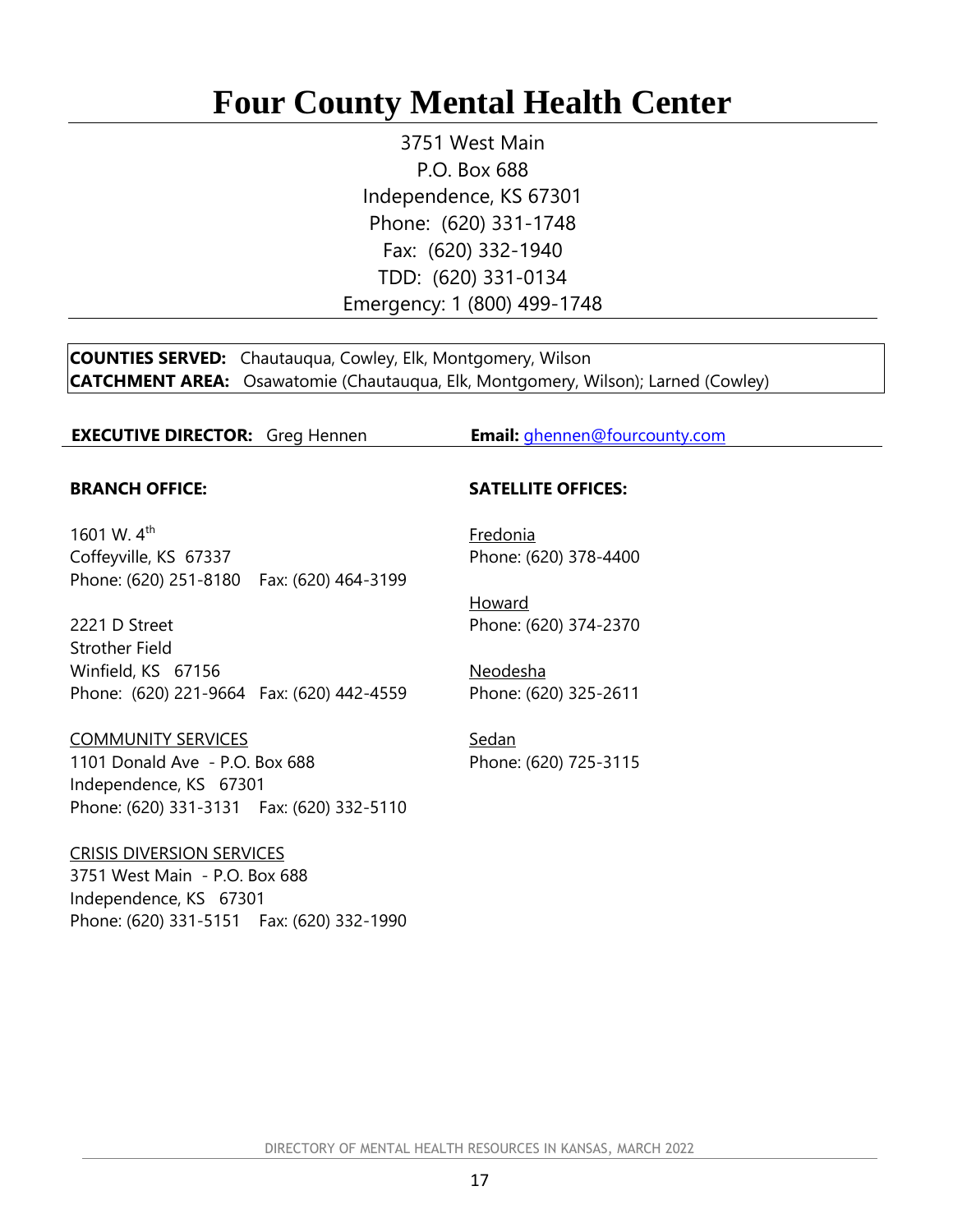# Four County Mental Health Center

3751 West Main
P.O. Box 688
Independence, KS 67301
Phone: (620) 331-1748
Fax: (620) 332-1940
TDD: (620) 331-0134
Emergency: 1 (800) 499-1748

**COUNTIES SERVED:** Chautauqua, Cowley, Elk, Montgomery, Wilson
**CATCHMENT AREA:** Osawatomie (Chautauqua, Elk, Montgomery, Wilson); Larned (Cowley)

**EXECUTIVE DIRECTOR:** Greg Hennen **Email:** ghennen@fourcounty.com

**BRANCH OFFICE:**

1601 W. 4th
Coffeyville, KS 67337
Phone: (620) 251-8180 Fax: (620) 464-3199

2221 D Street
Strother Field
Winfield, KS 67156
Phone: (620) 221-9664 Fax: (620) 442-4559

COMMUNITY SERVICES
1101 Donald Ave - P.O. Box 688
Independence, KS 67301
Phone: (620) 331-3131 Fax: (620) 332-5110

CRISIS DIVERSION SERVICES
3751 West Main - P.O. Box 688
Independence, KS 67301
Phone: (620) 331-5151 Fax: (620) 332-1990

**SATELLITE OFFICES:**

Fredonia
Phone: (620) 378-4400

Howard
Phone: (620) 374-2370

Neodesha
Phone: (620) 325-2611

Sedan
Phone: (620) 725-3115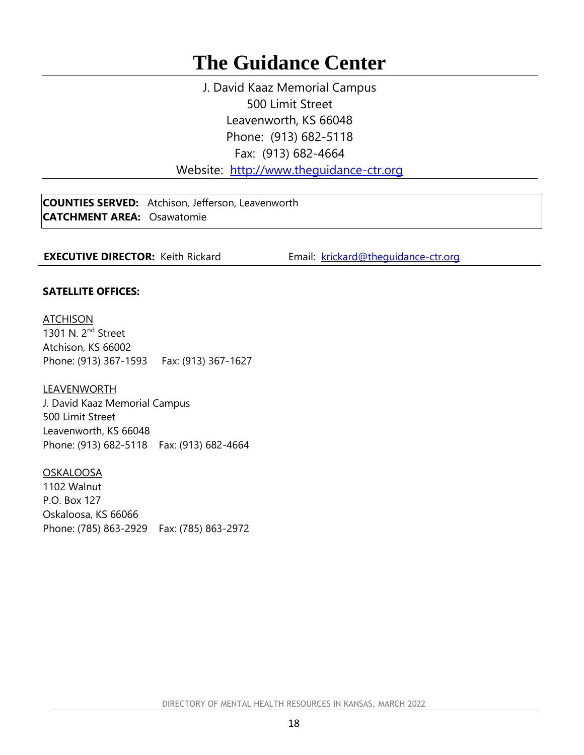# The Guidance Center

J. David Kaaz Memorial Campus
500 Limit Street
Leavenworth, KS 66048
Phone: (913) 682-5118
Fax: (913) 682-4664
Website: http://www.theguidance-ctr.org

**COUNTIES SERVED:** Atchison, Jefferson, Leavenworth
**CATCHMENT AREA:** Osawatomie

**EXECUTIVE DIRECTOR:** Keith Rickard Email: krickard@theguidance-ctr.org

**SATELLITE OFFICES:**

ATCHISON
1301 N. 2nd Street
Atchison, KS 66002
Phone: (913) 367-1593 Fax: (913) 367-1627

LEAVENWORTH
J. David Kaaz Memorial Campus
500 Limit Street
Leavenworth, KS 66048
Phone: (913) 682-5118 Fax: (913) 682-4664

OSKALOOSA
1102 Walnut
P.O. Box 127
Oskaloosa, KS 66066
Phone: (785) 863-2929 Fax: (785) 863-2972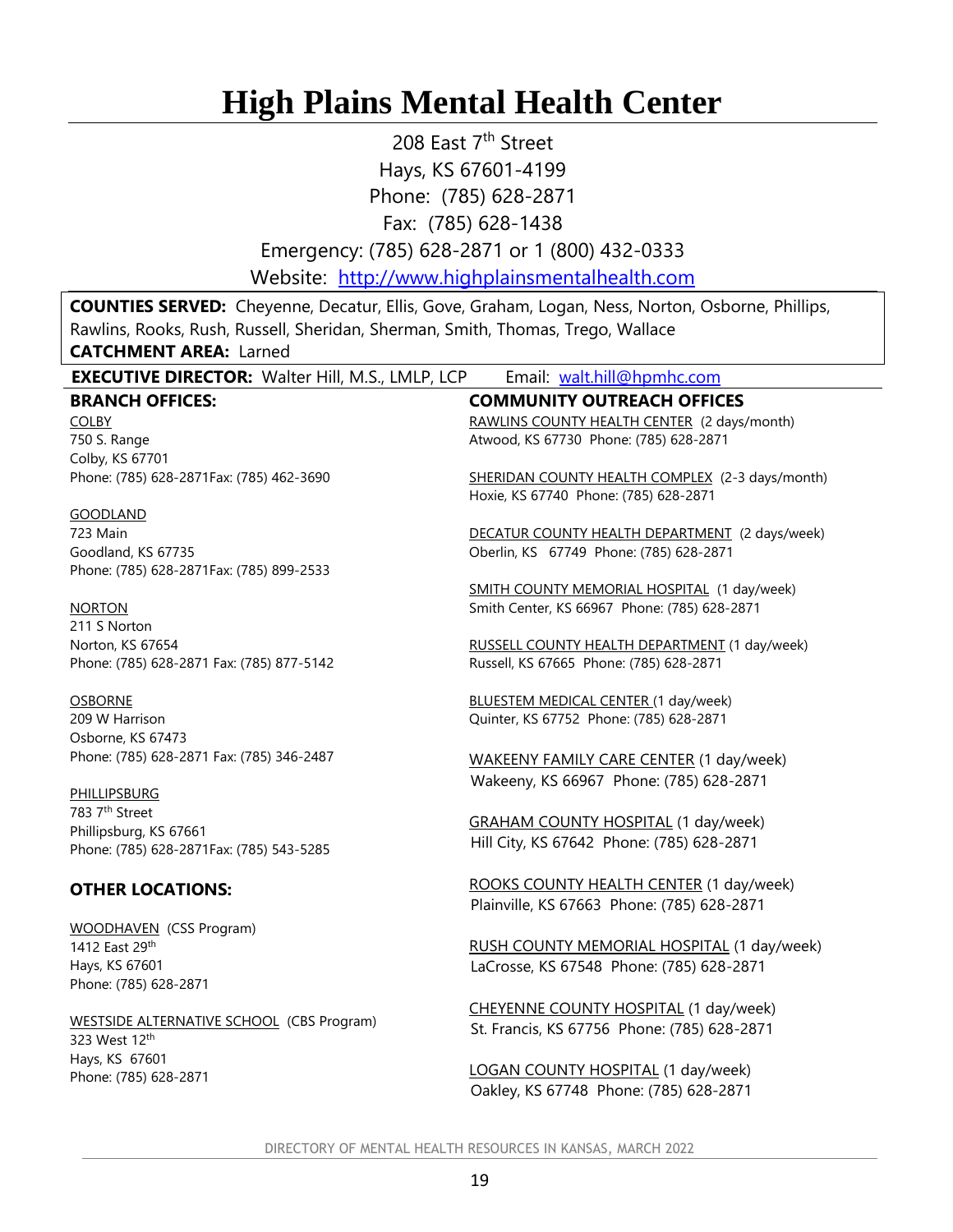# High Plains Mental Health Center

208 East 7th Street
Hays, KS 67601-4199
Phone: (785) 628-2871
Fax: (785) 628-1438
Emergency: (785) 628-2871 or 1 (800) 432-0333
Website: http://www.highplainsmentalhealth.com

**COUNTIES SERVED:** Cheyenne, Decatur, Ellis, Gove, Graham, Logan, Ness, Norton, Osborne, Phillips, Rawlins, Rooks, Rush, Russell, Sheridan, Sherman, Smith, Thomas, Trego, Wallace
**CATCHMENT AREA:** Larned

**EXECUTIVE DIRECTOR:** Walter Hill, M.S., LMLP, LCP Email: walt.hill@hpmhc.com

**BRANCH OFFICES:**

COLBY
750 S. Range
Colby, KS 67701
Phone: (785) 628-2871Fax: (785) 462-3690

GOODLAND
723 Main
Goodland, KS 67735
Phone: (785) 628-2871Fax: (785) 899-2533

NORTON
211 S Norton
Norton, KS 67654
Phone: (785) 628-2871 Fax: (785) 877-5142

OSBORNE
209 W Harrison
Osborne, KS 67473
Phone: (785) 628-2871 Fax: (785) 346-2487

PHILLIPSBURG
783 7th Street
Phillipsburg, KS 67661
Phone: (785) 628-2871Fax: (785) 543-5285

**OTHER LOCATIONS:**

WOODHAVEN (CSS Program)
1412 East 29th
Hays, KS 67601
Phone: (785) 628-2871

WESTSIDE ALTERNATIVE SCHOOL (CBS Program)
323 West 12th
Hays, KS 67601
Phone: (785) 628-2871

**COMMUNITY OUTREACH OFFICES**

RAWLINS COUNTY HEALTH CENTER (2 days/month)
Atwood, KS 67730 Phone: (785) 628-2871

SHERIDAN COUNTY HEALTH COMPLEX (2-3 days/month)
Hoxie, KS 67740 Phone: (785) 628-2871

DECATUR COUNTY HEALTH DEPARTMENT (2 days/week)
Oberlin, KS 67749 Phone: (785) 628-2871

SMITH COUNTY MEMORIAL HOSPITAL (1 day/week)
Smith Center, KS 66967 Phone: (785) 628-2871

RUSSELL COUNTY HEALTH DEPARTMENT (1 day/week)
Russell, KS 67665 Phone: (785) 628-2871

BLUESTEM MEDICAL CENTER (1 day/week)
Quinter, KS 67752 Phone: (785) 628-2871

WAKEENY FAMILY CARE CENTER (1 day/week)
Wakeeny, KS 66967 Phone: (785) 628-2871

GRAHAM COUNTY HOSPITAL (1 day/week)
Hill City, KS 67642 Phone: (785) 628-2871

ROOKS COUNTY HEALTH CENTER (1 day/week)
Plainville, KS 67663 Phone: (785) 628-2871

RUSH COUNTY MEMORIAL HOSPITAL (1 day/week)
LaCrosse, KS 67548 Phone: (785) 628-2871

CHEYENNE COUNTY HOSPITAL (1 day/week)
St. Francis, KS 67756 Phone: (785) 628-2871

LOGAN COUNTY HOSPITAL (1 day/week)
Oakley, KS 67748 Phone: (785) 628-2871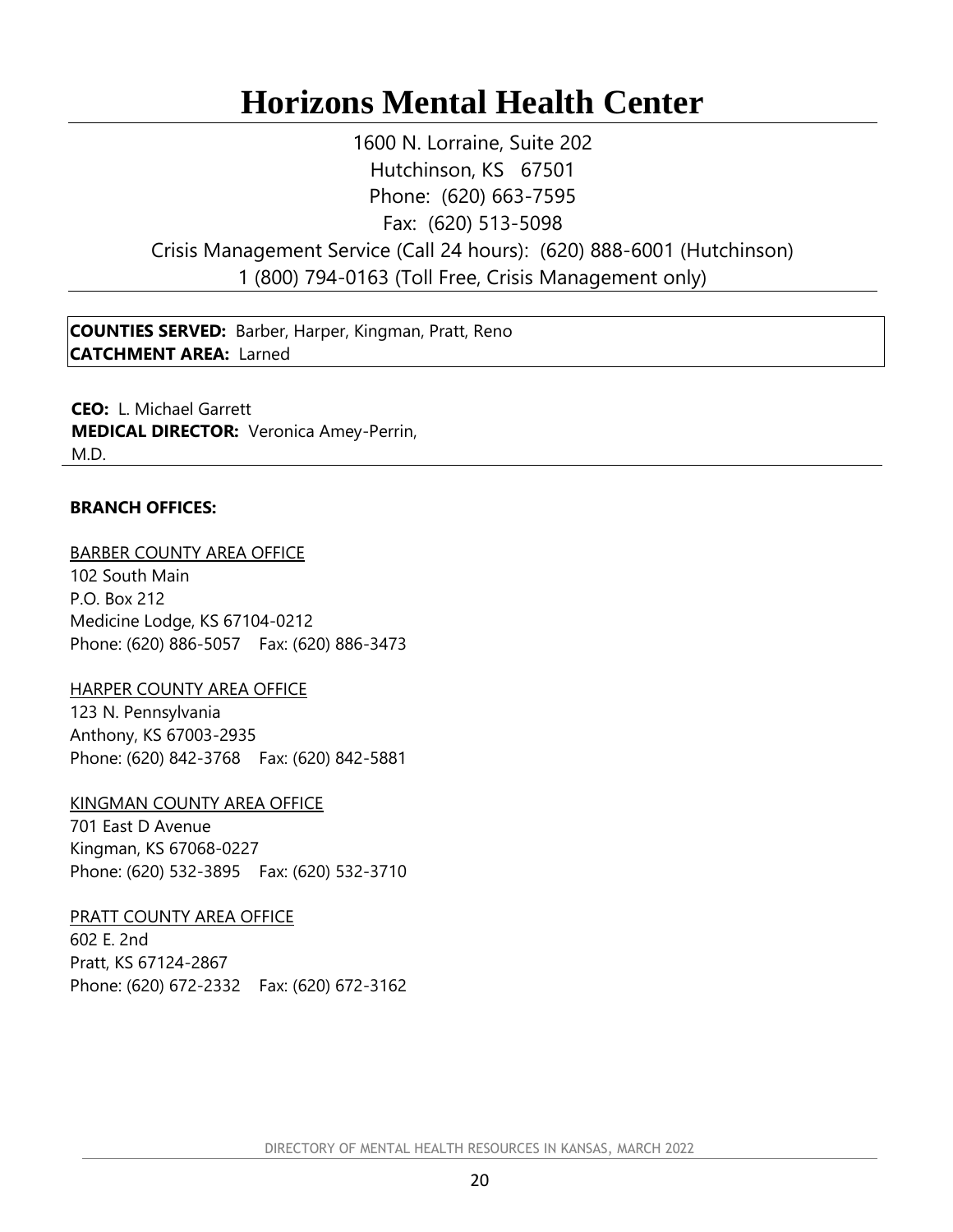# Horizons Mental Health Center

1600 N. Lorraine, Suite 202
Hutchinson, KS 67501
Phone: (620) 663-7595
Fax: (620) 513-5098
Crisis Management Service (Call 24 hours): (620) 888-6001 (Hutchinson)
1 (800) 794-0163 (Toll Free, Crisis Management only)

**COUNTIES SERVED:** Barber, Harper, Kingman, Pratt, Reno
**CATCHMENT AREA:** Larned

**CEO:** L. Michael Garrett
**MEDICAL DIRECTOR:** Veronica Amey-Perrin, M.D.

**BRANCH OFFICES:**

BARBER COUNTY AREA OFFICE
102 South Main
P.O. Box 212
Medicine Lodge, KS 67104-0212
Phone: (620) 886-5057 Fax: (620) 886-3473

HARPER COUNTY AREA OFFICE
123 N. Pennsylvania
Anthony, KS 67003-2935
Phone: (620) 842-3768 Fax: (620) 842-5881

KINGMAN COUNTY AREA OFFICE
701 East D Avenue
Kingman, KS 67068-0227
Phone: (620) 532-3895 Fax: (620) 532-3710

PRATT COUNTY AREA OFFICE
602 E. 2nd
Pratt, KS 67124-2867
Phone: (620) 672-2332 Fax: (620) 672-3162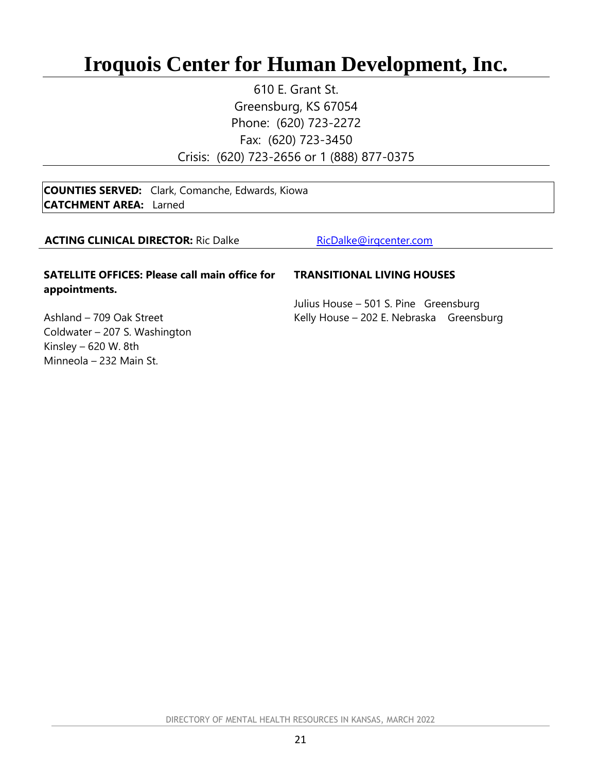# Iroquois Center for Human Development, Inc.

610 E. Grant St.
Greensburg, KS 67054
Phone: (620) 723-2272
Fax: (620) 723-3450
Crisis: (620) 723-2656 or 1 (888) 877-0375

**COUNTIES SERVED:** Clark, Comanche, Edwards, Kiowa
**CATCHMENT AREA:** Larned

**ACTING CLINICAL DIRECTOR:** Ric Dalke  RicDalke@irqcenter.com

**SATELLITE OFFICES: Please call main office for appointments.**

Ashland – 709 Oak Street
Coldwater – 207 S. Washington
Kinsley – 620 W. 8th
Minneola – 232 Main St.

**TRANSITIONAL LIVING HOUSES**

Julius House – 501 S. Pine Greensburg
Kelly House – 202 E. Nebraska Greensburg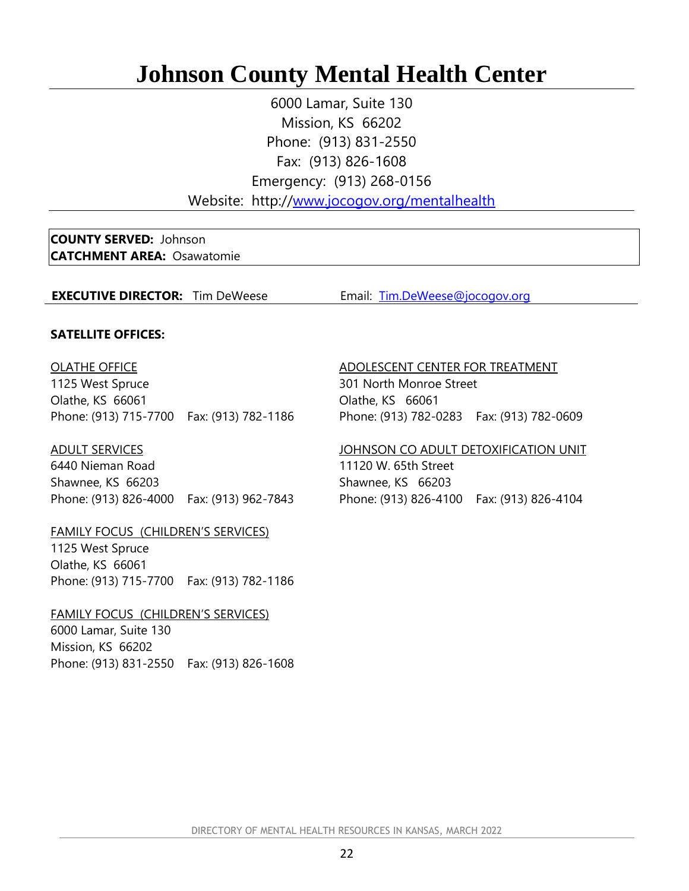# Johnson County Mental Health Center

6000 Lamar, Suite 130
Mission, KS  66202
Phone:  (913) 831-2550
Fax:  (913) 826-1608
Emergency:  (913) 268-0156
Website:  http://www.jocogov.org/mentalhealth

**COUNTY SERVED:** Johnson
**CATCHMENT AREA:** Osawatomie

**EXECUTIVE DIRECTOR:** Tim DeWeese    Email: Tim.DeWeese@jocogov.org

**SATELLITE OFFICES:**

OLATHE OFFICE
1125 West Spruce
Olathe, KS  66061
Phone: (913) 715-7700    Fax: (913) 782-1186

ADULT SERVICES
6440 Nieman Road
Shawnee, KS  66203
Phone: (913) 826-4000    Fax: (913) 962-7843

FAMILY FOCUS  (CHILDREN'S SERVICES)
1125 West Spruce
Olathe, KS  66061
Phone: (913) 715-7700    Fax: (913) 782-1186

FAMILY FOCUS  (CHILDREN'S SERVICES)
6000 Lamar, Suite 130
Mission, KS  66202
Phone: (913) 831-2550    Fax: (913) 826-1608

ADOLESCENT CENTER FOR TREATMENT
301 North Monroe Street
Olathe, KS  66061
Phone: (913) 782-0283    Fax: (913) 782-0609

JOHNSON CO ADULT DETOXIFICATION UNIT
11120 W. 65th Street
Shawnee, KS  66203
Phone: (913) 826-4100    Fax: (913) 826-4104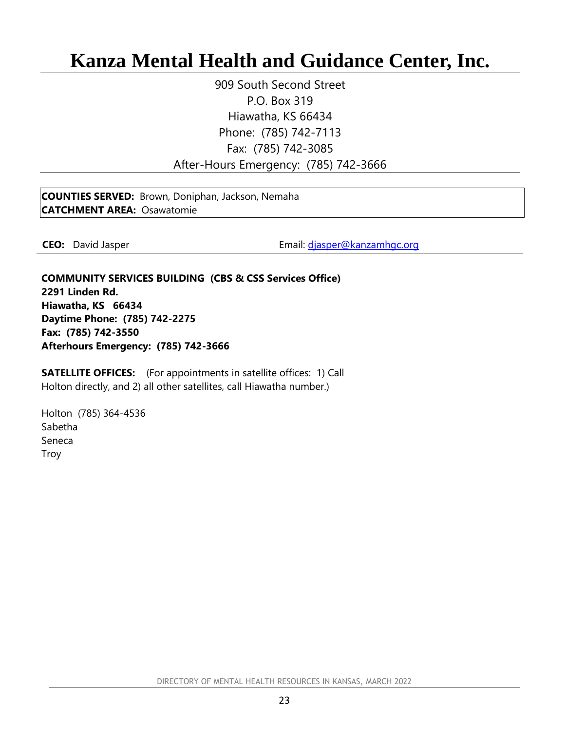# Kanza Mental Health and Guidance Center, Inc.

909 South Second Street
P.O. Box 319
Hiawatha, KS 66434
Phone: (785) 742-7113
Fax: (785) 742-3085
After-Hours Emergency: (785) 742-3666

**COUNTIES SERVED:** Brown, Doniphan, Jackson, Nemaha
**CATCHMENT AREA:** Osawatomie

**CEO:** David Jasper Email: djasper@kanzamhgc.org

**COMMUNITY SERVICES BUILDING (CBS & CSS Services Office)**
**2291 Linden Rd.**
**Hiawatha, KS 66434**
**Daytime Phone: (785) 742-2275**
**Fax: (785) 742-3550**
**Afterhours Emergency: (785) 742-3666**

**SATELLITE OFFICES:** (For appointments in satellite offices: 1) Call Holton directly, and 2) all other satellites, call Hiawatha number.)

Holton (785) 364-4536
Sabetha
Seneca
Troy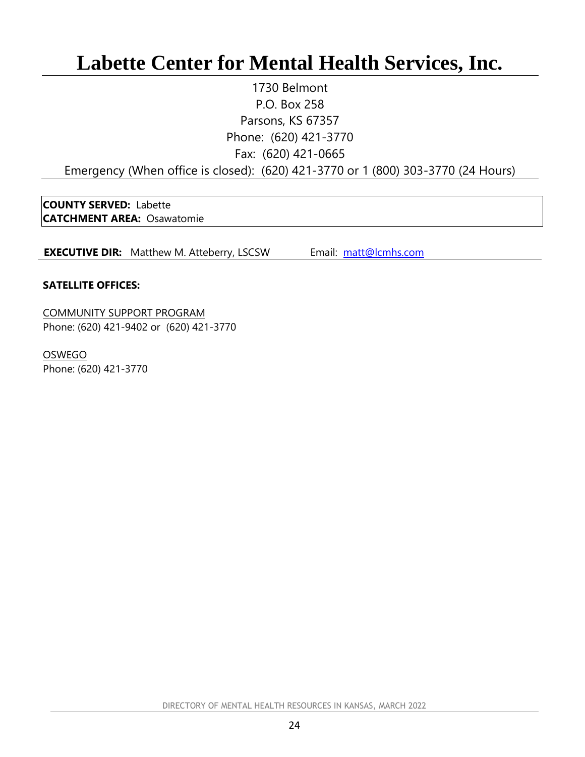# Labette Center for Mental Health Services, Inc.

1730 Belmont
P.O. Box 258
Parsons, KS 67357
Phone: (620) 421-3770
Fax: (620) 421-0665
Emergency (When office is closed): (620) 421-3770 or 1 (800) 303-3770 (24 Hours)

**COUNTY SERVED:** Labette
**CATCHMENT AREA:** Osawatomie

**EXECUTIVE DIR:** Matthew M. Atteberry, LSCSW Email: matt@lcmhs.com

**SATELLITE OFFICES:**

COMMUNITY SUPPORT PROGRAM
Phone: (620) 421-9402 or (620) 421-3770

OSWEGO
Phone: (620) 421-3770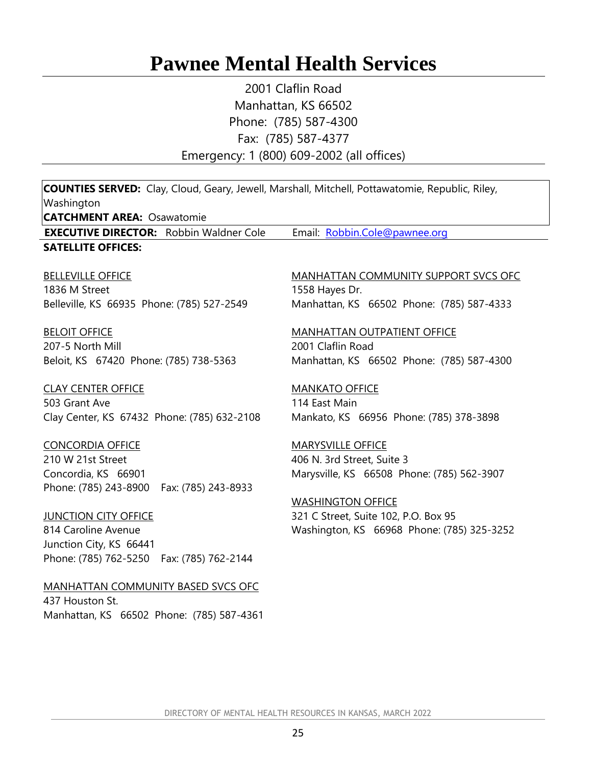# Pawnee Mental Health Services

2001 Claflin Road
Manhattan, KS 66502
Phone: (785) 587-4300
Fax: (785) 587-4377
Emergency: 1 (800) 609-2002 (all offices)

**COUNTIES SERVED:** Clay, Cloud, Geary, Jewell, Marshall, Mitchell, Pottawatomie, Republic, Riley, Washington
**CATCHMENT AREA:** Osawatomie

**EXECUTIVE DIRECTOR:** Robbin Waldner Cole  Email: Robbin.Cole@pawnee.org

**SATELLITE OFFICES:**

BELLEVILLE OFFICE
1836 M Street
Belleville, KS 66935 Phone: (785) 527-2549

BELOIT OFFICE
207-5 North Mill
Beloit, KS 67420 Phone: (785) 738-5363

CLAY CENTER OFFICE
503 Grant Ave
Clay Center, KS 67432 Phone: (785) 632-2108

CONCORDIA OFFICE
210 W 21st Street
Concordia, KS 66901
Phone: (785) 243-8900  Fax: (785) 243-8933

JUNCTION CITY OFFICE
814 Caroline Avenue
Junction City, KS 66441
Phone: (785) 762-5250  Fax: (785) 762-2144

MANHATTAN COMMUNITY BASED SVCS OFC
437 Houston St.
Manhattan, KS 66502 Phone: (785) 587-4361

MANHATTAN COMMUNITY SUPPORT SVCS OFC
1558 Hayes Dr.
Manhattan, KS 66502 Phone: (785) 587-4333

MANHATTAN OUTPATIENT OFFICE
2001 Claflin Road
Manhattan, KS 66502 Phone: (785) 587-4300

MANKATO OFFICE
114 East Main
Mankato, KS 66956 Phone: (785) 378-3898

MARYSVILLE OFFICE
406 N. 3rd Street, Suite 3
Marysville, KS 66508 Phone: (785) 562-3907

WASHINGTON OFFICE
321 C Street, Suite 102, P.O. Box 95
Washington, KS 66968 Phone: (785) 325-3252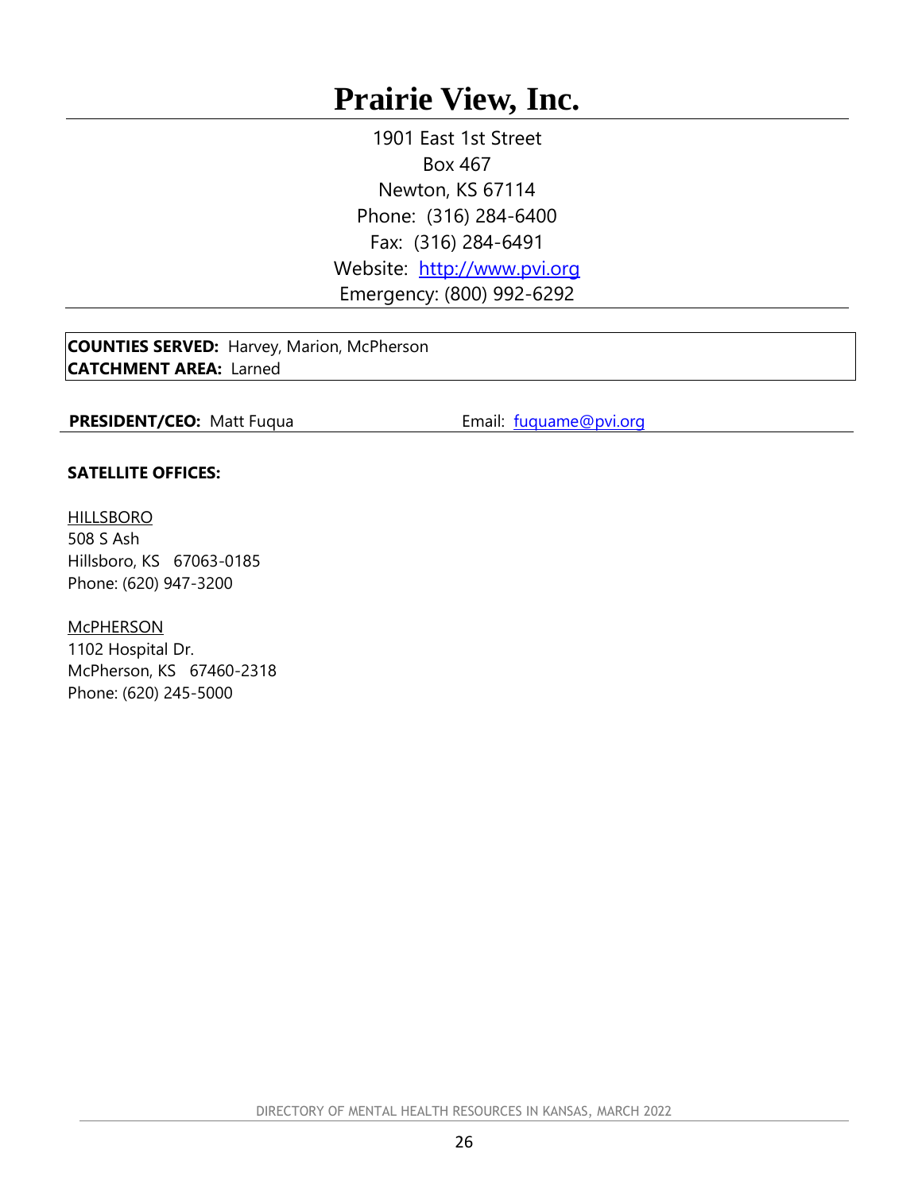# Prairie View, Inc.

1901 East 1st Street
Box 467
Newton, KS 67114
Phone: (316) 284-6400
Fax: (316) 284-6491
Website: http://www.pvi.org
Emergency: (800) 992-6292

**COUNTIES SERVED:** Harvey, Marion, McPherson
**CATCHMENT AREA:** Larned

**PRESIDENT/CEO:** Matt Fuqua Email: fuquame@pvi.org

**SATELLITE OFFICES:**

HILLSBORO
508 S Ash
Hillsboro, KS 67063-0185
Phone: (620) 947-3200

McPHERSON
1102 Hospital Dr.
McPherson, KS 67460-2318
Phone: (620) 245-5000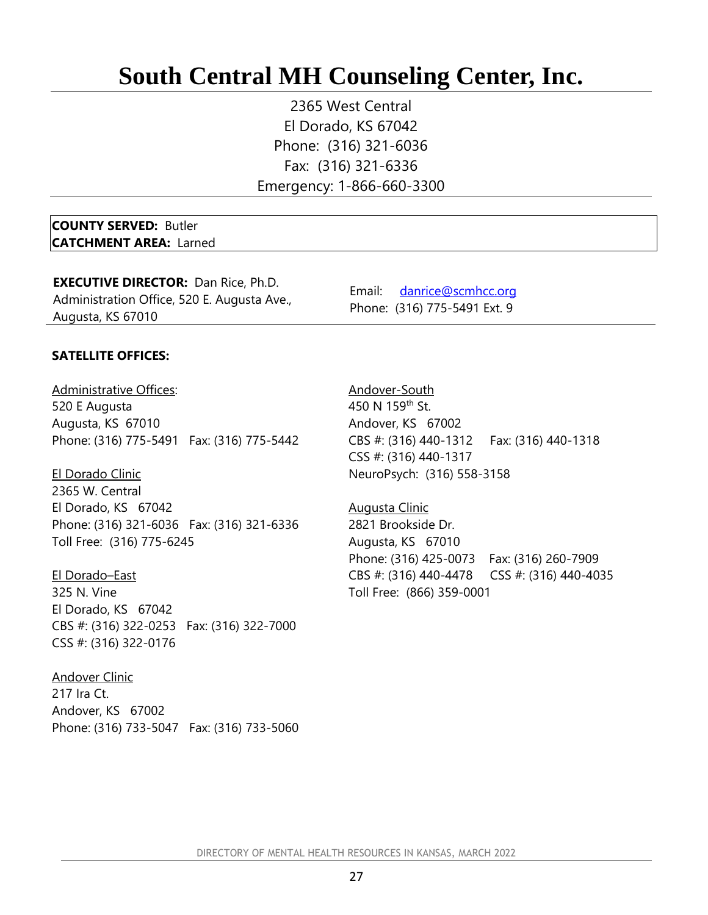# South Central MH Counseling Center, Inc.

2365 West Central
El Dorado, KS 67042
Phone: (316) 321-6036
Fax: (316) 321-6336
Emergency: 1-866-660-3300

**COUNTY SERVED:** Butler
**CATCHMENT AREA:** Larned

**EXECUTIVE DIRECTOR:** Dan Rice, Ph.D.
Administration Office, 520 E. Augusta Ave., Augusta, KS 67010

Email: danrice@scmhcc.org
Phone: (316) 775-5491 Ext. 9

**SATELLITE OFFICES:**

Administrative Offices:
520 E Augusta
Augusta, KS 67010
Phone: (316) 775-5491 Fax: (316) 775-5442

El Dorado Clinic
2365 W. Central
El Dorado, KS 67042
Phone: (316) 321-6036 Fax: (316) 321-6336
Toll Free: (316) 775-6245

El Dorado–East
325 N. Vine
El Dorado, KS 67042
CBS #: (316) 322-0253 Fax: (316) 322-7000
CSS #: (316) 322-0176

Andover Clinic
217 Ira Ct.
Andover, KS 67002
Phone: (316) 733-5047 Fax: (316) 733-5060

Andover-South
450 N 159th St.
Andover, KS 67002
CBS #: (316) 440-1312 Fax: (316) 440-1318
CSS #: (316) 440-1317
NeuroPsych: (316) 558-3158

Augusta Clinic
2821 Brookside Dr.
Augusta, KS 67010
Phone: (316) 425-0073 Fax: (316) 260-7909
CBS #: (316) 440-4478 CSS #: (316) 440-4035
Toll Free: (866) 359-0001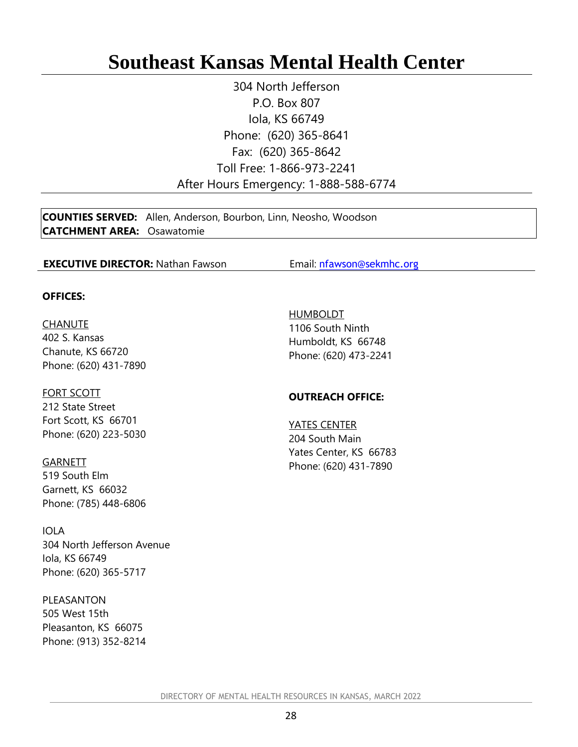# Southeast Kansas Mental Health Center

304 North Jefferson
P.O. Box 807
Iola, KS 66749
Phone: (620) 365-8641
Fax: (620) 365-8642
Toll Free: 1-866-973-2241
After Hours Emergency: 1-888-588-6774

**COUNTIES SERVED:** Allen, Anderson, Bourbon, Linn, Neosho, Woodson
**CATCHMENT AREA:** Osawatomie

**EXECUTIVE DIRECTOR:** Nathan Fawson Email: nfawson@sekmhc.org

**OFFICES:**

CHANUTE
402 S. Kansas
Chanute, KS 66720
Phone: (620) 431-7890

FORT SCOTT
212 State Street
Fort Scott, KS 66701
Phone: (620) 223-5030

GARNETT
519 South Elm
Garnett, KS 66032
Phone: (785) 448-6806

IOLA
304 North Jefferson Avenue
Iola, KS 66749
Phone: (620) 365-5717

PLEASANTON
505 West 15th
Pleasanton, KS 66075
Phone: (913) 352-8214

HUMBOLDT
1106 South Ninth
Humboldt, KS 66748
Phone: (620) 473-2241

**OUTREACH OFFICE:**

YATES CENTER
204 South Main
Yates Center, KS 66783
Phone: (620) 431-7890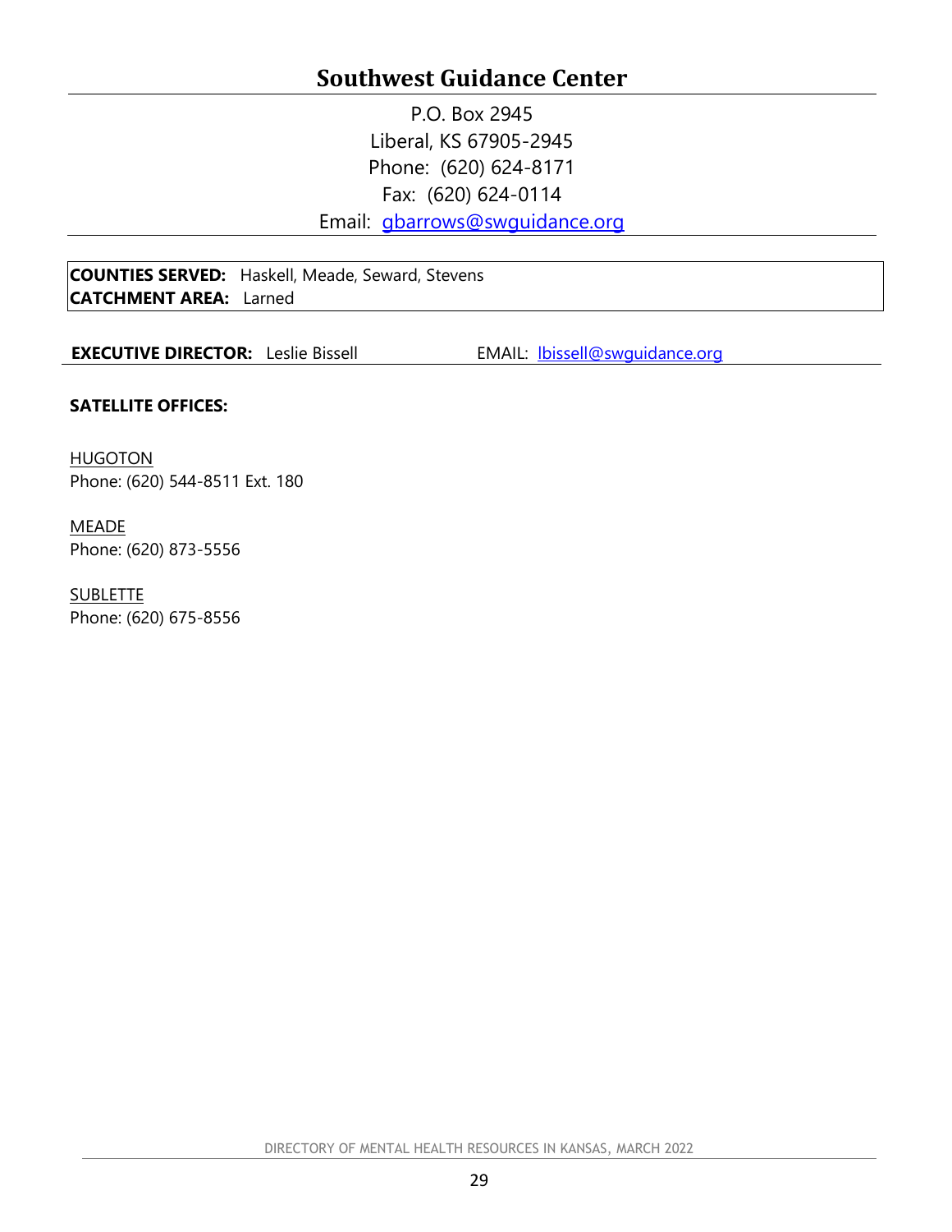# Southwest Guidance Center

P.O. Box 2945
Liberal, KS 67905-2945
Phone: (620) 624-8171
Fax: (620) 624-0114
Email: gbarrows@swguidance.org

**COUNTIES SERVED:** Haskell, Meade, Seward, Stevens
**CATCHMENT AREA:** Larned

**EXECUTIVE DIRECTOR:** Leslie Bissell EMAIL: lbissell@swguidance.org

**SATELLITE OFFICES:**

HUGOTON
Phone: (620) 544-8511 Ext. 180

MEADE
Phone: (620) 873-5556

SUBLETTE
Phone: (620) 675-8556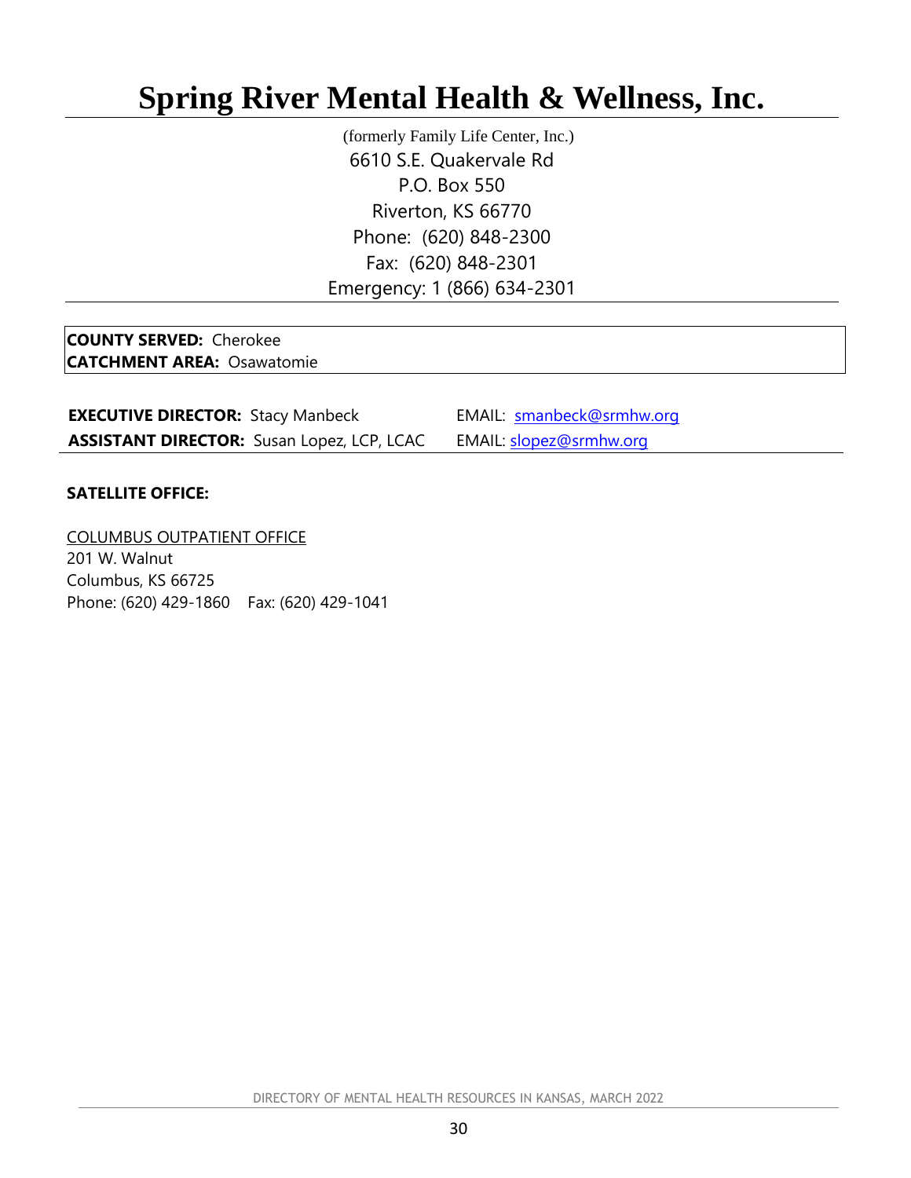# Spring River Mental Health & Wellness, Inc.

(formerly Family Life Center, Inc.)
6610 S.E. Quakervale Rd
P.O. Box 550
Riverton, KS 66770
Phone: (620) 848-2300
Fax: (620) 848-2301
Emergency: 1 (866) 634-2301

**COUNTY SERVED:** Cherokee
**CATCHMENT AREA:** Osawatomie

**EXECUTIVE DIRECTOR:** Stacy Manbeck EMAIL: smanbeck@srmhw.org
**ASSISTANT DIRECTOR:** Susan Lopez, LCP, LCAC EMAIL: slopez@srmhw.org

**SATELLITE OFFICE:**

COLUMBUS OUTPATIENT OFFICE
201 W. Walnut
Columbus, KS 66725
Phone: (620) 429-1860 Fax: (620) 429-1041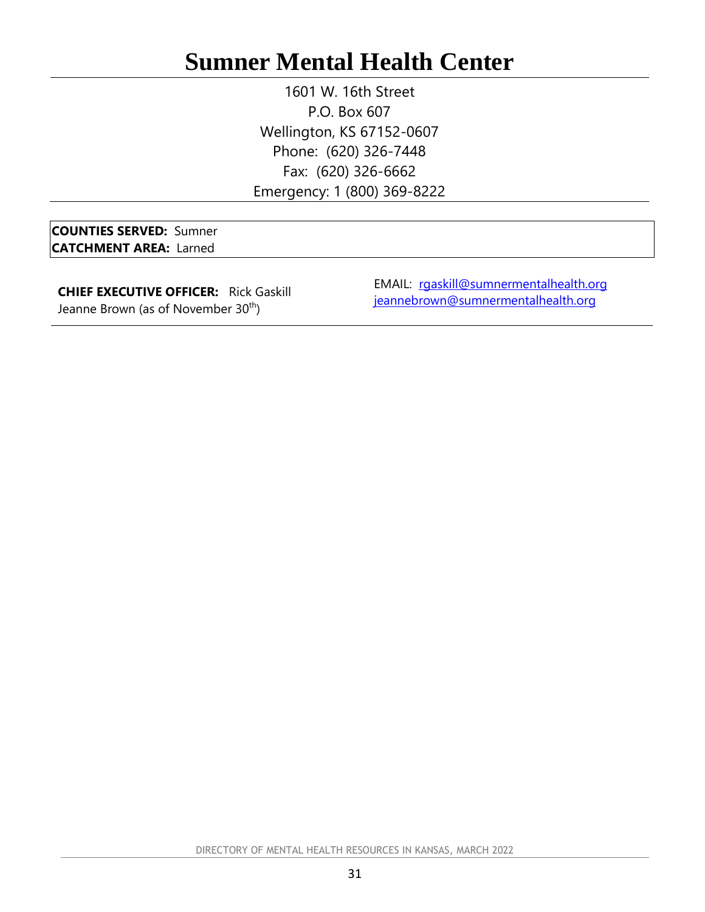# Sumner Mental Health Center

1601 W. 16th Street
P.O. Box 607
Wellington, KS 67152-0607
Phone: (620) 326-7448
Fax: (620) 326-6662
Emergency: 1 (800) 369-8222

**COUNTIES SERVED:** Sumner
**CATCHMENT AREA:** Larned

**CHIEF EXECUTIVE OFFICER:** Rick Gaskill
Jeanne Brown (as of November 30th)

EMAIL: rgaskill@sumnermentalhealth.org
jeannebrown@sumnermentalhealth.org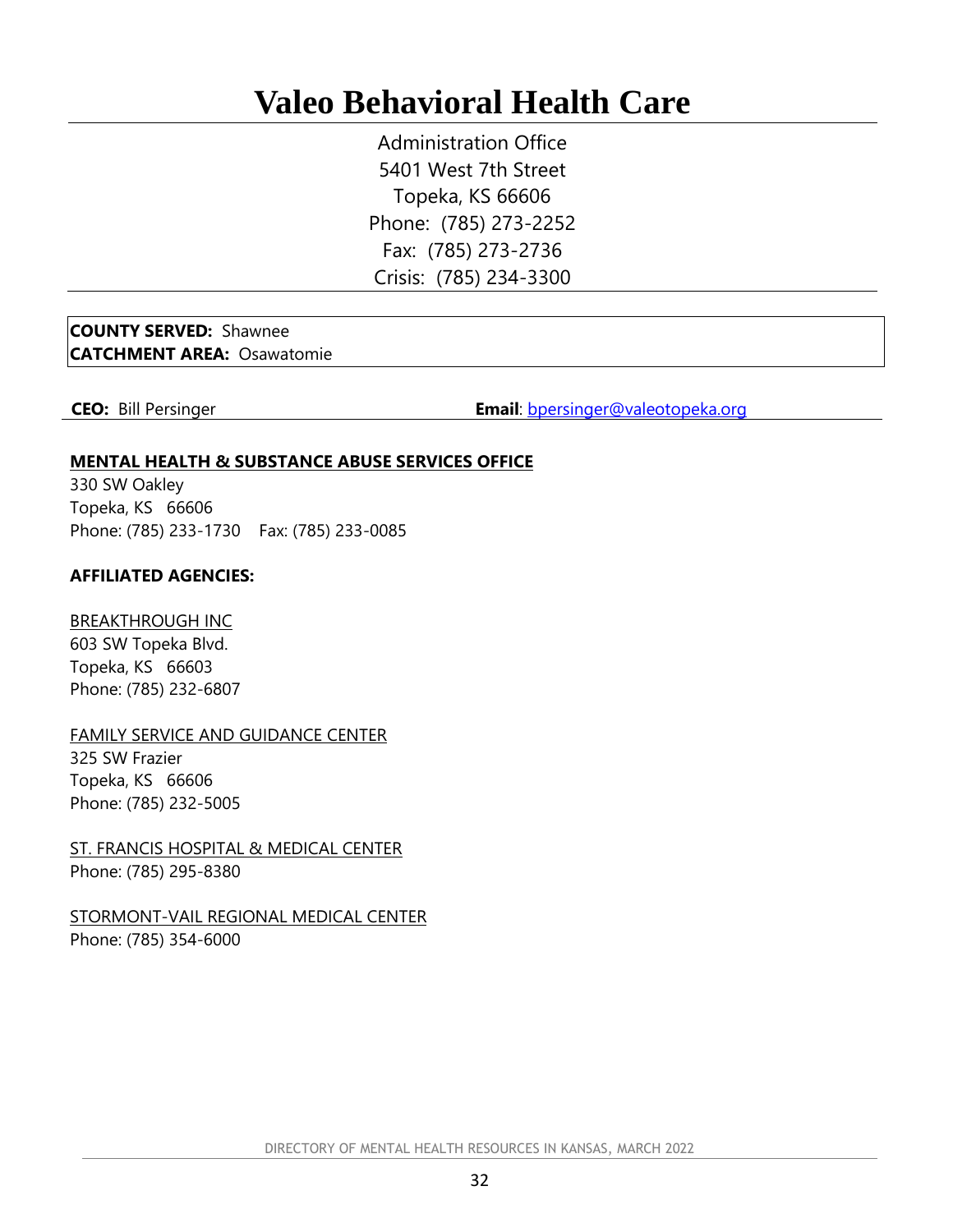# Valeo Behavioral Health Care

Administration Office
5401 West 7th Street
Topeka, KS 66606
Phone: (785) 273-2252
Fax: (785) 273-2736
Crisis: (785) 234-3300

**COUNTY SERVED:** Shawnee
**CATCHMENT AREA:** Osawatomie

**CEO:** Bill Persinger **Email**: bpersinger@valeotopeka.org

**MENTAL HEALTH & SUBSTANCE ABUSE SERVICES OFFICE**
330 SW Oakley
Topeka, KS 66606
Phone: (785) 233-1730 Fax: (785) 233-0085

**AFFILIATED AGENCIES:**

BREAKTHROUGH INC
603 SW Topeka Blvd.
Topeka, KS 66603
Phone: (785) 232-6807

FAMILY SERVICE AND GUIDANCE CENTER
325 SW Frazier
Topeka, KS 66606
Phone: (785) 232-5005

ST. FRANCIS HOSPITAL & MEDICAL CENTER
Phone: (785) 295-8380

STORMONT-VAIL REGIONAL MEDICAL CENTER
Phone: (785) 354-6000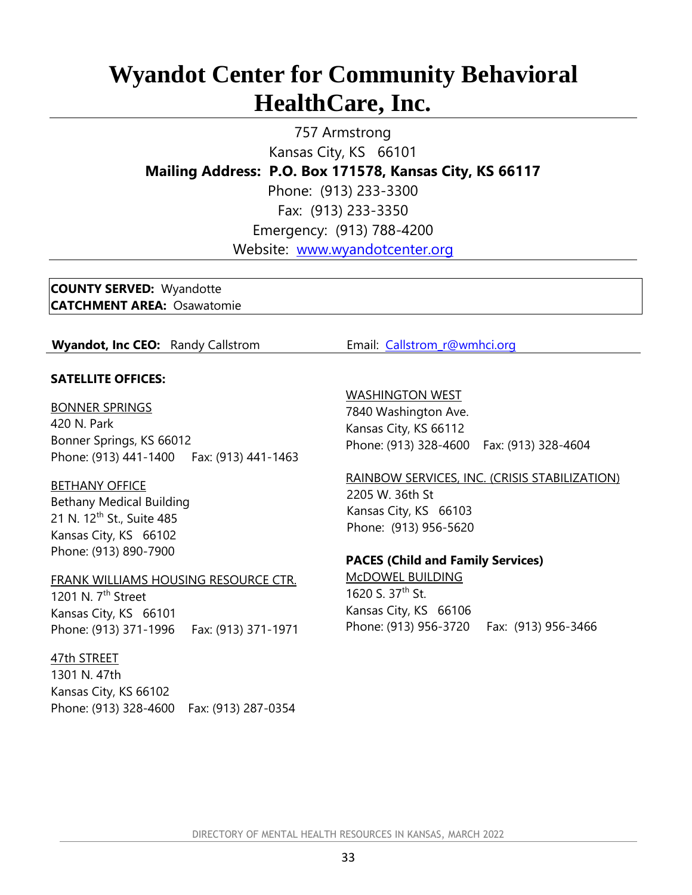# Wyandot Center for Community Behavioral HealthCare, Inc.

757 Armstrong
Kansas City, KS 66101
**Mailing Address: P.O. Box 171578, Kansas City, KS 66117**
Phone: (913) 233-3300
Fax: (913) 233-3350
Emergency: (913) 788-4200
Website: [www.wyandotcenter.org](http://www.wyandotcenter.org)

**COUNTY SERVED:** Wyandotte
**CATCHMENT AREA:** Osawatomie

**Wyandot, Inc CEO:** Randy Callstrom Email: [Callstrom_r@wmhci.org](mailto:Callstrom_r@wmhci.org)

**SATELLITE OFFICES:**

BONNER SPRINGS
420 N. Park
Bonner Springs, KS 66012
Phone: (913) 441-1400 Fax: (913) 441-1463

BETHANY OFFICE
Bethany Medical Building
21 N. 12th St., Suite 485
Kansas City, KS 66102
Phone: (913) 890-7900

FRANK WILLIAMS HOUSING RESOURCE CTR.
1201 N. 7th Street
Kansas City, KS 66101
Phone: (913) 371-1996 Fax: (913) 371-1971

47th STREET
1301 N. 47th
Kansas City, KS 66102
Phone: (913) 328-4600 Fax: (913) 287-0354

WASHINGTON WEST
7840 Washington Ave.
Kansas City, KS 66112
Phone: (913) 328-4600 Fax: (913) 328-4604

RAINBOW SERVICES, INC. (CRISIS STABILIZATION)
2205 W. 36th St
Kansas City, KS 66103
Phone: (913) 956-5620

**PACES (Child and Family Services)**
McDOWEL BUILDING
1620 S. 37th St.
Kansas City, KS 66106
Phone: (913) 956-3720 Fax: (913) 956-3466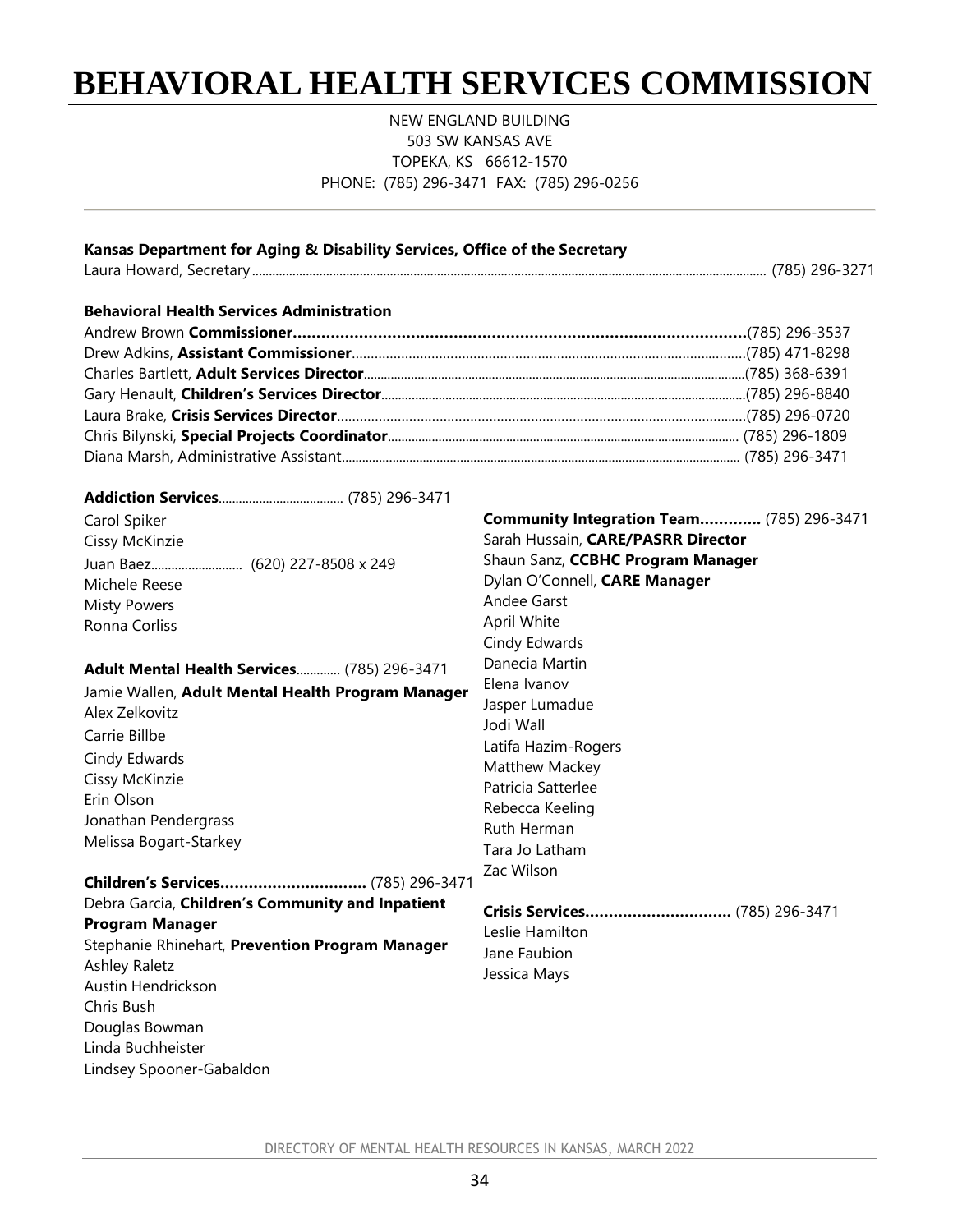# BEHAVIORAL HEALTH SERVICES COMMISSION

NEW ENGLAND BUILDING
503 SW KANSAS AVE
TOPEKA, KS 66612-1570
PHONE: (785) 296-3471 FAX: (785) 296-0256

**Kansas Department for Aging & Disability Services, Office of the Secretary**

Laura Howard, Secretary ........ (785) 296-3271

**Behavioral Health Services Administration**

Andrew Brown **Commissioner**........ (785) 296-3537
Drew Adkins, **Assistant Commissioner**........ (785) 471-8298
Charles Bartlett, **Adult Services Director**........ (785) 368-6391
Gary Henault, **Children's Services Director**........ (785) 296-8840
Laura Brake, **Crisis Services Director**........ (785) 296-0720
Chris Bilynski, **Special Projects Coordinator**........ (785) 296-1809
Diana Marsh, Administrative Assistant........ (785) 296-3471

**Addiction Services**........ (785) 296-3471

Carol Spiker
Cissy McKinzie
Juan Baez........ (620) 227-8508 x 249
Michele Reese
Misty Powers
Ronna Corliss

**Adult Mental Health Services**........ (785) 296-3471

Jamie Wallen, **Adult Mental Health Program Manager**
Alex Zelkovitz
Carrie Billbe
Cindy Edwards
Cissy McKinzie
Erin Olson
Jonathan Pendergrass
Melissa Bogart-Starkey

**Children's Services**........ (785) 296-3471

Debra Garcia, **Children's Community and Inpatient Program Manager**
Stephanie Rhinehart, **Prevention Program Manager**
Ashley Raletz
Austin Hendrickson
Chris Bush
Douglas Bowman
Linda Buchheister
Lindsey Spooner-Gabaldon

**Community Integration Team**........ (785) 296-3471

Sarah Hussain, **CARE/PASRR Director**
Shaun Sanz, **CCBHC Program Manager**
Dylan O'Connell, **CARE Manager**
Andee Garst
April White
Cindy Edwards
Danecia Martin
Elena Ivanov
Jasper Lumadue
Jodi Wall
Latifa Hazim-Rogers
Matthew Mackey
Patricia Satterlee
Rebecca Keeling
Ruth Herman
Tara Jo Latham
Zac Wilson

**Crisis Services**........ (785) 296-3471

Leslie Hamilton
Jane Faubion
Jessica Mays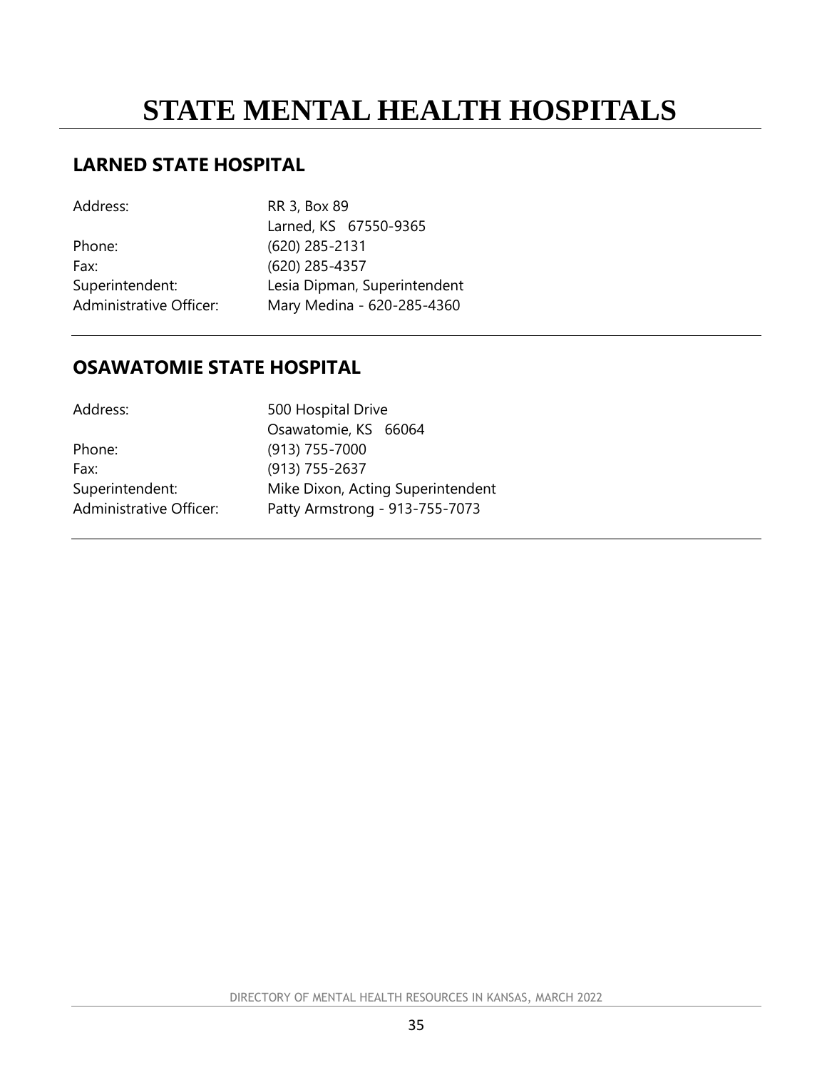# STATE MENTAL HEALTH HOSPITALS

## LARNED STATE HOSPITAL

| | |
|---|---|
| Address: | RR 3, Box 89<br>Larned, KS 67550-9365 |
| Phone: | (620) 285-2131 |
| Fax: | (620) 285-4357 |
| Superintendent: | Lesia Dipman, Superintendent |
| Administrative Officer: | Mary Medina - 620-285-4360 |

## OSAWATOMIE STATE HOSPITAL

| | |
|---|---|
| Address: | 500 Hospital Drive<br>Osawatomie, KS 66064 |
| Phone: | (913) 755-7000 |
| Fax: | (913) 755-2637 |
| Superintendent: | Mike Dixon, Acting Superintendent |
| Administrative Officer: | Patty Armstrong - 913-755-7073 |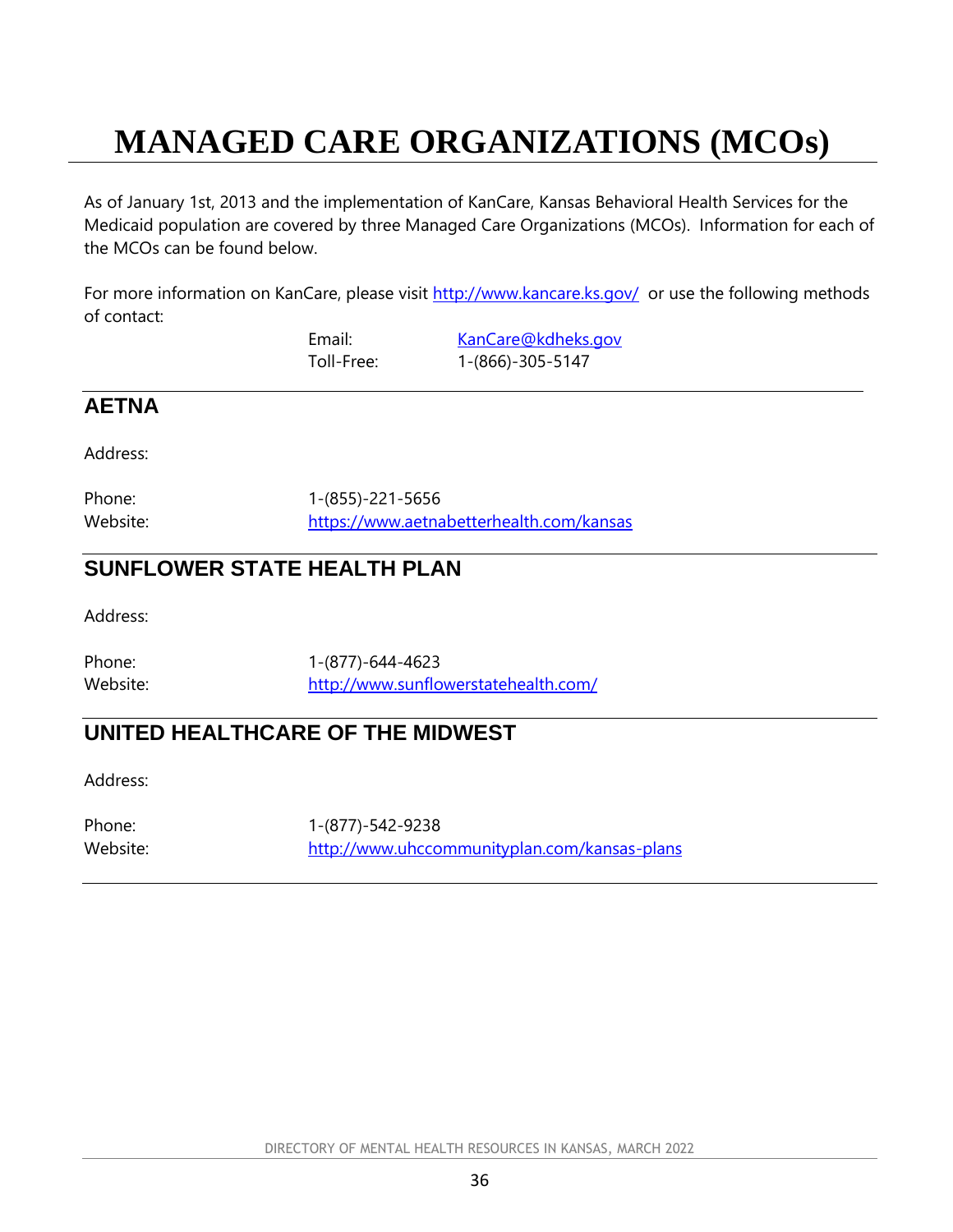# MANAGED CARE ORGANIZATIONS (MCOs)

As of January 1st, 2013 and the implementation of KanCare, Kansas Behavioral Health Services for the Medicaid population are covered by three Managed Care Organizations (MCOs). Information for each of the MCOs can be found below.

For more information on KanCare, please visit http://www.kancare.ks.gov/ or use the following methods of contact:

Email: KanCare@kdheks.gov
Toll-Free: 1-(866)-305-5147

## AETNA

Address:

Phone: 1-(855)-221-5656
Website: https://www.aetnabetterhealth.com/kansas

## SUNFLOWER STATE HEALTH PLAN

Address:

Phone: 1-(877)-644-4623
Website: http://www.sunflowerstatehealth.com/

## UNITED HEALTHCARE OF THE MIDWEST

Address:

Phone: 1-(877)-542-9238
Website: http://www.uhccommunityplan.com/kansas-plans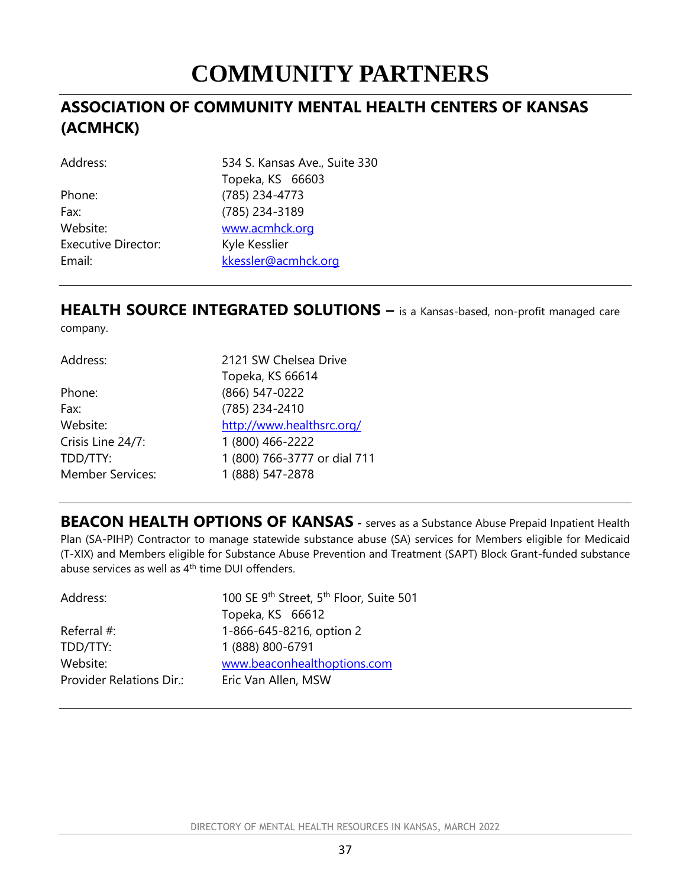# COMMUNITY PARTNERS

## ASSOCIATION OF COMMUNITY MENTAL HEALTH CENTERS OF KANSAS (ACMHCK)

| | |
|---|---|
| Address: | 534 S. Kansas Ave., Suite 330<br>Topeka, KS 66603 |
| Phone: | (785) 234-4773 |
| Fax: | (785) 234-3189 |
| Website: | www.acmhck.org |
| Executive Director: | Kyle Kesslier |
| Email: | kkessler@acmhck.org |

## HEALTH SOURCE INTEGRATED SOLUTIONS – is a Kansas-based, non-profit managed care company.

| | |
|---|---|
| Address: | 2121 SW Chelsea Drive<br>Topeka, KS 66614 |
| Phone: | (866) 547-0222 |
| Fax: | (785) 234-2410 |
| Website: | http://www.healthsrc.org/ |
| Crisis Line 24/7: | 1 (800) 466-2222 |
| TDD/TTY: | 1 (800) 766-3777 or dial 711 |
| Member Services: | 1 (888) 547-2878 |

## BEACON HEALTH OPTIONS OF KANSAS - serves as a Substance Abuse Prepaid Inpatient Health Plan (SA-PIHP) Contractor to manage statewide substance abuse (SA) services for Members eligible for Medicaid (T-XIX) and Members eligible for Substance Abuse Prevention and Treatment (SAPT) Block Grant-funded substance abuse services as well as 4th time DUI offenders.

| | |
|---|---|
| Address: | 100 SE 9th Street, 5th Floor, Suite 501<br>Topeka, KS 66612 |
| Referral #: | 1-866-645-8216, option 2 |
| TDD/TTY: | 1 (888) 800-6791 |
| Website: | www.beaconhealthoptions.com |
| Provider Relations Dir.: | Eric Van Allen, MSW |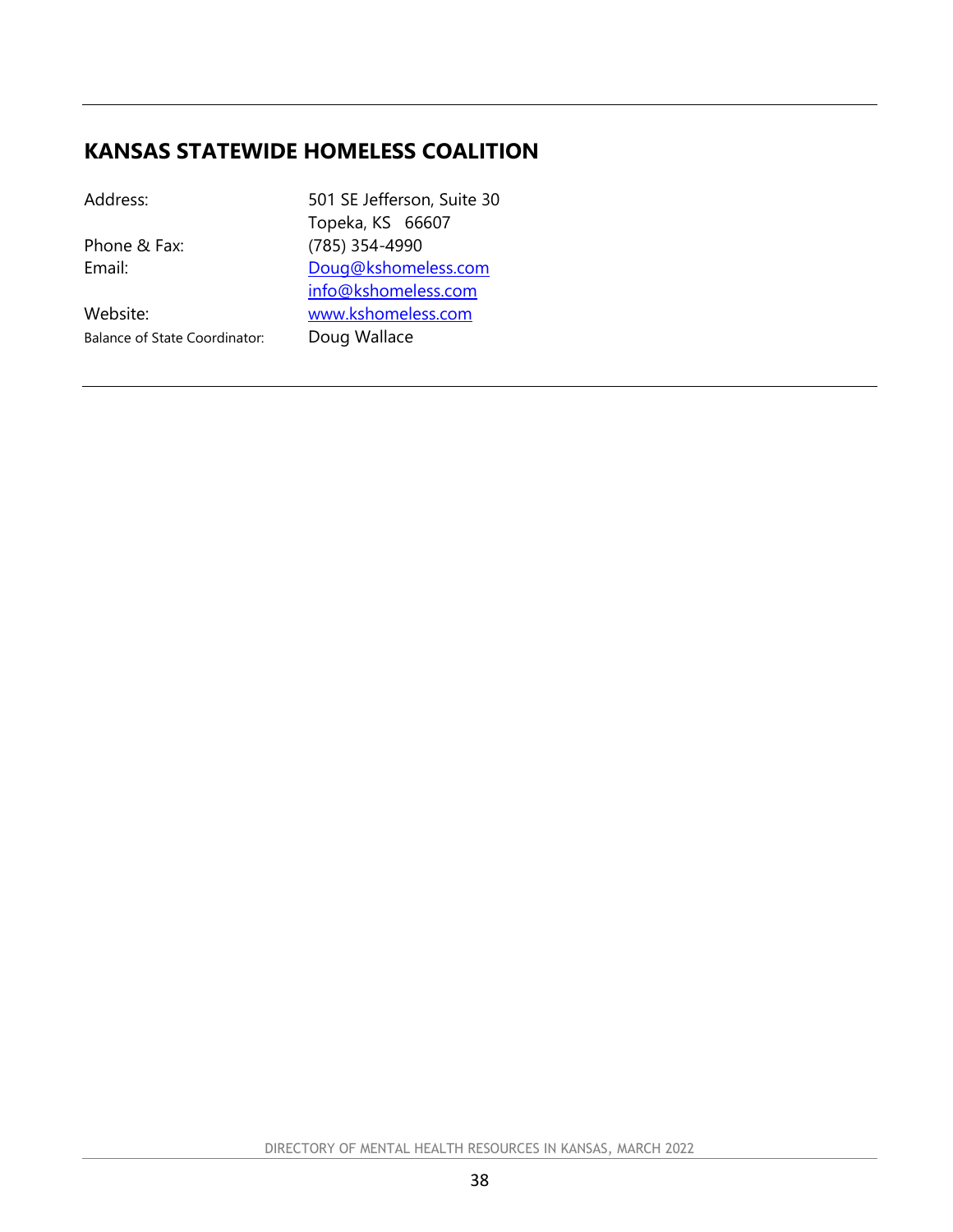## KANSAS STATEWIDE HOMELESS COALITION

| | |
|---|---|
| Address: | 501 SE Jefferson, Suite 30<br>Topeka, KS 66607 |
| Phone & Fax: | (785) 354-4990 |
| Email: | Doug@kshomeless.com<br>info@kshomeless.com |
| Website: | www.kshomeless.com |
| Balance of State Coordinator: | Doug Wallace |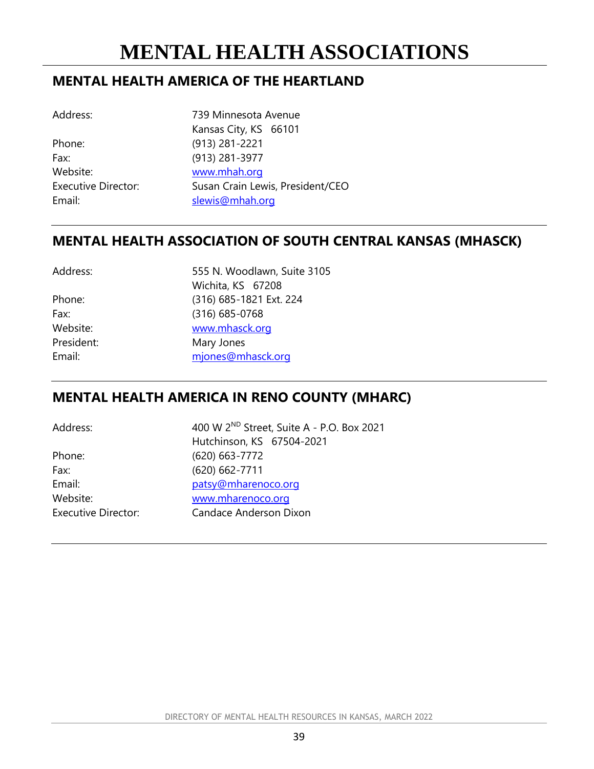# MENTAL HEALTH ASSOCIATIONS

## MENTAL HEALTH AMERICA OF THE HEARTLAND

| | |
|---|---|
| Address: | 739 Minnesota Avenue<br>Kansas City, KS 66101 |
| Phone: | (913) 281-2221 |
| Fax: | (913) 281-3977 |
| Website: | www.mhah.org |
| Executive Director: | Susan Crain Lewis, President/CEO |
| Email: | slewis@mhah.org |

---

## MENTAL HEALTH ASSOCIATION OF SOUTH CENTRAL KANSAS (MHASCK)

| | |
|---|---|
| Address: | 555 N. Woodlawn, Suite 3105<br>Wichita, KS 67208 |
| Phone: | (316) 685-1821 Ext. 224 |
| Fax: | (316) 685-0768 |
| Website: | www.mhasck.org |
| President: | Mary Jones |
| Email: | mjones@mhasck.org |

---

## MENTAL HEALTH AMERICA IN RENO COUNTY (MHARC)

| | |
|---|---|
| Address: | 400 W 2ND Street, Suite A - P.O. Box 2021<br>Hutchinson, KS 67504-2021 |
| Phone: | (620) 663-7772 |
| Fax: | (620) 662-7711 |
| Email: | patsy@mharenoco.org |
| Website: | www.mharenoco.org |
| Executive Director: | Candace Anderson Dixon |

---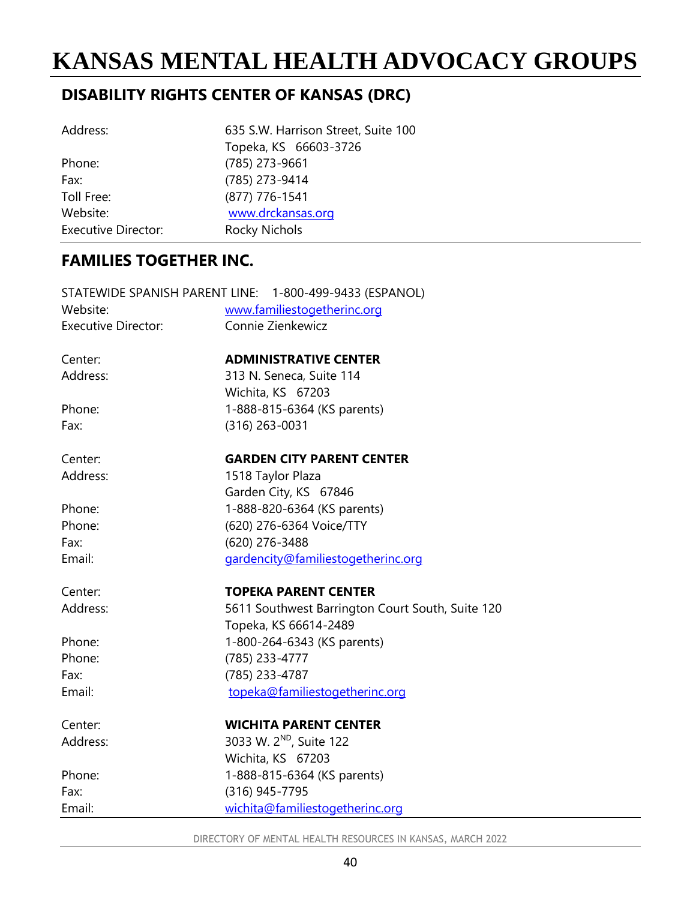# KANSAS MENTAL HEALTH ADVOCACY GROUPS

## DISABILITY RIGHTS CENTER OF KANSAS (DRC)

| | |
|---|---|
| Address: | 635 S.W. Harrison Street, Suite 100<br>Topeka, KS 66603-3726 |
| Phone: | (785) 273-9661 |
| Fax: | (785) 273-9414 |
| Toll Free: | (877) 776-1541 |
| Website: | www.drckansas.org |
| Executive Director: | Rocky Nichols |

## FAMILIES TOGETHER INC.

STATEWIDE SPANISH PARENT LINE: 1-800-499-9433 (ESPANOL)

| | |
|---|---|
| Website: | www.familiestogetherinc.org |
| Executive Director: | Connie Zienkewicz |

| | |
|---|---|
| Center: | **ADMINISTRATIVE CENTER** |
| Address: | 313 N. Seneca, Suite 114<br>Wichita, KS 67203 |
| Phone: | 1-888-815-6364 (KS parents) |
| Fax: | (316) 263-0031 |

| | |
|---|---|
| Center: | **GARDEN CITY PARENT CENTER** |
| Address: | 1518 Taylor Plaza<br>Garden City, KS 67846 |
| Phone: | 1-888-820-6364 (KS parents) |
| Phone: | (620) 276-6364 Voice/TTY |
| Fax: | (620) 276-3488 |
| Email: | gardencity@familiestogetherinc.org |

| | |
|---|---|
| Center: | **TOPEKA PARENT CENTER** |
| Address: | 5611 Southwest Barrington Court South, Suite 120<br>Topeka, KS 66614-2489 |
| Phone: | 1-800-264-6343 (KS parents) |
| Phone: | (785) 233-4777 |
| Fax: | (785) 233-4787 |
| Email: | topeka@familiestogetherinc.org |

| | |
|---|---|
| Center: | **WICHITA PARENT CENTER** |
| Address: | 3033 W. 2ND, Suite 122<br>Wichita, KS 67203 |
| Phone: | 1-888-815-6364 (KS parents) |
| Fax: | (316) 945-7795 |
| Email: | wichita@familiestogetherinc.org |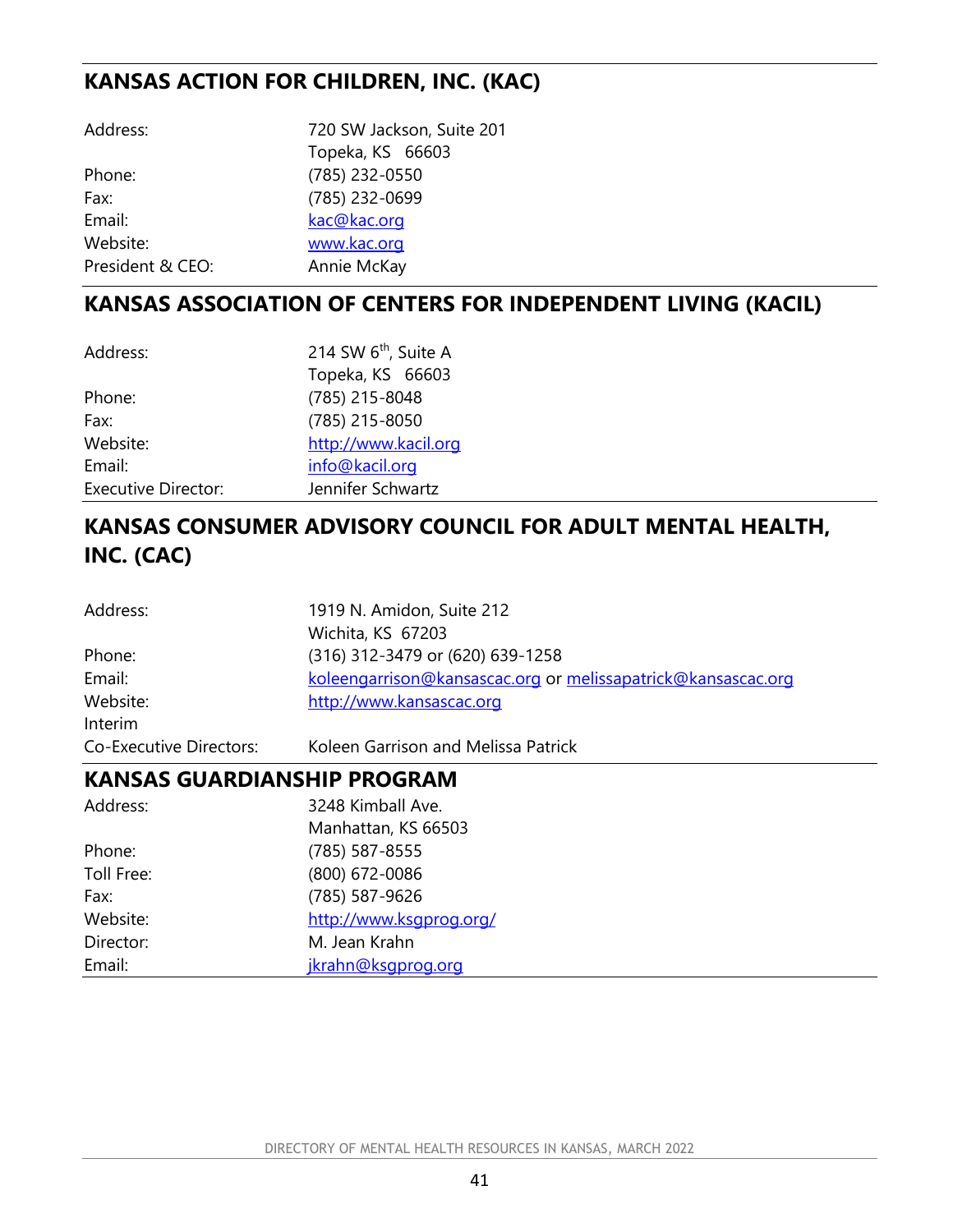## KANSAS ACTION FOR CHILDREN, INC. (KAC)

| | |
|---|---|
| Address: | 720 SW Jackson, Suite 201<br>Topeka, KS 66603 |
| Phone: | (785) 232-0550 |
| Fax: | (785) 232-0699 |
| Email: | kac@kac.org |
| Website: | www.kac.org |
| President & CEO: | Annie McKay |

## KANSAS ASSOCIATION OF CENTERS FOR INDEPENDENT LIVING (KACIL)

| | |
|---|---|
| Address: | 214 SW 6th, Suite A<br>Topeka, KS 66603 |
| Phone: | (785) 215-8048 |
| Fax: | (785) 215-8050 |
| Website: | http://www.kacil.org |
| Email: | info@kacil.org |
| Executive Director: | Jennifer Schwartz |

## KANSAS CONSUMER ADVISORY COUNCIL FOR ADULT MENTAL HEALTH, INC. (CAC)

| | |
|---|---|
| Address: | 1919 N. Amidon, Suite 212<br>Wichita, KS 67203 |
| Phone: | (316) 312-3479 or (620) 639-1258 |
| Email: | koleengarrison@kansascac.org or melissapatrick@kansascac.org |
| Website: | http://www.kansascac.org |
| Interim Co-Executive Directors: | Koleen Garrison and Melissa Patrick |

## KANSAS GUARDIANSHIP PROGRAM

| | |
|---|---|
| Address: | 3248 Kimball Ave.<br>Manhattan, KS 66503 |
| Phone: | (785) 587-8555 |
| Toll Free: | (800) 672-0086 |
| Fax: | (785) 587-9626 |
| Website: | http://www.ksgprog.org/ |
| Director: | M. Jean Krahn |
| Email: | jkrahn@ksgprog.org |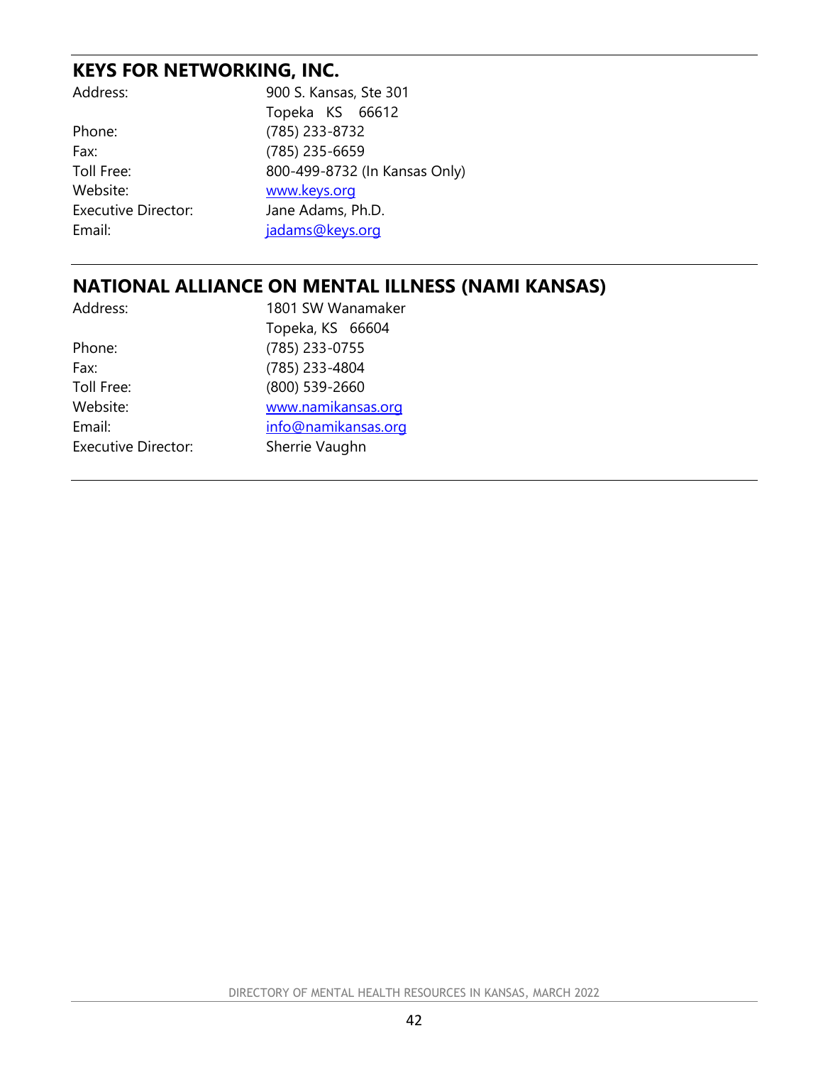## KEYS FOR NETWORKING, INC.

| | |
|---|---|
| Address: | 900 S. Kansas, Ste 301<br>Topeka KS 66612 |
| Phone: | (785) 233-8732 |
| Fax: | (785) 235-6659 |
| Toll Free: | 800-499-8732 (In Kansas Only) |
| Website: | www.keys.org |
| Executive Director: | Jane Adams, Ph.D. |
| Email: | jadams@keys.org |

## NATIONAL ALLIANCE ON MENTAL ILLNESS (NAMI KANSAS)

| | |
|---|---|
| Address: | 1801 SW Wanamaker<br>Topeka, KS 66604 |
| Phone: | (785) 233-0755 |
| Fax: | (785) 233-4804 |
| Toll Free: | (800) 539-2660 |
| Website: | www.namikansas.org |
| Email: | info@namikansas.org |
| Executive Director: | Sherrie Vaughn |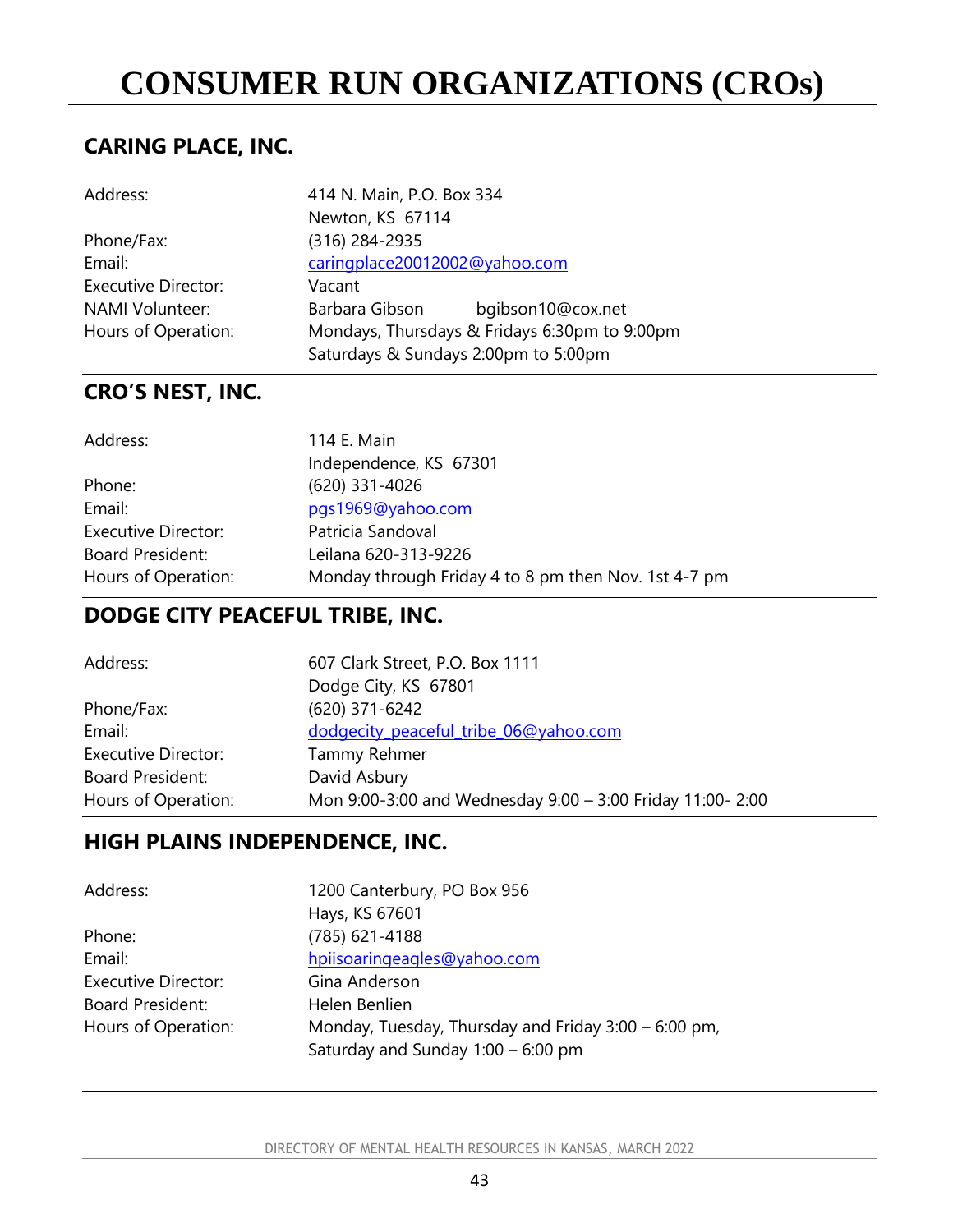# CONSUMER RUN ORGANIZATIONS (CROs)

## CARING PLACE, INC.

| | |
|---|---|
| Address: | 414 N. Main, P.O. Box 334<br>Newton, KS 67114 |
| Phone/Fax: | (316) 284-2935 |
| Email: | caringplace20012002@yahoo.com |
| Executive Director: | Vacant |
| NAMI Volunteer: | Barbara Gibson bgibson10@cox.net |
| Hours of Operation: | Mondays, Thursdays & Fridays 6:30pm to 9:00pm<br>Saturdays & Sundays 2:00pm to 5:00pm |

## CRO'S NEST, INC.

| | |
|---|---|
| Address: | 114 E. Main<br>Independence, KS 67301 |
| Phone: | (620) 331-4026 |
| Email: | pgs1969@yahoo.com |
| Executive Director: | Patricia Sandoval |
| Board President: | Leilana 620-313-9226 |
| Hours of Operation: | Monday through Friday 4 to 8 pm then Nov. 1st 4-7 pm |

## DODGE CITY PEACEFUL TRIBE, INC.

| | |
|---|---|
| Address: | 607 Clark Street, P.O. Box 1111<br>Dodge City, KS 67801 |
| Phone/Fax: | (620) 371-6242 |
| Email: | dodgecity_peaceful_tribe_06@yahoo.com |
| Executive Director: | Tammy Rehmer |
| Board President: | David Asbury |
| Hours of Operation: | Mon 9:00-3:00 and Wednesday 9:00 – 3:00 Friday 11:00- 2:00 |

## HIGH PLAINS INDEPENDENCE, INC.

| | |
|---|---|
| Address: | 1200 Canterbury, PO Box 956<br>Hays, KS 67601 |
| Phone: | (785) 621-4188 |
| Email: | hpiisoaringeagles@yahoo.com |
| Executive Director: | Gina Anderson |
| Board President: | Helen Benlien |
| Hours of Operation: | Monday, Tuesday, Thursday and Friday 3:00 – 6:00 pm,<br>Saturday and Sunday 1:00 – 6:00 pm |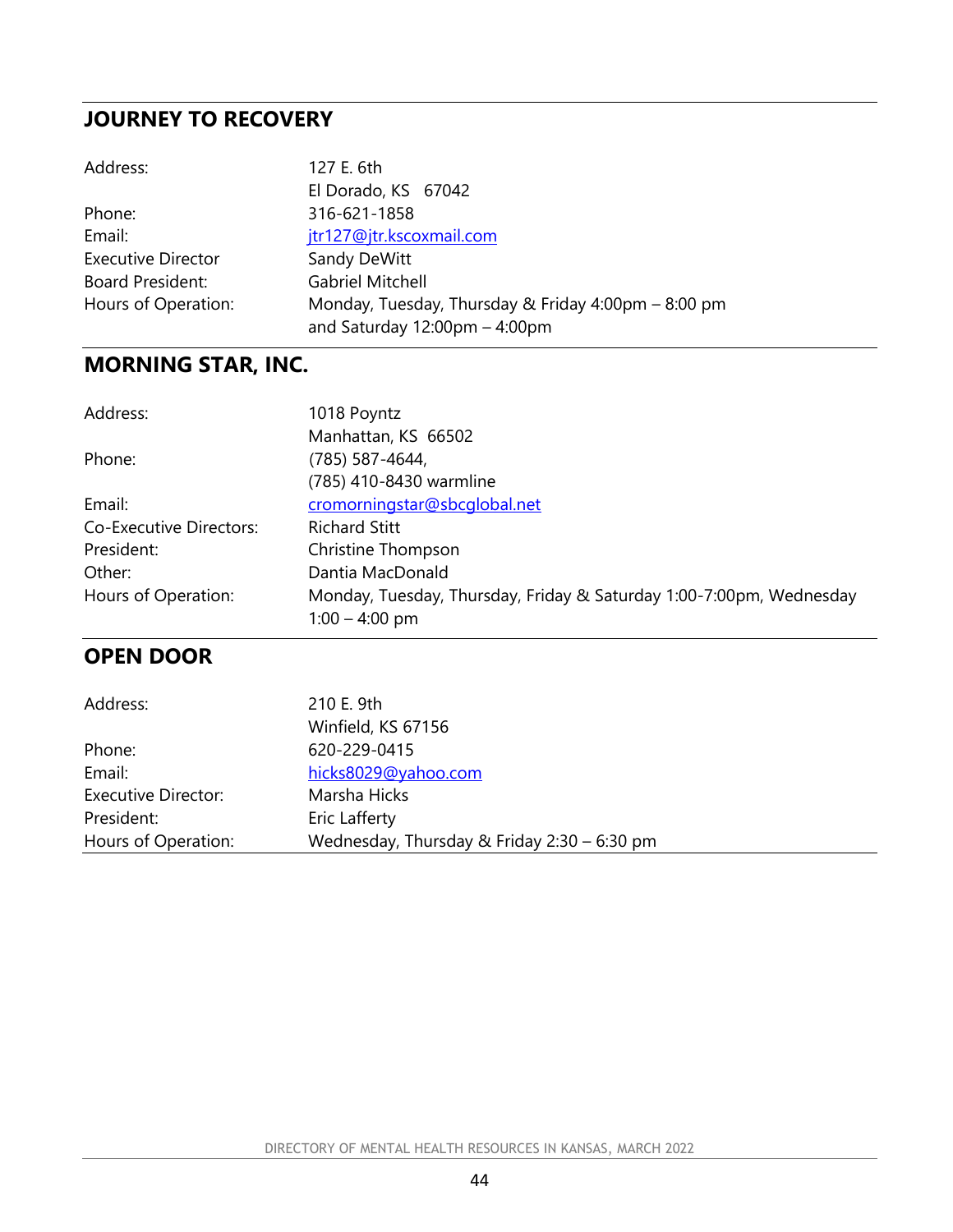## JOURNEY TO RECOVERY

| | |
|---|---|
| Address: | 127 E. 6th<br>El Dorado, KS 67042 |
| Phone: | 316-621-1858 |
| Email: | jtr127@jtr.kscoxmail.com |
| Executive Director | Sandy DeWitt |
| Board President: | Gabriel Mitchell |
| Hours of Operation: | Monday, Tuesday, Thursday & Friday 4:00pm – 8:00 pm<br>and Saturday 12:00pm – 4:00pm |

## MORNING STAR, INC.

| | |
|---|---|
| Address: | 1018 Poyntz<br>Manhattan, KS 66502 |
| Phone: | (785) 587-4644,<br>(785) 410-8430 warmline |
| Email: | cromorningstar@sbcglobal.net |
| Co-Executive Directors: | Richard Stitt |
| President: | Christine Thompson |
| Other: | Dantia MacDonald |
| Hours of Operation: | Monday, Tuesday, Thursday, Friday & Saturday 1:00-7:00pm, Wednesday 1:00 – 4:00 pm |

## OPEN DOOR

| | |
|---|---|
| Address: | 210 E. 9th<br>Winfield, KS 67156 |
| Phone: | 620-229-0415 |
| Email: | hicks8029@yahoo.com |
| Executive Director: | Marsha Hicks |
| President: | Eric Lafferty |
| Hours of Operation: | Wednesday, Thursday & Friday 2:30 – 6:30 pm |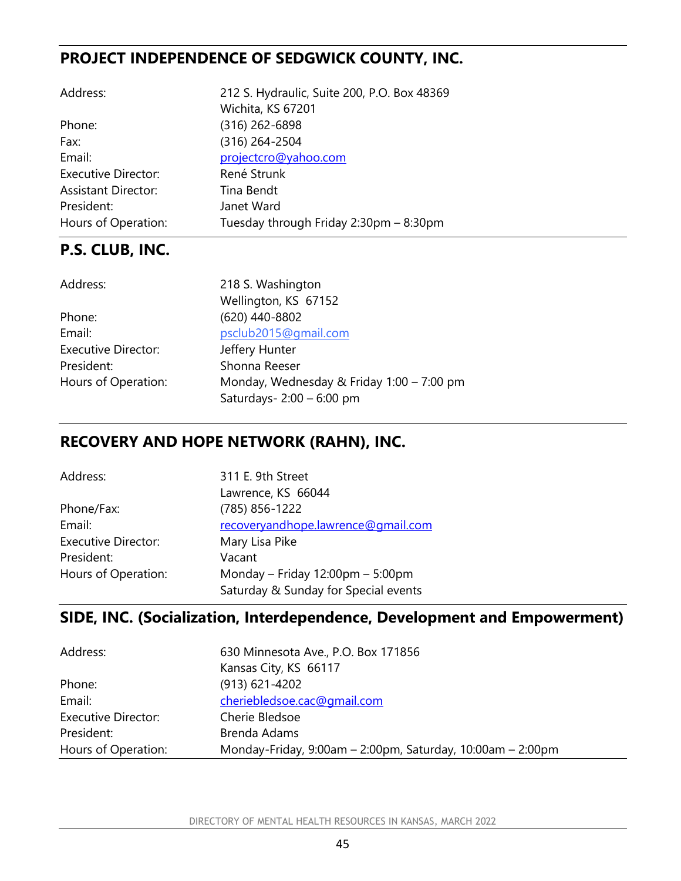## PROJECT INDEPENDENCE OF SEDGWICK COUNTY, INC.

| | |
|---|---|
| Address: | 212 S. Hydraulic, Suite 200, P.O. Box 48369<br>Wichita, KS 67201 |
| Phone: | (316) 262-6898 |
| Fax: | (316) 264-2504 |
| Email: | projectcro@yahoo.com |
| Executive Director: | René Strunk |
| Assistant Director: | Tina Bendt |
| President: | Janet Ward |
| Hours of Operation: | Tuesday through Friday 2:30pm – 8:30pm |

## P.S. CLUB, INC.

| | |
|---|---|
| Address: | 218 S. Washington<br>Wellington, KS 67152 |
| Phone: | (620) 440-8802 |
| Email: | psclub2015@gmail.com |
| Executive Director: | Jeffery Hunter |
| President: | Shonna Reeser |
| Hours of Operation: | Monday, Wednesday & Friday 1:00 – 7:00 pm<br>Saturdays- 2:00 – 6:00 pm |

## RECOVERY AND HOPE NETWORK (RAHN), INC.

| | |
|---|---|
| Address: | 311 E. 9th Street<br>Lawrence, KS 66044 |
| Phone/Fax: | (785) 856-1222 |
| Email: | recoveryandhope.lawrence@gmail.com |
| Executive Director: | Mary Lisa Pike |
| President: | Vacant |
| Hours of Operation: | Monday – Friday 12:00pm – 5:00pm<br>Saturday & Sunday for Special events |

## SIDE, INC. (Socialization, Interdependence, Development and Empowerment)

| | |
|---|---|
| Address: | 630 Minnesota Ave., P.O. Box 171856<br>Kansas City, KS 66117 |
| Phone: | (913) 621-4202 |
| Email: | cheriebledsoe.cac@gmail.com |
| Executive Director: | Cherie Bledsoe |
| President: | Brenda Adams |
| Hours of Operation: | Monday-Friday, 9:00am – 2:00pm, Saturday, 10:00am – 2:00pm |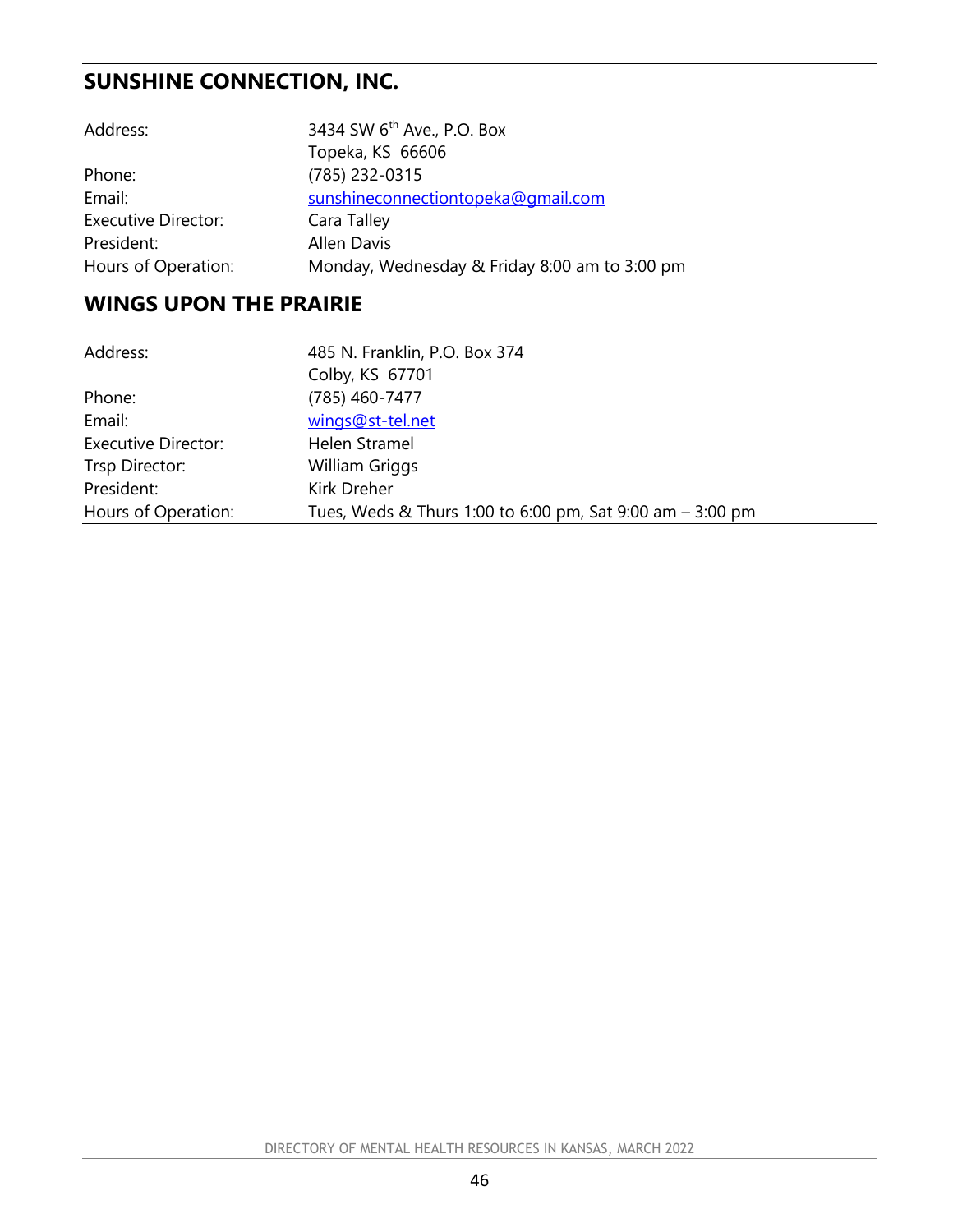## SUNSHINE CONNECTION, INC.

| | |
|---|---|
| Address: | 3434 SW 6th Ave., P.O. Box<br>Topeka, KS 66606 |
| Phone: | (785) 232-0315 |
| Email: | sunshineconnectiontopeka@gmail.com |
| Executive Director: | Cara Talley |
| President: | Allen Davis |
| Hours of Operation: | Monday, Wednesday & Friday 8:00 am to 3:00 pm |

## WINGS UPON THE PRAIRIE

| | |
|---|---|
| Address: | 485 N. Franklin, P.O. Box 374<br>Colby, KS 67701 |
| Phone: | (785) 460-7477 |
| Email: | wings@st-tel.net |
| Executive Director: | Helen Stramel |
| Trsp Director: | William Griggs |
| President: | Kirk Dreher |
| Hours of Operation: | Tues, Weds & Thurs 1:00 to 6:00 pm, Sat 9:00 am – 3:00 pm |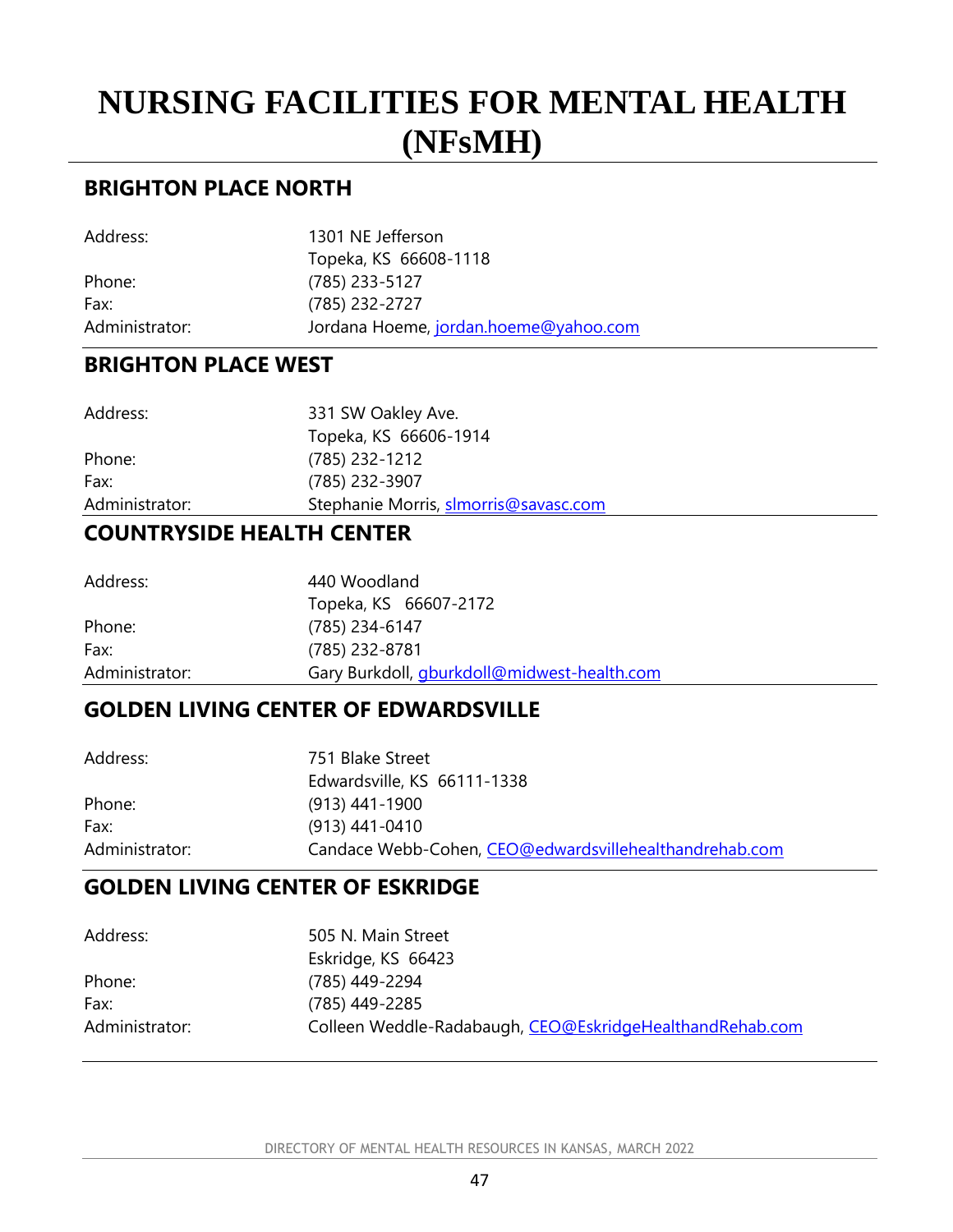# NURSING FACILITIES FOR MENTAL HEALTH (NFsMH)

## BRIGHTON PLACE NORTH

| | |
|---|---|
| Address: | 1301 NE Jefferson<br>Topeka, KS 66608-1118 |
| Phone: | (785) 233-5127 |
| Fax: | (785) 232-2727 |
| Administrator: | Jordana Hoeme, jordan.hoeme@yahoo.com |

## BRIGHTON PLACE WEST

| | |
|---|---|
| Address: | 331 SW Oakley Ave.<br>Topeka, KS 66606-1914 |
| Phone: | (785) 232-1212 |
| Fax: | (785) 232-3907 |
| Administrator: | Stephanie Morris, slmorris@savasc.com |

## COUNTRYSIDE HEALTH CENTER

| | |
|---|---|
| Address: | 440 Woodland<br>Topeka, KS 66607-2172 |
| Phone: | (785) 234-6147 |
| Fax: | (785) 232-8781 |
| Administrator: | Gary Burkdoll, gburkdoll@midwest-health.com |

## GOLDEN LIVING CENTER OF EDWARDSVILLE

| | |
|---|---|
| Address: | 751 Blake Street<br>Edwardsville, KS 66111-1338 |
| Phone: | (913) 441-1900 |
| Fax: | (913) 441-0410 |
| Administrator: | Candace Webb-Cohen, CEO@edwardsvillehealthandrehab.com |

## GOLDEN LIVING CENTER OF ESKRIDGE

| | |
|---|---|
| Address: | 505 N. Main Street<br>Eskridge, KS 66423 |
| Phone: | (785) 449-2294 |
| Fax: | (785) 449-2285 |
| Administrator: | Colleen Weddle-Radabaugh, CEO@EskridgeHealthandRehab.com |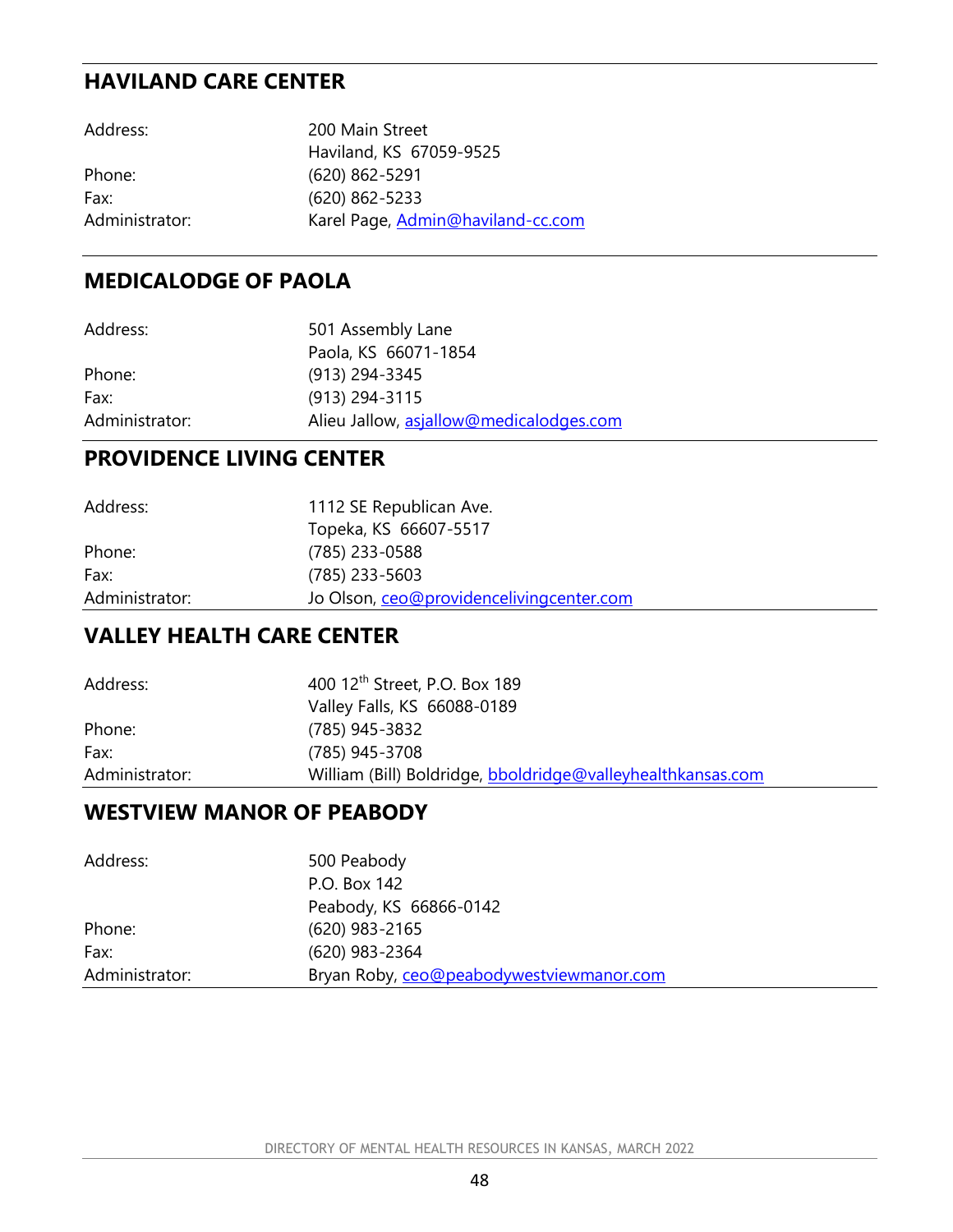## HAVILAND CARE CENTER

| | |
|---|---|
| Address: | 200 Main Street<br>Haviland, KS 67059-9525 |
| Phone: | (620) 862-5291 |
| Fax: | (620) 862-5233 |
| Administrator: | Karel Page, Admin@haviland-cc.com |

## MEDICALODGE OF PAOLA

| | |
|---|---|
| Address: | 501 Assembly Lane<br>Paola, KS 66071-1854 |
| Phone: | (913) 294-3345 |
| Fax: | (913) 294-3115 |
| Administrator: | Alieu Jallow, asjallow@medicalodges.com |

## PROVIDENCE LIVING CENTER

| | |
|---|---|
| Address: | 1112 SE Republican Ave.<br>Topeka, KS 66607-5517 |
| Phone: | (785) 233-0588 |
| Fax: | (785) 233-5603 |
| Administrator: | Jo Olson, ceo@providencelivingcenter.com |

## VALLEY HEALTH CARE CENTER

| | |
|---|---|
| Address: | 400 12th Street, P.O. Box 189<br>Valley Falls, KS 66088-0189 |
| Phone: | (785) 945-3832 |
| Fax: | (785) 945-3708 |
| Administrator: | William (Bill) Boldridge, bboldridge@valleyhealthkansas.com |

## WESTVIEW MANOR OF PEABODY

| | |
|---|---|
| Address: | 500 Peabody<br>P.O. Box 142<br>Peabody, KS 66866-0142 |
| Phone: | (620) 983-2165 |
| Fax: | (620) 983-2364 |
| Administrator: | Bryan Roby, ceo@peabodywestviewmanor.com |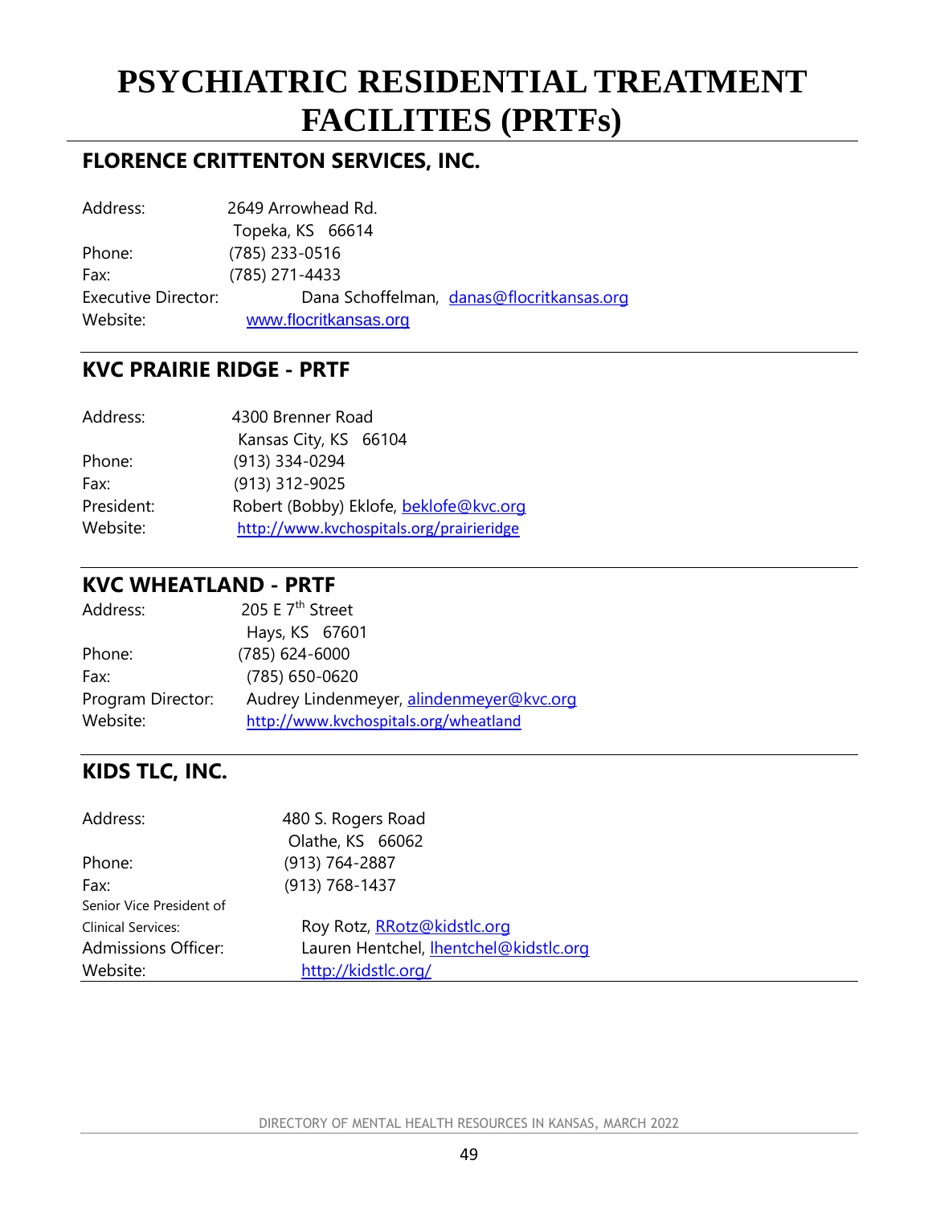# PSYCHIATRIC RESIDENTIAL TREATMENT FACILITIES (PRTFs)

## FLORENCE CRITTENTON SERVICES, INC.

Address: 2649 Arrowhead Rd.
Topeka, KS 66614
Phone: (785) 233-0516
Fax: (785) 271-4433
Executive Director: Dana Schoffelman, danas@flocritkansas.org
Website: www.flocritkansas.org

## KVC PRAIRIE RIDGE - PRTF

Address: 4300 Brenner Road
Kansas City, KS 66104
Phone: (913) 334-0294
Fax: (913) 312-9025
President: Robert (Bobby) Eklofe, beklofe@kvc.org
Website: http://www.kvchospitals.org/prairieridge

## KVC WHEATLAND - PRTF

Address: 205 E 7th Street
Hays, KS 67601
Phone: (785) 624-6000
Fax: (785) 650-0620
Program Director: Audrey Lindenmeyer, alindenmeyer@kvc.org
Website: http://www.kvchospitals.org/wheatland

## KIDS TLC, INC.

Address: 480 S. Rogers Road
Olathe, KS 66062
Phone: (913) 764-2887
Fax: (913) 768-1437
Senior Vice President of Clinical Services: Roy Rotz, RRotz@kidstlc.org
Admissions Officer: Lauren Hentchel, lhentchel@kidstlc.org
Website: http://kidstlc.org/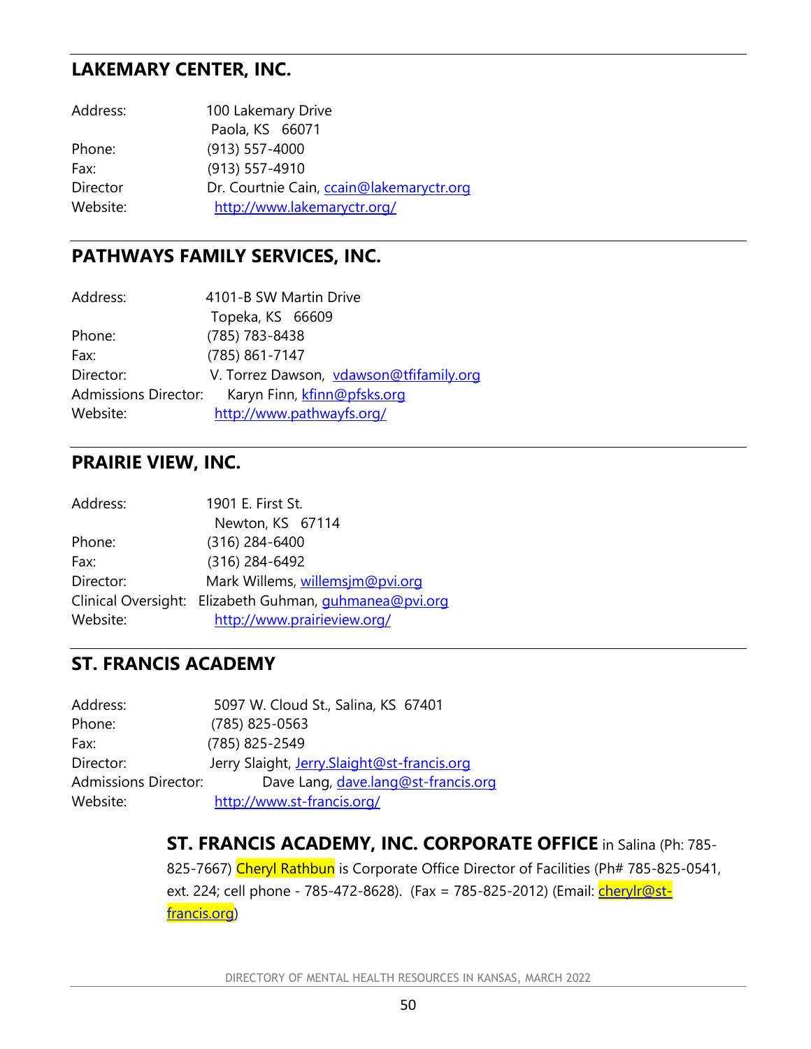## LAKEMARY CENTER, INC.

Address: 100 Lakemary Drive
Paola, KS 66071
Phone: (913) 557-4000
Fax: (913) 557-4910
Director Dr. Courtnie Cain, ccain@lakemaryctr.org
Website: http://www.lakemaryctr.org/

## PATHWAYS FAMILY SERVICES, INC.

Address: 4101-B SW Martin Drive
Topeka, KS 66609
Phone: (785) 783-8438
Fax: (785) 861-7147
Director: V. Torrez Dawson, vdawson@tfifamily.org
Admissions Director: Karyn Finn, kfinn@pfsks.org
Website: http://www.pathwayfs.org/

## PRAIRIE VIEW, INC.

Address: 1901 E. First St.
Newton, KS 67114
Phone: (316) 284-6400
Fax: (316) 284-6492
Director: Mark Willems, willemsjm@pvi.org
Clinical Oversight: Elizabeth Guhman, guhmanea@pvi.org
Website: http://www.prairieview.org/

## ST. FRANCIS ACADEMY

Address: 5097 W. Cloud St., Salina, KS 67401
Phone: (785) 825-0563
Fax: (785) 825-2549
Director: Jerry Slaight, Jerry.Slaight@st-francis.org
Admissions Director: Dave Lang, dave.lang@st-francis.org
Website: http://www.st-francis.org/

**ST. FRANCIS ACADEMY, INC. CORPORATE OFFICE** in Salina (Ph: 785-825-7667) Cheryl Rathbun is Corporate Office Director of Facilities (Ph# 785-825-0541, ext. 224; cell phone - 785-472-8628). (Fax = 785-825-2012) (Email: cherylr@st-francis.org)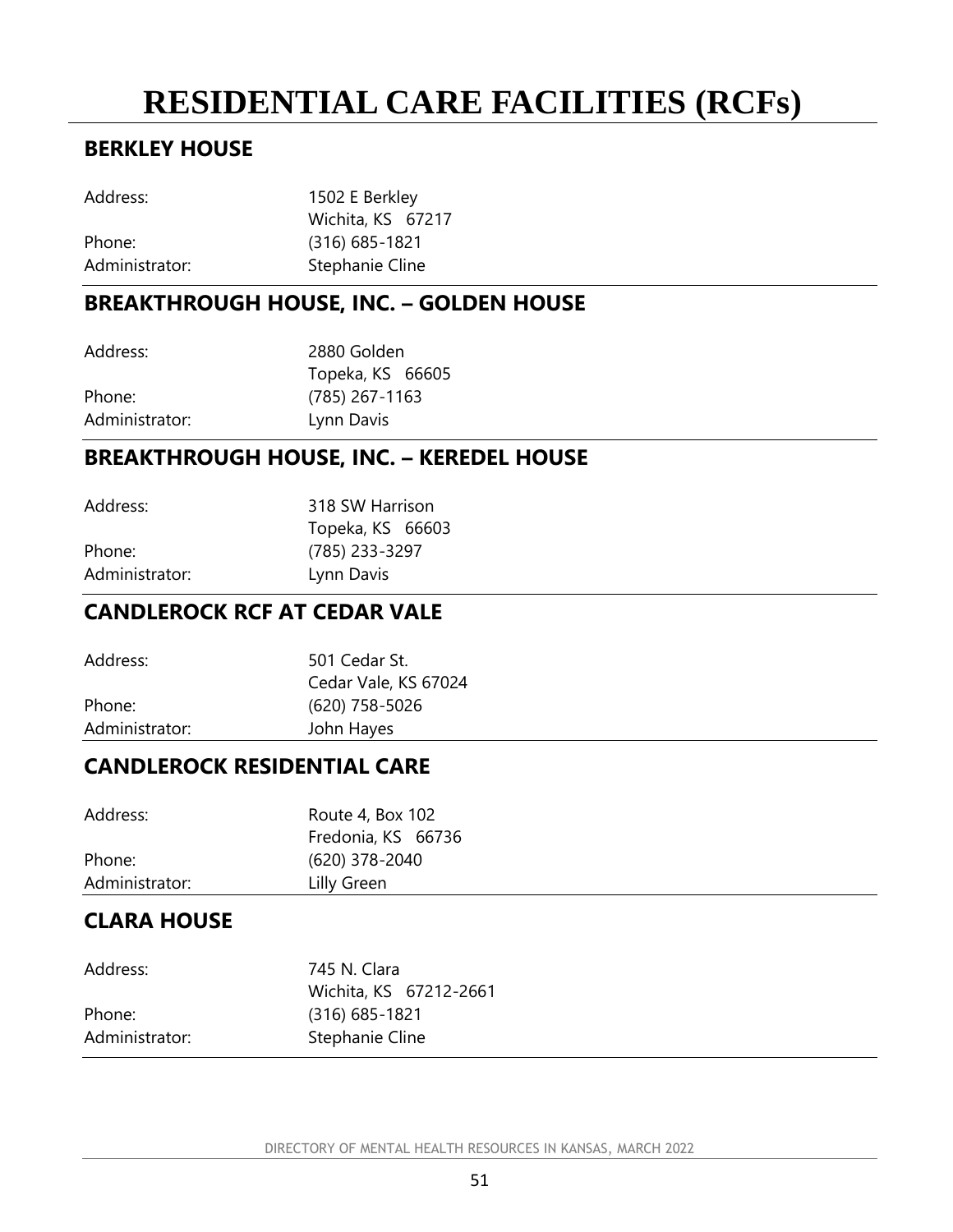# RESIDENTIAL CARE FACILITIES (RCFs)

## BERKLEY HOUSE

Address: 1502 E Berkley
Wichita, KS 67217
Phone: (316) 685-1821
Administrator: Stephanie Cline

## BREAKTHROUGH HOUSE, INC. – GOLDEN HOUSE

Address: 2880 Golden
Topeka, KS 66605
Phone: (785) 267-1163
Administrator: Lynn Davis

## BREAKTHROUGH HOUSE, INC. – KEREDEL HOUSE

Address: 318 SW Harrison
Topeka, KS 66603
Phone: (785) 233-3297
Administrator: Lynn Davis

## CANDLEROCK RCF AT CEDAR VALE

Address: 501 Cedar St.
Cedar Vale, KS 67024
Phone: (620) 758-5026
Administrator: John Hayes

## CANDLEROCK RESIDENTIAL CARE

Address: Route 4, Box 102
Fredonia, KS 66736
Phone: (620) 378-2040
Administrator: Lilly Green

## CLARA HOUSE

Address: 745 N. Clara
Wichita, KS 67212-2661
Phone: (316) 685-1821
Administrator: Stephanie Cline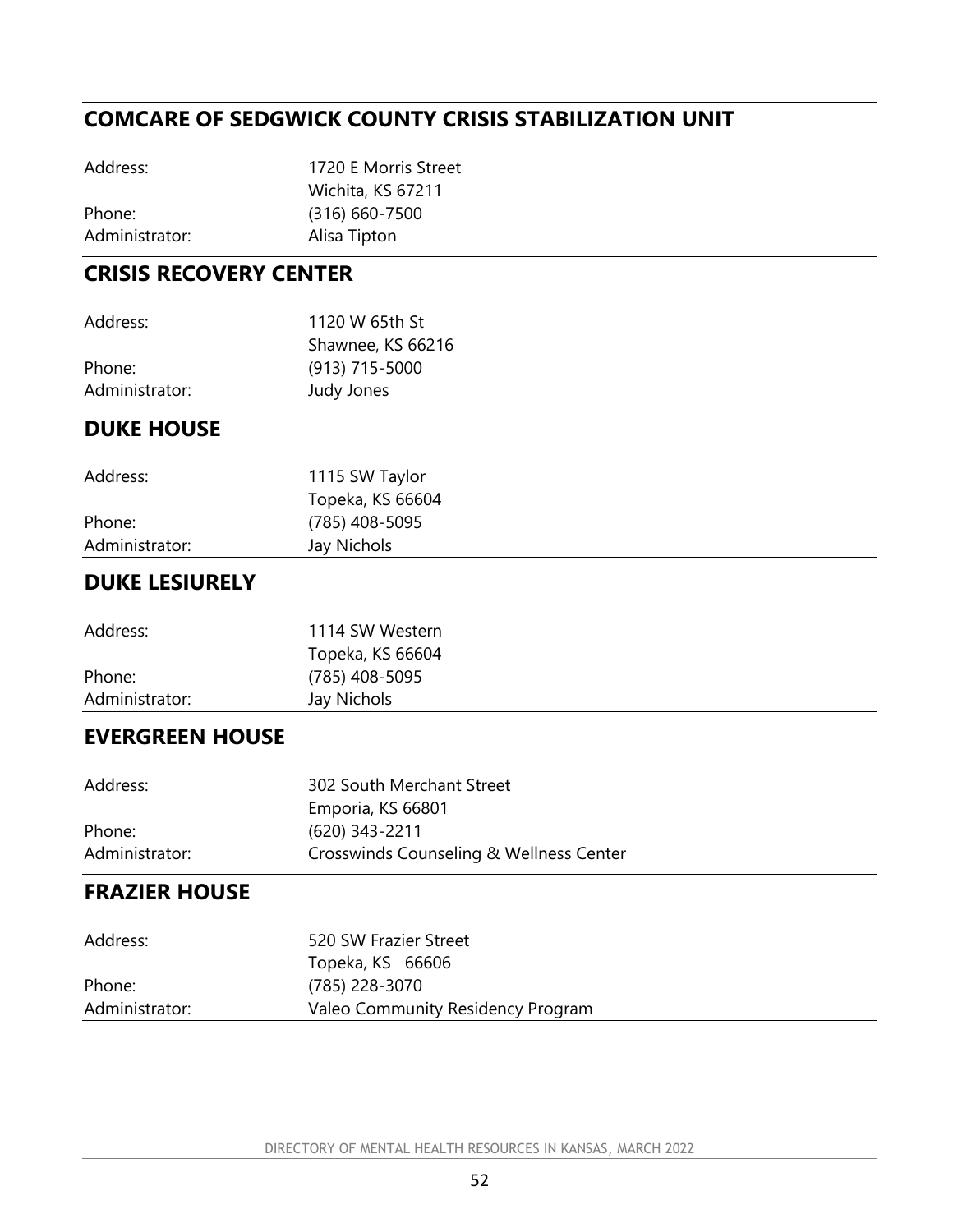## COMCARE OF SEDGWICK COUNTY CRISIS STABILIZATION UNIT

Address: 1720 E Morris Street
Wichita, KS 67211
Phone: (316) 660-7500
Administrator: Alisa Tipton

## CRISIS RECOVERY CENTER

Address: 1120 W 65th St
Shawnee, KS 66216
Phone: (913) 715-5000
Administrator: Judy Jones

## DUKE HOUSE

Address: 1115 SW Taylor
Topeka, KS 66604
Phone: (785) 408-5095
Administrator: Jay Nichols

## DUKE LESIURELY

Address: 1114 SW Western
Topeka, KS 66604
Phone: (785) 408-5095
Administrator: Jay Nichols

## EVERGREEN HOUSE

Address: 302 South Merchant Street
Emporia, KS 66801
Phone: (620) 343-2211
Administrator: Crosswinds Counseling & Wellness Center

## FRAZIER HOUSE

Address: 520 SW Frazier Street
Topeka, KS 66606
Phone: (785) 228-3070
Administrator: Valeo Community Residency Program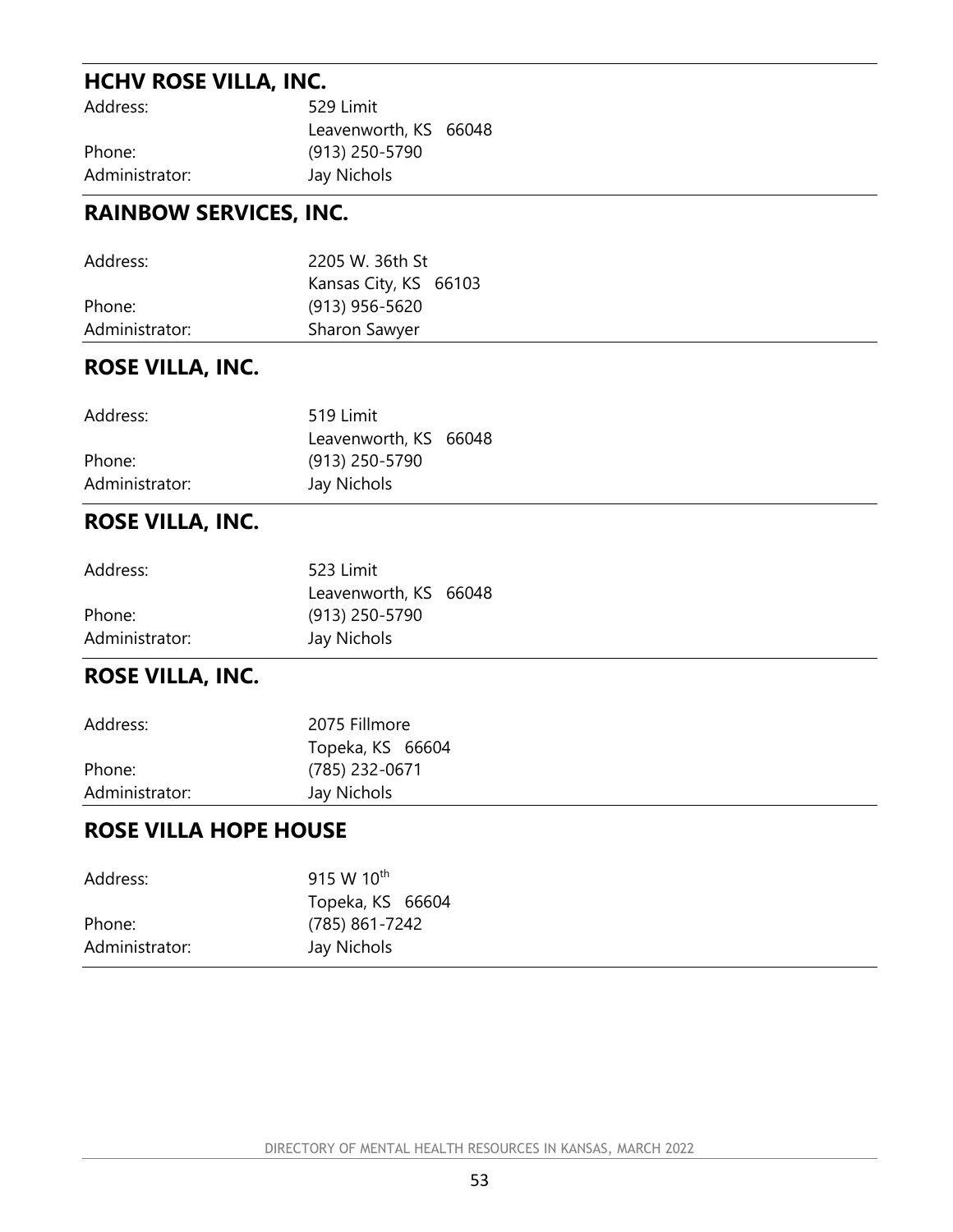## HCHV ROSE VILLA, INC.

Address: 529 Limit
Leavenworth, KS 66048
Phone: (913) 250-5790
Administrator: Jay Nichols

## RAINBOW SERVICES, INC.

Address: 2205 W. 36th St
Kansas City, KS 66103
Phone: (913) 956-5620
Administrator: Sharon Sawyer

## ROSE VILLA, INC.

Address: 519 Limit
Leavenworth, KS 66048
Phone: (913) 250-5790
Administrator: Jay Nichols

## ROSE VILLA, INC.

Address: 523 Limit
Leavenworth, KS 66048
Phone: (913) 250-5790
Administrator: Jay Nichols

## ROSE VILLA, INC.

Address: 2075 Fillmore
Topeka, KS 66604
Phone: (785) 232-0671
Administrator: Jay Nichols

## ROSE VILLA HOPE HOUSE

Address: 915 W 10th
Topeka, KS 66604
Phone: (785) 861-7242
Administrator: Jay Nichols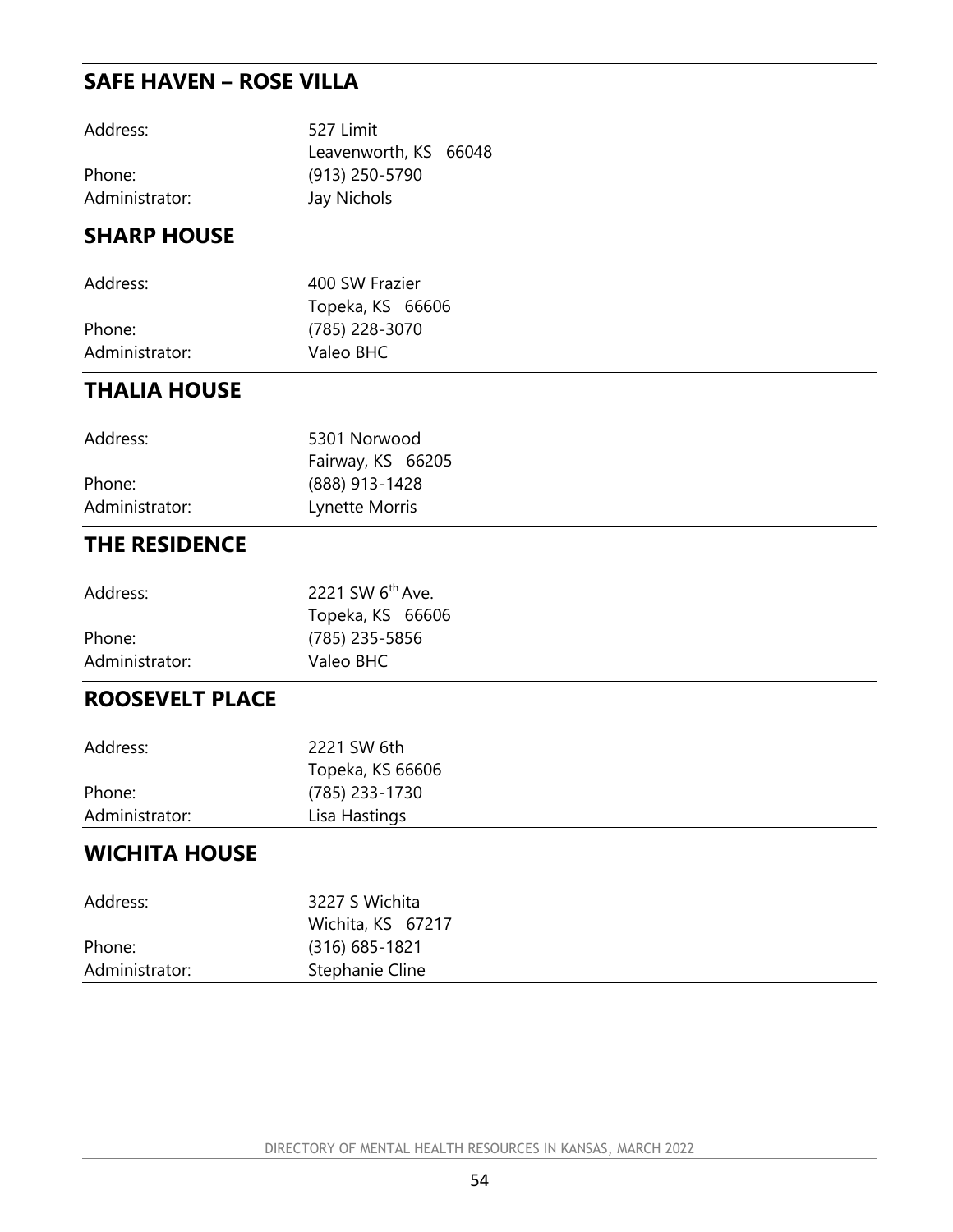## SAFE HAVEN – ROSE VILLA

| | |
|---|---|
| Address: | 527 Limit<br>Leavenworth, KS 66048 |
| Phone: | (913) 250-5790 |
| Administrator: | Jay Nichols |

## SHARP HOUSE

| | |
|---|---|
| Address: | 400 SW Frazier<br>Topeka, KS 66606 |
| Phone: | (785) 228-3070 |
| Administrator: | Valeo BHC |

## THALIA HOUSE

| | |
|---|---|
| Address: | 5301 Norwood<br>Fairway, KS 66205 |
| Phone: | (888) 913-1428 |
| Administrator: | Lynette Morris |

## THE RESIDENCE

| | |
|---|---|
| Address: | 2221 SW 6th Ave.<br>Topeka, KS 66606 |
| Phone: | (785) 235-5856 |
| Administrator: | Valeo BHC |

## ROOSEVELT PLACE

| | |
|---|---|
| Address: | 2221 SW 6th<br>Topeka, KS 66606 |
| Phone: | (785) 233-1730 |
| Administrator: | Lisa Hastings |

## WICHITA HOUSE

| | |
|---|---|
| Address: | 3227 S Wichita<br>Wichita, KS 67217 |
| Phone: | (316) 685-1821 |
| Administrator: | Stephanie Cline |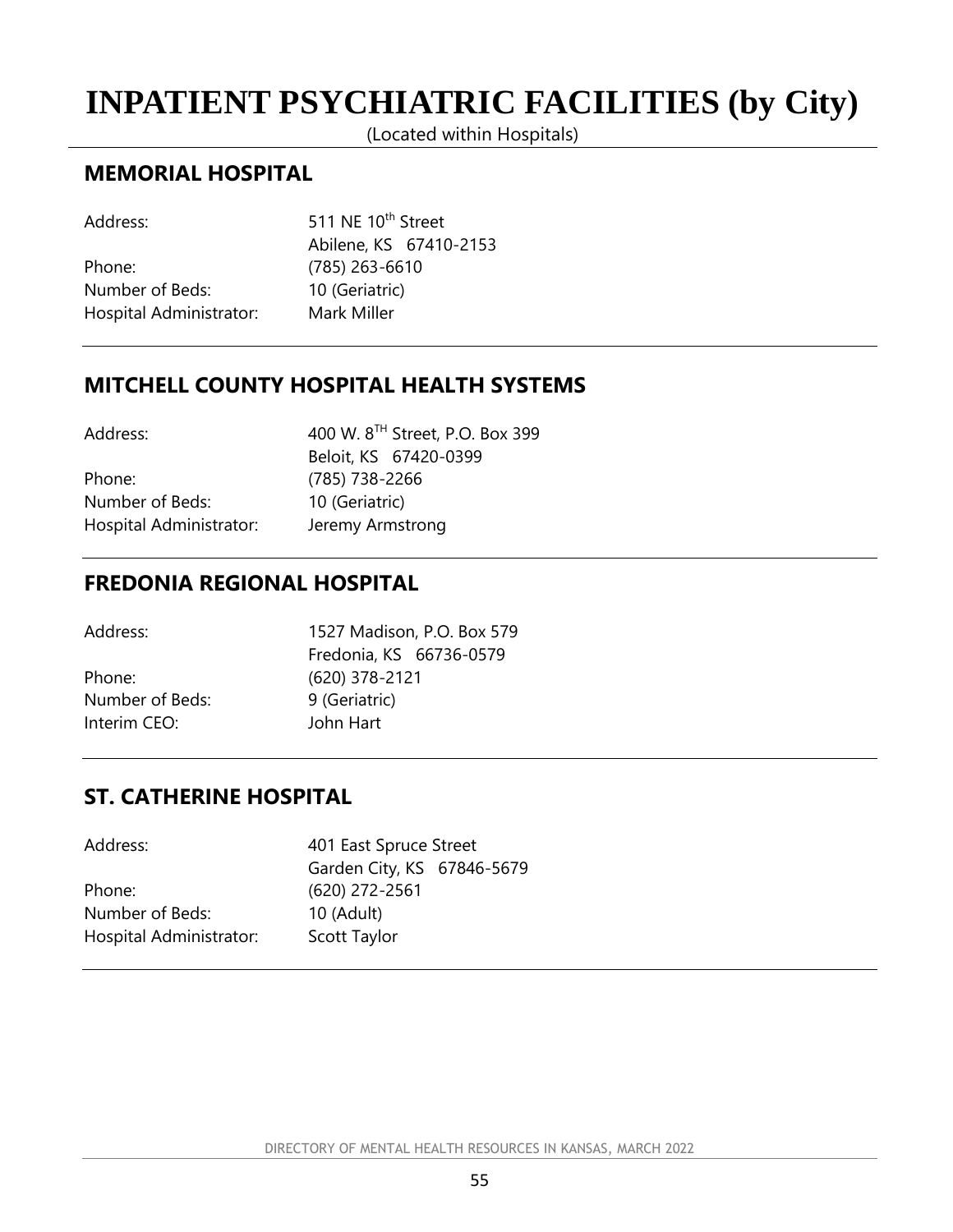# INPATIENT PSYCHIATRIC FACILITIES (by City)

(Located within Hospitals)

## MEMORIAL HOSPITAL

Address: 511 NE 10th Street
Abilene, KS 67410-2153
Phone: (785) 263-6610
Number of Beds: 10 (Geriatric)
Hospital Administrator: Mark Miller

## MITCHELL COUNTY HOSPITAL HEALTH SYSTEMS

Address: 400 W. 8TH Street, P.O. Box 399
Beloit, KS 67420-0399
Phone: (785) 738-2266
Number of Beds: 10 (Geriatric)
Hospital Administrator: Jeremy Armstrong

## FREDONIA REGIONAL HOSPITAL

Address: 1527 Madison, P.O. Box 579
Fredonia, KS 66736-0579
Phone: (620) 378-2121
Number of Beds: 9 (Geriatric)
Interim CEO: John Hart

## ST. CATHERINE HOSPITAL

Address: 401 East Spruce Street
Garden City, KS 67846-5679
Phone: (620) 272-2561
Number of Beds: 10 (Adult)
Hospital Administrator: Scott Taylor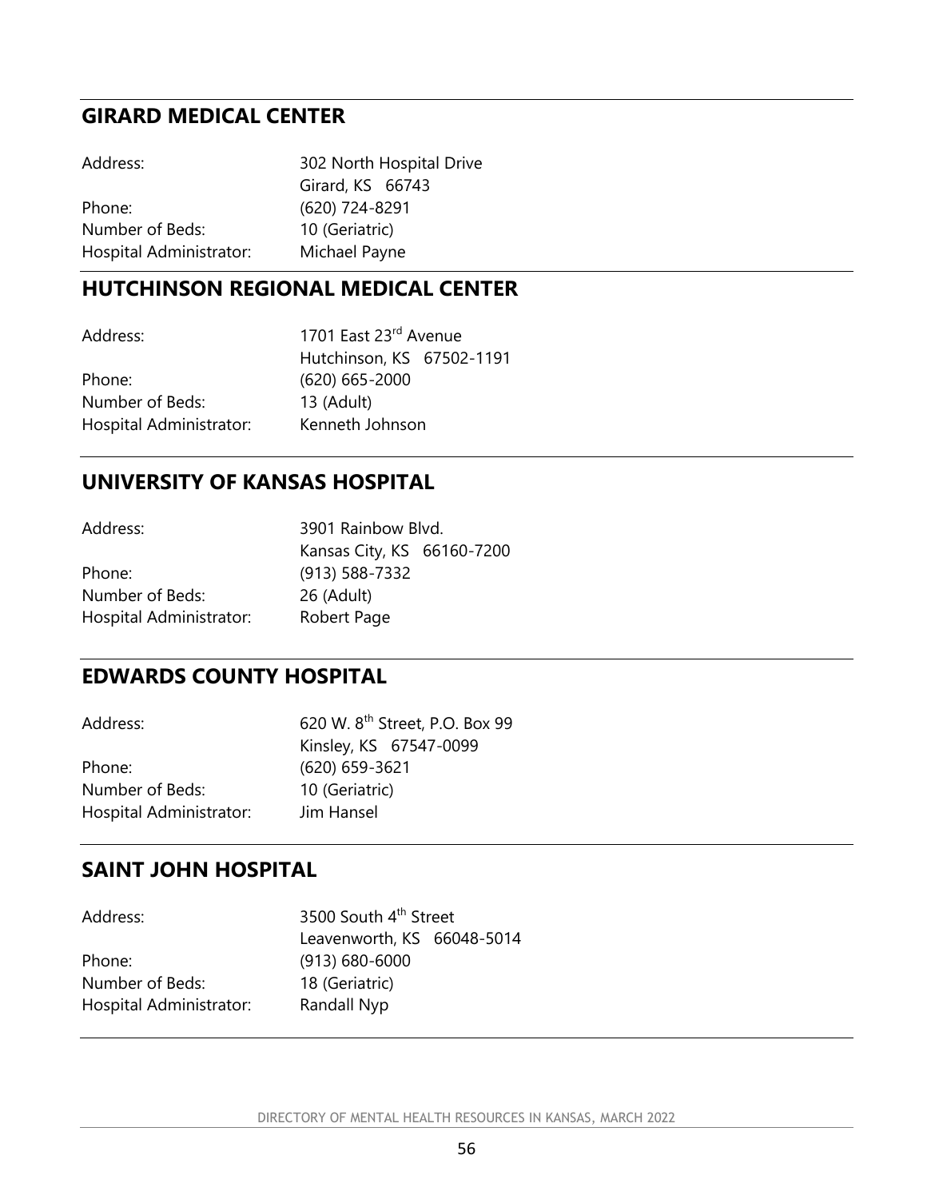## GIRARD MEDICAL CENTER

| | |
|---|---|
| Address: | 302 North Hospital Drive<br>Girard, KS 66743 |
| Phone: | (620) 724-8291 |
| Number of Beds: | 10 (Geriatric) |
| Hospital Administrator: | Michael Payne |

## HUTCHINSON REGIONAL MEDICAL CENTER

| | |
|---|---|
| Address: | 1701 East 23rd Avenue<br>Hutchinson, KS 67502-1191 |
| Phone: | (620) 665-2000 |
| Number of Beds: | 13 (Adult) |
| Hospital Administrator: | Kenneth Johnson |

## UNIVERSITY OF KANSAS HOSPITAL

| | |
|---|---|
| Address: | 3901 Rainbow Blvd.<br>Kansas City, KS 66160-7200 |
| Phone: | (913) 588-7332 |
| Number of Beds: | 26 (Adult) |
| Hospital Administrator: | Robert Page |

## EDWARDS COUNTY HOSPITAL

| | |
|---|---|
| Address: | 620 W. 8th Street, P.O. Box 99<br>Kinsley, KS 67547-0099 |
| Phone: | (620) 659-3621 |
| Number of Beds: | 10 (Geriatric) |
| Hospital Administrator: | Jim Hansel |

## SAINT JOHN HOSPITAL

| | |
|---|---|
| Address: | 3500 South 4th Street<br>Leavenworth, KS 66048-5014 |
| Phone: | (913) 680-6000 |
| Number of Beds: | 18 (Geriatric) |
| Hospital Administrator: | Randall Nyp |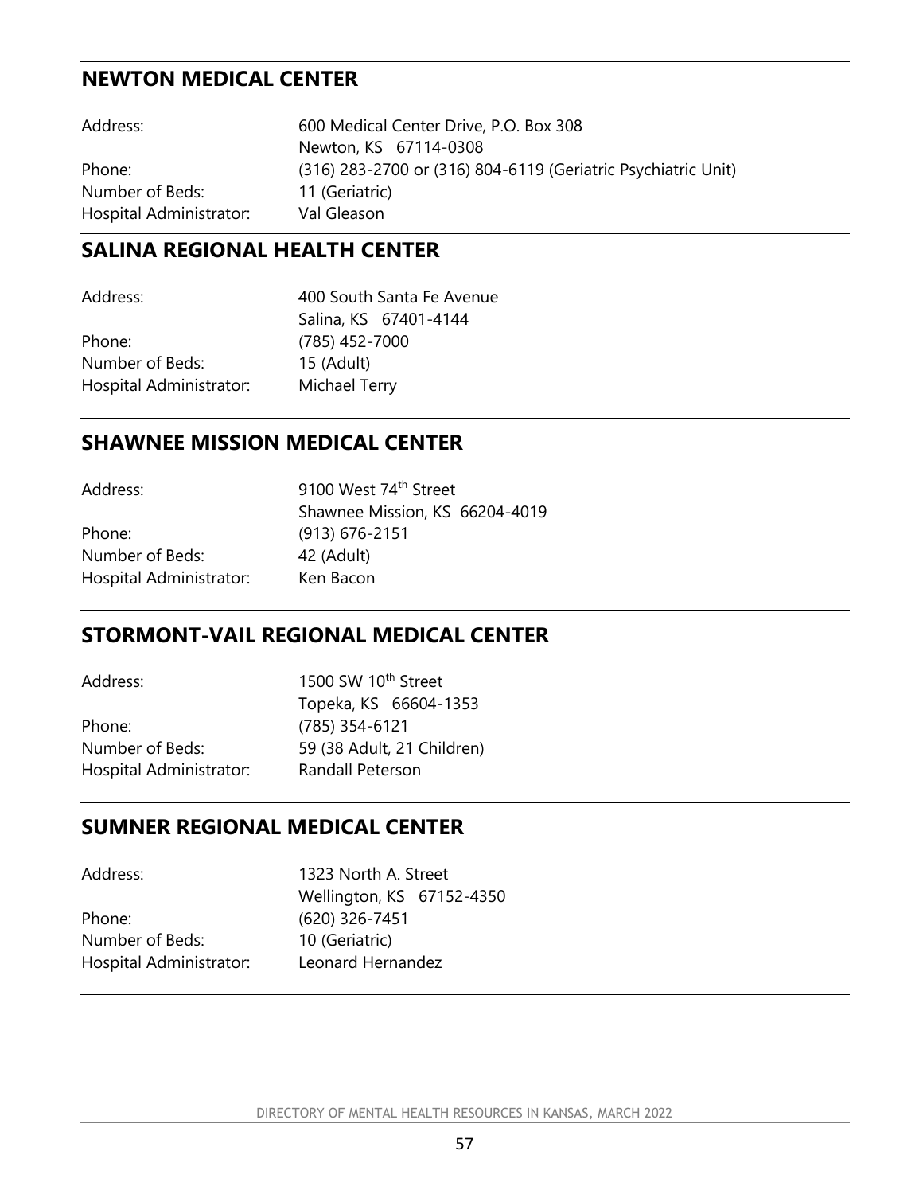## NEWTON MEDICAL CENTER

| | |
|---|---|
| Address: | 600 Medical Center Drive, P.O. Box 308<br>Newton, KS 67114-0308 |
| Phone: | (316) 283-2700 or (316) 804-6119 (Geriatric Psychiatric Unit) |
| Number of Beds: | 11 (Geriatric) |
| Hospital Administrator: | Val Gleason |

## SALINA REGIONAL HEALTH CENTER

| | |
|---|---|
| Address: | 400 South Santa Fe Avenue<br>Salina, KS 67401-4144 |
| Phone: | (785) 452-7000 |
| Number of Beds: | 15 (Adult) |
| Hospital Administrator: | Michael Terry |

## SHAWNEE MISSION MEDICAL CENTER

| | |
|---|---|
| Address: | 9100 West 74th Street<br>Shawnee Mission, KS 66204-4019 |
| Phone: | (913) 676-2151 |
| Number of Beds: | 42 (Adult) |
| Hospital Administrator: | Ken Bacon |

## STORMONT-VAIL REGIONAL MEDICAL CENTER

| | |
|---|---|
| Address: | 1500 SW 10th Street<br>Topeka, KS 66604-1353 |
| Phone: | (785) 354-6121 |
| Number of Beds: | 59 (38 Adult, 21 Children) |
| Hospital Administrator: | Randall Peterson |

## SUMNER REGIONAL MEDICAL CENTER

| | |
|---|---|
| Address: | 1323 North A. Street<br>Wellington, KS 67152-4350 |
| Phone: | (620) 326-7451 |
| Number of Beds: | 10 (Geriatric) |
| Hospital Administrator: | Leonard Hernandez |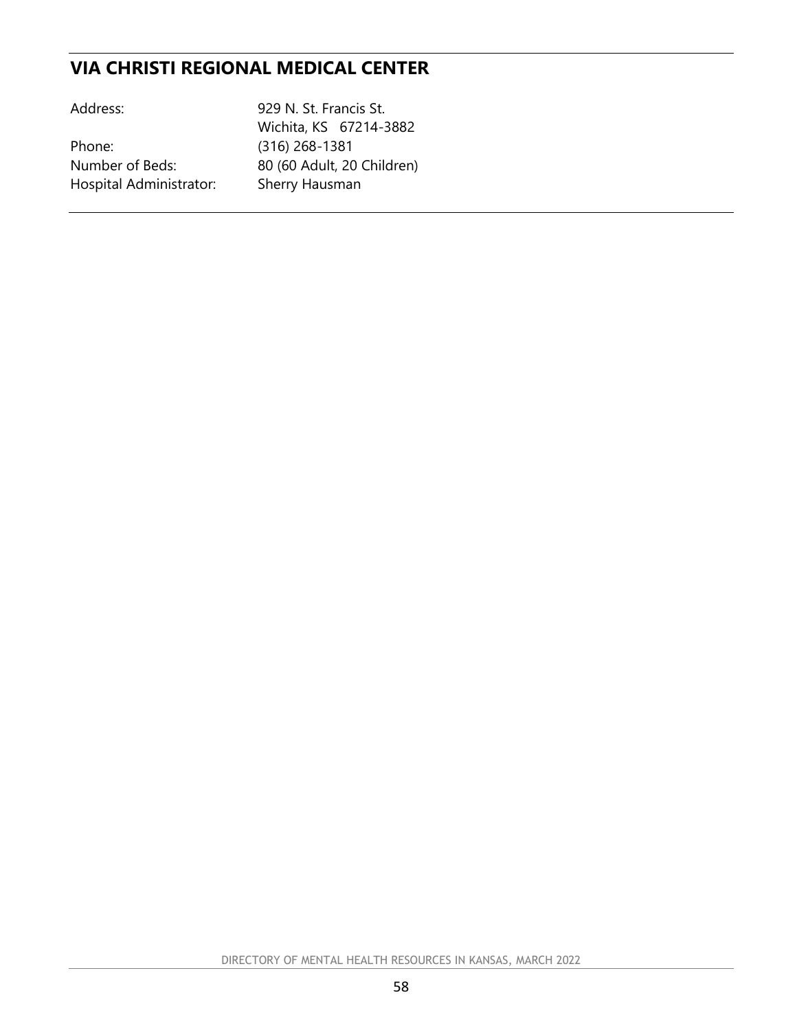## VIA CHRISTI REGIONAL MEDICAL CENTER

| | |
|---|---|
| Address: | 929 N. St. Francis St. Wichita, KS 67214-3882 |
| Phone: | (316) 268-1381 |
| Number of Beds: | 80 (60 Adult, 20 Children) |
| Hospital Administrator: | Sherry Hausman |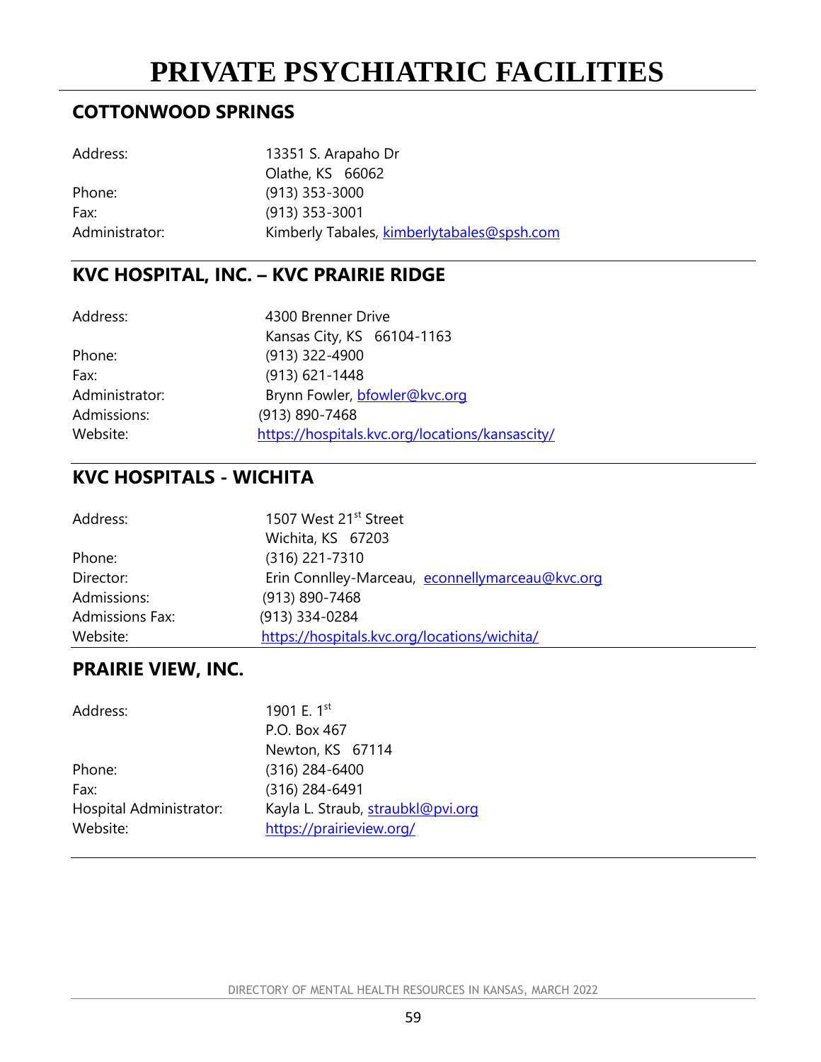# PRIVATE PSYCHIATRIC FACILITIES

## COTTONWOOD SPRINGS

| | |
|---|---|
| Address: | 13351 S. Arapaho Dr<br>Olathe, KS 66062 |
| Phone: | (913) 353-3000 |
| Fax: | (913) 353-3001 |
| Administrator: | Kimberly Tabales, kimberlytabales@spsh.com |

## KVC HOSPITAL, INC. – KVC PRAIRIE RIDGE

| | |
|---|---|
| Address: | 4300 Brenner Drive<br>Kansas City, KS 66104-1163 |
| Phone: | (913) 322-4900 |
| Fax: | (913) 621-1448 |
| Administrator: | Brynn Fowler, bfowler@kvc.org |
| Admissions: | (913) 890-7468 |
| Website: | https://hospitals.kvc.org/locations/kansascity/ |

## KVC HOSPITALS - WICHITA

| | |
|---|---|
| Address: | 1507 West 21st Street<br>Wichita, KS 67203 |
| Phone: | (316) 221-7310 |
| Director: | Erin Connlley-Marceau, econnellymarceau@kvc.org |
| Admissions: | (913) 890-7468 |
| Admissions Fax: | (913) 334-0284 |
| Website: | https://hospitals.kvc.org/locations/wichita/ |

## PRAIRIE VIEW, INC.

| | |
|---|---|
| Address: | 1901 E. 1st<br>P.O. Box 467<br>Newton, KS 67114 |
| Phone: | (316) 284-6400 |
| Fax: | (316) 284-6491 |
| Hospital Administrator: | Kayla L. Straub, straubkl@pvi.org |
| Website: | https://prairieview.org/ |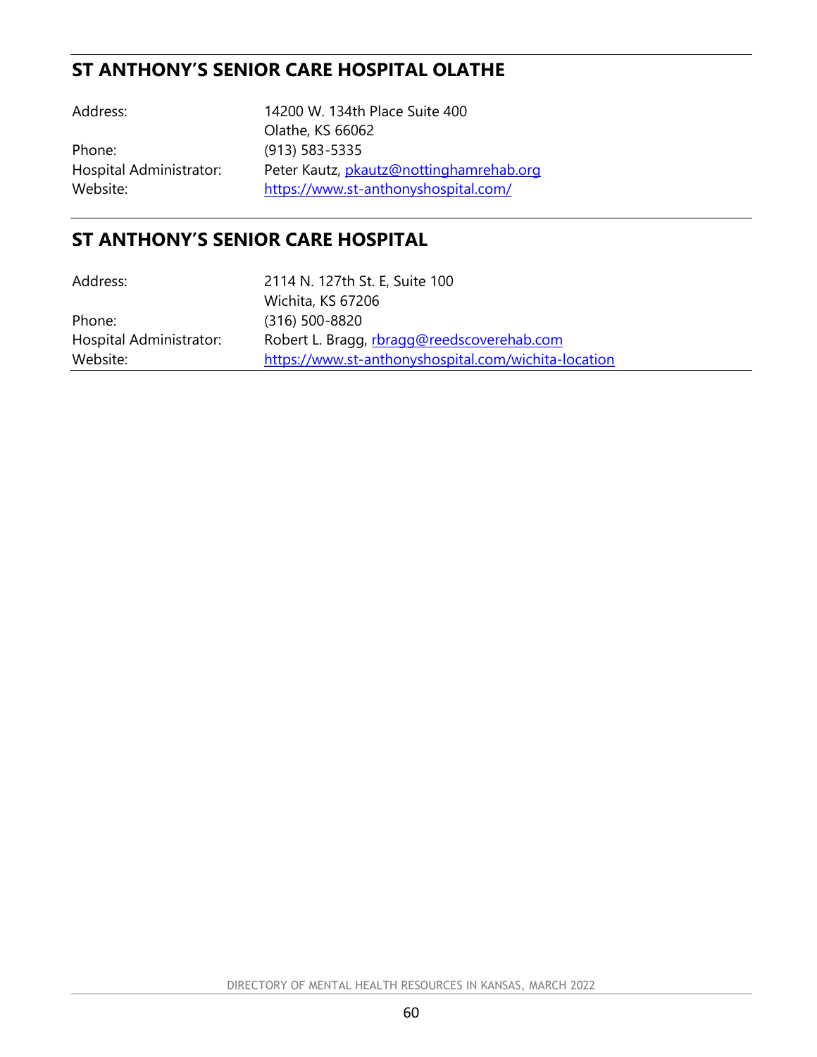## ST ANTHONY'S SENIOR CARE HOSPITAL OLATHE

| | |
|---|---|
| Address: | 14200 W. 134th Place Suite 400<br>Olathe, KS 66062 |
| Phone: | (913) 583-5335 |
| Hospital Administrator: | Peter Kautz, pkautz@nottinghamrehab.org |
| Website: | https://www.st-anthonyshospital.com/ |

## ST ANTHONY'S SENIOR CARE HOSPITAL

| | |
|---|---|
| Address: | 2114 N. 127th St. E, Suite 100<br>Wichita, KS 67206 |
| Phone: | (316) 500-8820 |
| Hospital Administrator: | Robert L. Bragg, rbragg@reedscoverehab.com |
| Website: | https://www.st-anthonyshospital.com/wichita-location |